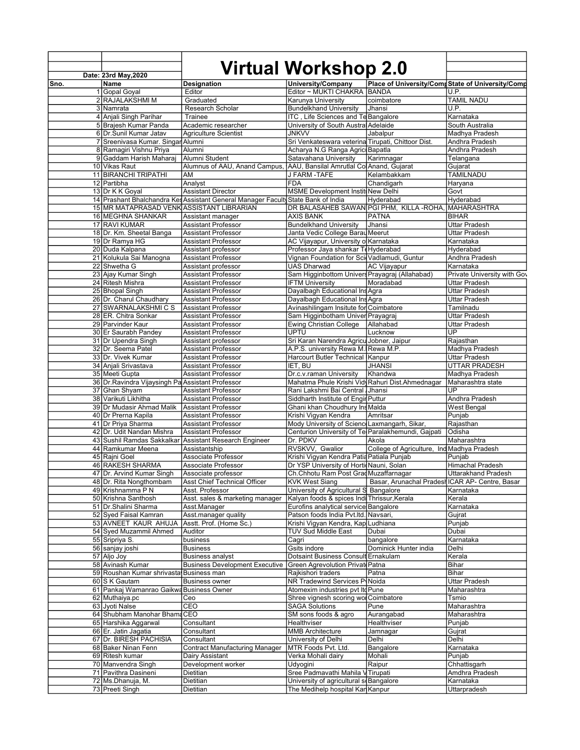# Virtual Workshop 2.0

Date: 23rd May,2020

| Sno. | Name | Designation | University/Company | Place of University/Comp | State of University/Comp |
|---|---|---|---|---|---|
| 1 | Gopal Goyal | Editor | Editor ~ MUKTI CHAKRA | BANDA | U.P. |
| 2 | RAJALAKSHMI M | Graduated | Karunya University | coimbatore | TAMIL NADU |
| 3 | Namrata | Research Scholar | Bundelkhand University | Jhansi | U.P. |
| 4 | Anjali Singh Parihar | Trainee | ITC , Life Sciences and Te | Bangalore | Karnataka |
| 5 | Brajesh Kumar Panda | Academic researcher | University of South Austra | Adelaide | South Australia |
| 6 | Dr.Sunil Kumar Jatav | Agriculture Scientist | JNKVV | Jabalpur | Madhya Pradesh |
| 7 | Sreenivasa Kumar. Singar | Alumni | Sri Venkateswara veterina | Tirupati, Chittoor Dist. | Andhra Pradesh |
| 8 | Ramagiri Vishnu Priya | Alumni | Acharya N.G Ranga Agricu | Bapatla | Andhra Pradesh |
| 9 | Gaddam Harish Maharaj | Alumni Student | Satavahana University | Karimnagar | Telangana |
| 10 | Vikas Raut | Alumnus of AAU, Anand Campus, | AAU, Bansilal Amrutlal Co | Anand, Gujarat | Gujarat |
| 11 | BIRANCHI TRIPATHI | AM | J FARM -TAFE | Kelambakkam | TAMILNADU |
| 12 | Partibha | Analyst | FDA | Chandigarh | Haryana |
| 13 | Dr K K Goyal | Assistant Director | MSME Development Institu | New Delhi | Govt |
| 14 | Prashant Bhalchandra Kes | Assistant General Manager Faculty | State Bank of India | Hyderabad | Hyderabad |
| 15 | MR MATAPRASAD VENK | ASSISTANT LIBRARIAN | DR BALASAHEB SAWAN | PGI PHM, KILLA -ROHA, | MAHARASHTRA |
| 16 | MEGHNA SHANKAR | Assistant manager | AXIS BANK | PATNA | BIHAR |
| 17 | RAVI KUMAR | Assistant Professor | Bundelkhand University | Jhansi | Uttar Pradesh |
| 18 | Dr. Km. Sheetal Banga | Assistant Professor | Janta Vedic College Barau | Meerut | Uttar Pradesh |
| 19 | Dr Ramya HG | Assistant Professor | AC Vijayapur, University o | Karnataka | Karnataka |
| 20 | Duda Kalpana | Assistant professor | Professor Jaya shankar Te | Hyderabad | Hyderabad |
| 21 | Kolukula Sai Manogna | Assistant Professor | Vignan Foundation for Sci | Vadlamudi, Guntur | Andhra Pradesh |
| 22 | Shwetha G | Assistant professor | UAS Dharwad | AC Vijayapur | Karnataka |
| 23 | Ajay Kumar Singh | Assistant Professor | Sam Higginbottom Univers | Prayagraj (Allahabad) | Private University with Gov |
| 24 | Ritesh Mishra | Assistant Professor | IFTM University | Moradabad | Uttar Pradesh |
| 25 | Bhopal Singh | Assistant Professor | Dayalbagh Educational Ins | Agra | Uttar Pradesh |
| 26 | Dr. Charul Chaudhary | Assistant Professor | Dayalbagh Educational Ins | Agra | Uttar Pradesh |
| 27 | SWARNALAKSHMI C S | Assistant Professor | Avinashilingam Insitute for | Coimbatore | Tamilnadu |
| 28 | ER. Chitra Sonkar | Assistant Professor | Sam Higginbotham Univer | Prayagraj | Uttar Pradesh |
| 29 | Parvinder Kaur | Assistant Professor | Ewing Christian College | Allahabad | Uttar Pradesh |
| 30 | Er Saurabh Pandey | Assistant Professor | UPTU | Lucknow | UP |
| 31 | Dr Upendra Singh | Assistant professor | Sri Karan Narendra Agricu | Jobner, Jaipur | Rajasthan |
| 32 | Dr. Seema Patel | Assistant Professor | A.P.S. university Rewa M. | Rewa M.P. | Madhya Pradesh |
| 33 | Dr. Vivek Kumar | Assistant Professor | Harcourt Butler Technical | Kanpur | Uttar Pradesh |
| 34 | Anjali Srivastava | Assistant Professor | IET, BU | JHANSI | UTTAR PRADESH |
| 35 | Meeti Gupta | Assistant Professor | Dr.c.v.raman University | Khandwa | Madhya Pradesh |
| 36 | Dr.Ravindra Vijaysingh Pa | Assistant Professor | Mahatma Phule Krishi Vidy | Rahuri Dist.Ahmednagar | Maharashtra state |
| 37 | Ghan Shyam | Assistant Professor | Rani Lakshmi Bai Central | Jhansi | UP |
| 38 | Varikuti Likhitha | Assistant Professor | Siddharth Institute of Engir | Puttur | Andhra Pradesh |
| 39 | Dr Mudasir Ahmad Malik | Assistant Professor | Ghani khan Choudhury Ins | Malda | West Bengal |
| 40 | Dr Prerna Kapila | Assistant Professor | Krishi Vigyan Kendra | Amritsar | Punjab |
| 41 | Dr Priya Sharma | Assistant Professor | Mody University of Scienc | Laxmangarh, Sikar, | Rajasthan |
| 42 | Dr. Udit Nandan Mishra | Assistant Professor | Centurion University of Te | Paralakhemundi, Gajpati | Odisha |
| 43 | Sushil Ramdas Sakkalkar | Assistant Research Engineer | Dr. PDKV | Akola | Maharashtra |
| 44 | Ramkumar Meena | Assistantship | RVSKVV, Gwalior | College of Agriculture, Ind | Madhya Pradesh |
| 45 | Rajni Goel | Associate Professor | Krishi Vigyan Kendra Patia | Patiala Punjab | Punjab |
| 46 | RAKESH SHARMA | Associate Professor | Dr YSP University of Hortic | Nauni, Solan | Himachal Pradesh |
| 47 | Dr. Arvind Kumar Singh | Associate professor | Ch.Chhotu Ram Post Grad | Muzaffarnagar | Uttarakhand Pradesh |
| 48 | Dr. Rita Nongthombam | Asst Chief Technical Officer | KVK West Siang | Basar, Arunachal Pradesh | ICAR AP- Centre, Basar |
| 49 | Krishnamma P N | Asst. Professor | University of Agricultural S | Bangalore | Karnataka |
| 50 | Krishna Santhosh | Asst. sales & marketing manager | Kalyan foods & spices Indi | Thrissur,Kerala | Kerala |
| 51 | Dr.Shalini Sharma | Asst.Manager | Eurofins analytical service | Bangalore | Karnataka |
| 52 | Syed Faisal Kamran | Asst.manager quality | Patson foods India Pvt.ltd. | Navsari, | Gujrat |
| 53 | AVNEET KAUR AHUJA | Asstt. Prof. (Home Sc.) | Krishi Vigyan Kendra, Kap | Ludhiana | Punjab |
| 54 | Syed Muzammil Ahmed | Auditor | TUV Sud Middle East | Dubai | Dubai |
| 55 | Sripriya S. | business | Cagri | bangalore | Karnataka |
| 56 | sanjay joshi | Business | Gsits indore | Dominick Hunter india | Delhi |
| 57 | Aljo Joy | Business analyst | Dotsaint Business Consult | Ernakulam | Kerala |
| 58 | Avinash Kumar | Business Development Executive | Green Agrevolution Privat | Patna | Bihar |
| 59 | Roushan Kumar shrivasta | Business man | Rajkishori traders | Patna | Bihar |
| 60 | S K Gautam | Business owner | NR Tradewind Services P | Noida | Uttar Pradesh |
| 61 | Pankaj Wamanrao Gaikwa | Business Owner | Atomexim industries pvt ltd | Pune | Maharashtra |
| 62 | Muthaiya.pc | Ceo | Shree vignesh scoring wo | Coimbatore | Tsmio |
| 63 | Jyoti Nalse | CEO | SAGA Solutions | Pune | Maharashtra |
| 64 | Shubham Manohar Bhama | CEO | SM sons foods & agro | Aurangabad | Maharashtra |
| 65 | Harshika Aggarwal | Consultant | Healthviser | Healthviser | Punjab |
| 66 | Er. Jatin Jagatia | Consultant | MMB Architecture | Jamnagar | Gujrat |
| 67 | Dr. BIRESH PACHISIA | Consultant | University of Delhi | Delhi | Delhi |
| 68 | Baker Ninan Fenn | Contract Manufacturing Manager | MTR Foods Pvt. Ltd. | Bangalore | Karnataka |
| 69 | Ritesh kumar | Dairy Assistant | Verka Mohali dairy | Mohali | Punjab |
| 70 | Manvendra Singh | Development worker | Udyogini | Raipur | Chhattisgarh |
| 71 | Pavithra Dasineni | Dietitian | Sree Padmavathi Mahila V | Tirupati | Amdhra Pradesh |
| 72 | Ms.Dhanuja, M. | Dietitian | University of agricultural s | Bangalore | Karnataka |
| 73 | Preeti Singh | Dietitian | The Medihelp hospital Kan | Kanpur | Uttarpradesh |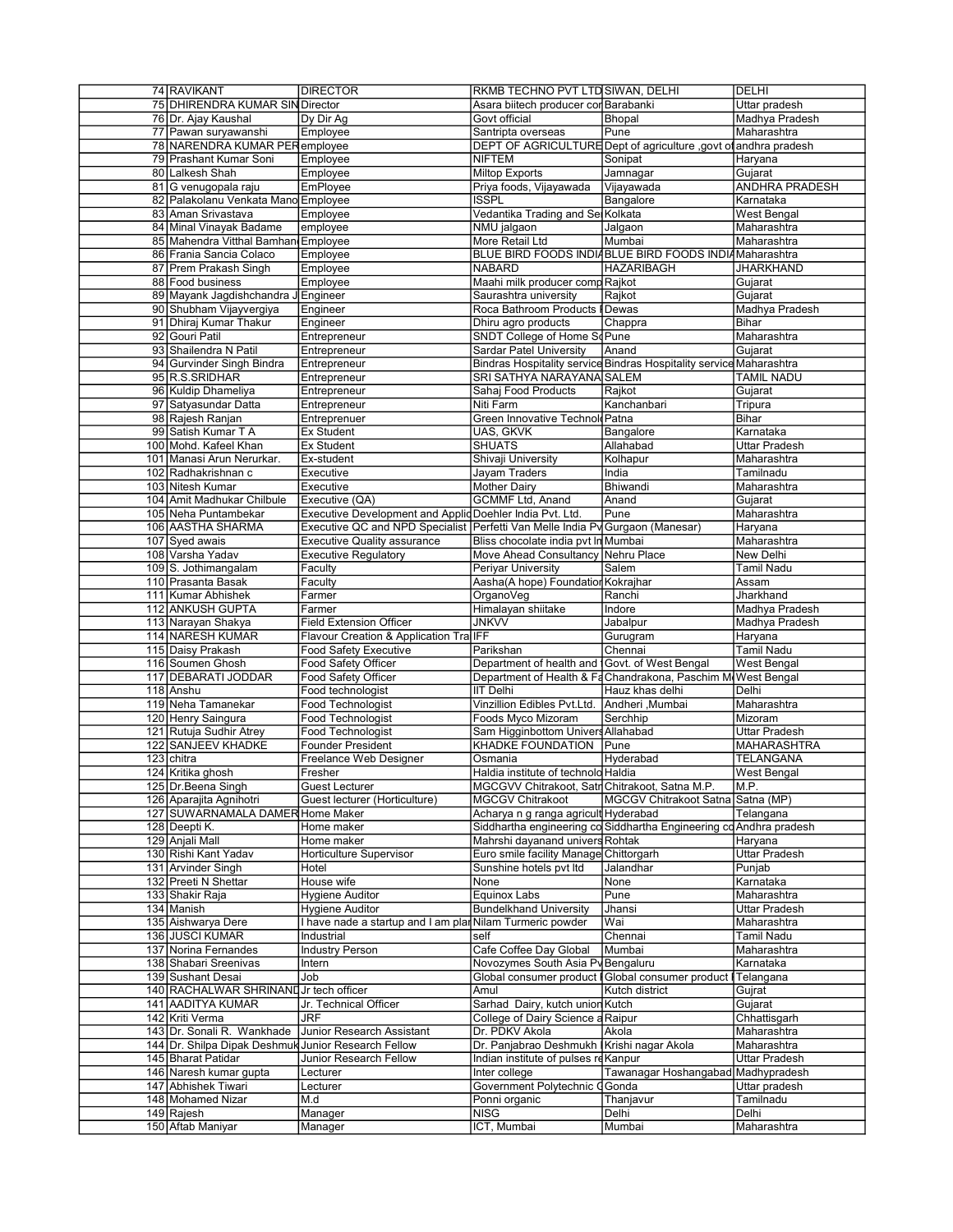| | | | | | |
|---|---|---|---|---|---|
| 74 | RAVIKANT | DIRECTOR | RKMB TECHNO PVT LTD | SIWAN, DELHI | DELHI |
| 75 | DHIRENDRA KUMAR SIN | Director | Asara biitech producer cor | Barabanki | Uttar pradesh |
| 76 | Dr. Ajay Kaushal | Dy Dir Ag | Govt official | Bhopal | Madhya Pradesh |
| 77 | Pawan suryawanshi | Employee | Santripta overseas | Pune | Maharashtra |
| 78 | NARENDRA KUMAR PER | employee | DEPT OF AGRICULTURE | Dept of agriculture ,govt of | andhra pradesh |
| 79 | Prashant Kumar Soni | Employee | NIFTEM | Sonipat | Haryana |
| 80 | Lalkesh Shah | Employee | Miltop Exports | Jamnagar | Gujarat |
| 81 | G venugopala raju | EmPloyee | Priya foods, Vijayawada | Vijayawada | ANDHRA PRADESH |
| 82 | Palakolanu Venkata Mano | Employee | ISSPL | Bangalore | Karnataka |
| 83 | Aman Srivastava | Employee | Vedantika Trading and Se | Kolkata | West Bengal |
| 84 | Minal Vinayak Badame | employee | NMU jalgaon | Jalgaon | Maharashtra |
| 85 | Mahendra Vitthal Bamhan | Employee | More Retail Ltd | Mumbai | Maharashtra |
| 86 | Frania Sancia Colaco | Employee | BLUE BIRD FOODS INDIA | BLUE BIRD FOODS INDIA | Maharashtra |
| 87 | Prem Prakash Singh | Employee | NABARD | HAZARIBAGH | JHARKHAND |
| 88 | Food business | Employee | Maahi milk producer comp | Rajkot | Gujarat |
| 89 | Mayank Jagdishchandra J | Engineer | Saurashtra university | Rajkot | Gujarat |
| 90 | Shubham Vijayvergiya | Engineer | Roca Bathroom Products I | Dewas | Madhya Pradesh |
| 91 | Dhiraj Kumar Thakur | Engineer | Dhiru agro products | Chappra | Bihar |
| 92 | Gouri Patil | Entrepreneur | SNDT College of Home Sc | Pune | Maharashtra |
| 93 | Shailendra N Patil | Entrepreneur | Sardar Patel University | Anand | Gujarat |
| 94 | Gurvinder Singh Bindra | Entrepreneur | Bindras Hospitality service | Bindras Hospitality service | Maharashtra |
| 95 | R.S.SRIDHAR | Entrepreneur | SRI SATHYA NARAYANA | SALEM | TAMIL NADU |
| 96 | Kuldip Dhameliya | Entrepreneur | Sahaj Food Products | Rajkot | Gujarat |
| 97 | Satyasundar Datta | Entrepreneur | Niti Farm | Kanchanbari | Tripura |
| 98 | Rajesh Ranjan | Entreprenuer | Green Innovative Technolo | Patna | Bihar |
| 99 | Satish Kumar T A | Ex Student | UAS, GKVK | Bangalore | Karnataka |
| 100 | Mohd. Kafeel Khan | Ex Student | SHUATS | Allahabad | Uttar Pradesh |
| 101 | Manasi Arun Nerurkar. | Ex-student | Shivaji University | Kolhapur | Maharashtra |
| 102 | Radhakrishnan c | Executive | Jayam Traders | India | Tamilnadu |
| 103 | Nitesh Kumar | Executive | Mother Dairy | Bhiwandi | Maharashtra |
| 104 | Amit Madhukar Chilbule | Executive (QA) | GCMMF Ltd, Anand | Anand | Gujarat |
| 105 | Neha Puntambekar | Executive Development and Applic | Doehler India Pvt. Ltd. | Pune | Maharashtra |
| 106 | AASTHA SHARMA | Executive QC and NPD Specialist | Perfetti Van Melle India Pv | Gurgaon (Manesar) | Haryana |
| 107 | Syed awais | Executive Quality assurance | Bliss chocolate india pvt ln | Mumbai | Maharashtra |
| 108 | Varsha Yadav | Executive Regulatory | Move Ahead Consultancy | Nehru Place | New Delhi |
| 109 | S. Jothimangalam | Faculty | Periyar University | Salem | Tamil Nadu |
| 110 | Prasanta Basak | Faculty | Aasha(A hope) Foundation | Kokrajhar | Assam |
| 111 | Kumar Abhishek | Farmer | OrganoVeg | Ranchi | Jharkhand |
| 112 | ANKUSH GUPTA | Farmer | Himalayan shiitake | Indore | Madhya Pradesh |
| 113 | Narayan Shakya | Field Extension Officer | JNKVV | Jabalpur | Madhya Pradesh |
| 114 | NARESH KUMAR | Flavour Creation & Application Tra | IFF | Gurugram | Haryana |
| 115 | Daisy Prakash | Food Safety Executive | Parikshan | Chennai | Tamil Nadu |
| 116 | Soumen Ghosh | Food Safety Officer | Department of health and | Govt. of West Bengal | West Bengal |
| 117 | DEBARATI JODDAR | Food Safety Officer | Department of Health & Fa | Chandrakona, Paschim M | West Bengal |
| 118 | Anshu | Food technologist | IIT Delhi | Hauz khas delhi | Delhi |
| 119 | Neha Tamanekar | Food Technologist | Vinzillion Edibles Pvt.Ltd. | Andheri ,Mumbai | Maharashtra |
| 120 | Henry Saingura | Food Technologist | Foods Myco Mizoram | Serchhip | Mizoram |
| 121 | Rutuja Sudhir Atrey | Food Technologist | Sam Higginbottom Univers | Allahabad | Uttar Pradesh |
| 122 | SANJEEV KHADKE | Founder President | KHADKE FOUNDATION | Pune | MAHARASHTRA |
| 123 | chitra | Freelance Web Designer | Osmania | Hyderabad | TELANGANA |
| 124 | Kritika ghosh | Fresher | Haldia institute of technolo | Haldia | West Bengal |
| 125 | Dr.Beena Singh | Guest Lecturer | MGCGVV Chitrakoot, Satn | Chitrakoot, Satna M.P. | M.P. |
| 126 | Aparajita Agnihotri | Guest lecturer (Horticulture) | MGCGV Chitrakoot | MGCGV Chitrakoot Satna | Satna (MP) |
| 127 | SUWARNAMALA DAMER | Home Maker | Acharya n g ranga agricult | Hyderabad | Telangana |
| 128 | Deepti K. | Home maker | Siddhartha engineering co | Siddhartha Engineering co | Andhra pradesh |
| 129 | Anjali Mall | Home maker | Mahrshi dayanand univers | Rohtak | Haryana |
| 130 | Rishi Kant Yadav | Horticulture Supervisor | Euro smile facility Manage | Chittorgarh | Uttar Pradesh |
| 131 | Arvinder Singh | Hotel | Sunshine hotels pvt ltd | Jalandhar | Punjab |
| 132 | Preeti N Shettar | House wife | None | None | Karnataka |
| 133 | Shakir Raja | Hygiene Auditor | Equinox Labs | Pune | Maharashtra |
| 134 | Manish | Hygiene Auditor | Bundelkhand University | Jhansi | Uttar Pradesh |
| 135 | Aishwarya Dere | I have nade a startup and I am plar | Nilam Turmeric powder | Wai | Maharashtra |
| 136 | JUSCI KUMAR | Industrial | self | Chennai | Tamil Nadu |
| 137 | Norina Fernandes | Industry Person | Cafe Coffee Day Global | Mumbai | Maharashtra |
| 138 | Shabari Sreenivas | Intern | Novozymes South Asia Pv | Bengaluru | Karnataka |
| 139 | Sushant Desai | Job | Global consumer product I | Global consumer product I | Telangana |
| 140 | RACHALWAR SHRINAND | Jr tech officer | Amul | Kutch district | Gujrat |
| 141 | AADITYA KUMAR | Jr. Technical Officer | Sarhad Dairy, kutch union | Kutch | Gujarat |
| 142 | Kriti Verma | JRF | College of Dairy Science a | Raipur | Chhattisgarh |
| 143 | Dr. Sonali R. Wankhade | Junior Research Assistant | Dr. PDKV Akola | Akola | Maharashtra |
| 144 | Dr. Shilpa Dipak Deshmuk | Junior Research Fellow | Dr. Panjabrao Deshmukh I | Krishi nagar Akola | Maharashtra |
| 145 | Bharat Patidar | Junior Research Fellow | Indian institute of pulses re | Kanpur | Uttar Pradesh |
| 146 | Naresh kumar gupta | Lecturer | Inter college | Tawanagar Hoshangabad | Madhypradesh |
| 147 | Abhishek Tiwari | Lecturer | Government Polytechnic G | Gonda | Uttar pradesh |
| 148 | Mohamed Nizar | M.d | Ponni organic | Thanjavur | Tamilnadu |
| 149 | Rajesh | Manager | NISG | Delhi | Delhi |
| 150 | Aftab Maniyar | Manager | ICT, Mumbai | Mumbai | Maharashtra |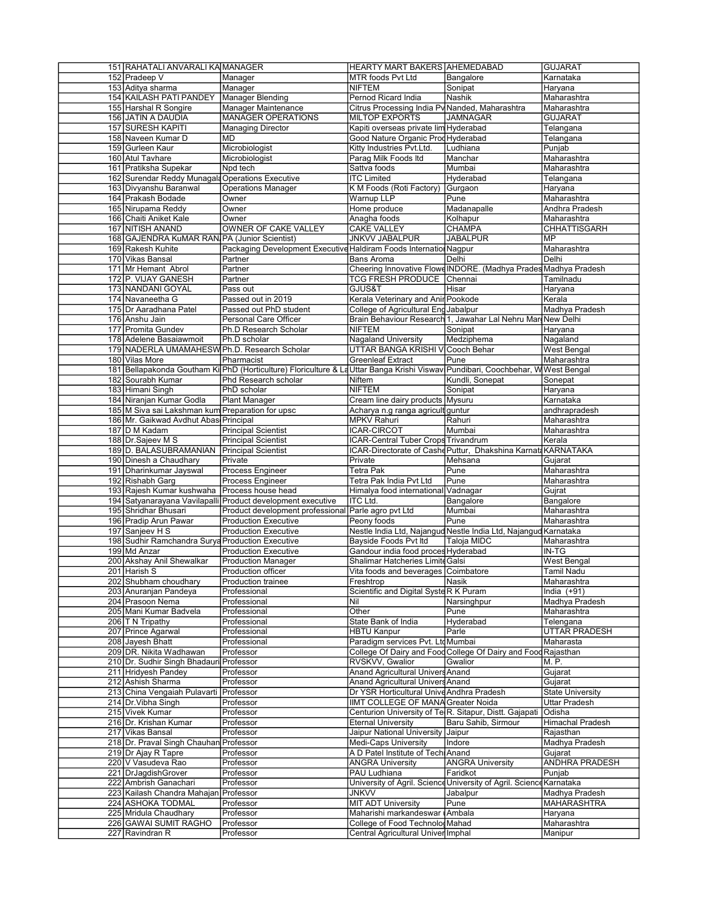| | | | | | |
|---|---|---|---|---|---|
| 151 | RAHATALI ANVARALI KA | MANAGER | HEARTY MART BAKERS | AHEMEDABAD | GUJARAT |
| 152 | Pradeep V | Manager | MTR foods Pvt Ltd | Bangalore | Karnataka |
| 153 | Aditya sharma | Manager | NIFTEM | Sonipat | Haryana |
| 154 | KAILASH PATI PANDEY | Manager Blending | Pernod Ricard India | Nashik | Maharashtra |
| 155 | Harshal R Songire | Manager Maintenance | Citrus Processing India Pv | Nanded, Maharashtra | Maharashtra |
| 156 | JATIN A DAUDIA | MANAGER OPERATIONS | MILTOP EXPORTS | JAMNAGAR | GUJARAT |
| 157 | SURESH KAPITI | Managing Director | Kapiti overseas private lim | Hyderabad | Telangana |
| 158 | Naveen Kumar D | MD | Good Nature Organic Prod | Hyderabad | Telangana |
| 159 | Gurleen Kaur | Microbiologist | Kitty Industries Pvt.Ltd. | Ludhiana | Punjab |
| 160 | Atul Tavhare | Microbiologist | Parag Milk Foods ltd | Manchar | Maharashtra |
| 161 | Pratiksha Supekar | Npd tech | Sattva foods | Mumbai | Maharashtra |
| 162 | Surendar Reddy Munagala | Operations Executive | ITC Limited | Hyderabad | Telangana |
| 163 | Divyanshu Baranwal | Operations Manager | K M Foods (Roti Factory) | Gurgaon | Haryana |
| 164 | Prakash Bodade | Owner | Warnup LLP | Pune | Maharashtra |
| 165 | Nirupama Reddy | Owner | Home produce | Madanapalle | Andhra Pradesh |
| 166 | Chaiti Aniket Kale | Owner | Anagha foods | Kolhapur | Maharashtra |
| 167 | NITISH ANAND | OWNER OF CAKE VALLEY | CAKE VALLEY | CHAMPA | CHHATTISGARH |
| 168 | GAJENDRA KuMAR RAN | PA (Junior Scientist) | JNKVV JABALPUR | JABALPUR | MP |
| 169 | Rakesh Kuhite | Packaging Development Executive | Haldiram Foods Internation | Nagpur | Maharashtra |
| 170 | Vikas Bansal | Partner | Bans Aroma | Delhi | Delhi |
| 171 | Mr Hemant Abrol | Partner | Cheering Innovative Flowe | INDORE. (Madhya Prades | Madhya Pradesh |
| 172 | P. VIJAY GANESH | Partner | TCG FRESH PRODUCE | Chennai | Tamilnadu |
| 173 | NANDANI GOYAL | Pass out | GJUS&T | Hisar | Haryana |
| 174 | Navaneetha G | Passed out in 2019 | Kerala Veterinary and Anim | Pookode | Kerala |
| 175 | Dr Aaradhana Patel | Passed out PhD student | College of Agricultural Eng | Jabalpur | Madhya Pradesh |
| 176 | Anshu Jain | Personal Care Officer | Brain Behaviour Research | 1, Jawahar Lal Nehru Marg | New Delhi |
| 177 | Promita Gundev | Ph.D Research Scholar | NIFTEM | Sonipat | Haryana |
| 178 | Adelene Basaiawmoit | Ph.D scholar | Nagaland University | Medziphema | Nagaland |
| 179 | NADERLA UMAMAHESW | Ph.D. Research Scholar | UTTAR BANGA KRISHI V | Cooch Behar | West Bengal |
| 180 | Vilas More | Pharmacist | Greenleaf Extract | Pune | Maharashtra |
| 181 | Bellapakonda Goutham Ki | PhD (Horticulture) Floriculture & La | Uttar Banga Krishi Viswavi | Pundibari, Coochbehar, W | West Bengal |
| 182 | Sourabh Kumar | Phd Research scholar | Niftem | Kundli, Sonepat | Sonepat |
| 183 | Himani Singh | PhD scholar | NIFTEM | Sonipat | Haryana |
| 184 | Niranjan Kumar Godla | Plant Manager | Cream line dairy products | Mysuru | Karnataka |
| 185 | M Siva sai Lakshman kum | Preparation for upsc | Acharya n.g ranga agricult | guntur | andhrapradesh |
| 186 | Mr. Gaikwad Avdhut Abas | Principal | MPKV Rahuri | Rahuri | Maharashtra |
| 187 | D M Kadam | Principal Scientist | ICAR-CIRCOT | Mumbai | Maharashtra |
| 188 | Dr.Sajeev M S | Principal Scientist | ICAR-Central Tuber Crops | Trivandrum | Kerala |
| 189 | D. BALASUBRAMANIAN | Principal Scientist | ICAR-Directorate of Cashe | Puttur, Dhakshina Karnata | KARNATAKA |
| 190 | Dinesh a Chaudhary | Private | Private | Mehsana | Gujarat |
| 191 | Dharinkumar Jayswal | Process Engineer | Tetra Pak | Pune | Maharashtra |
| 192 | Rishabh Garg | Process Engineer | Tetra Pak India Pvt Ltd | Pune | Maharashtra |
| 193 | Rajesh Kumar kushwaha | Process house head | Himalya food international | Vadnagar | Gujrat |
| 194 | Satyanarayana Vavilapalli | Product development executive | ITC Ltd. | Bangalore | Bangalore |
| 195 | Shridhar Bhusari | Product development professional | Parle agro pvt Ltd | Mumbai | Maharashtra |
| 196 | Pradip Arun Pawar | Production Executive | Peony foods | Pune | Maharashtra |
| 197 | Sanjeev H S | Production Executive | Nestle India Ltd, Najangud | Nestle India Ltd, Najangud | Karnataka |
| 198 | Sudhir Ramchandra Surya | Production Executive | Bayside Foods Pvt ltd | Taloja MIDC | Maharashtra |
| 199 | Md Anzar | Production Executive | Gandour india food proces | Hyderabad | IN-TG |
| 200 | Akshay Anil Shewalkar | Production Manager | Shalimar Hatcheries Limite | Galsi | West Bengal |
| 201 | Harish S | Production officer | Vita foods and beverages | Coimbatore | Tamil Nadu |
| 202 | Shubham choudhary | Production trainee | Freshtrop | Nasik | Maharashtra |
| 203 | Anuranjan Pandeya | Professional | Scientific and Digital Syste | R K Puram | India (+91) |
| 204 | Prasoon Nema | Professional | Nil | Narsinghpur | Madhya Pradesh |
| 205 | Mani Kumar Badvela | Professional | Other | Pune | Maharashtra |
| 206 | T N Tripathy | Professional | State Bank of India | Hyderabad | Telengana |
| 207 | Prince Agarwal | Professional | HBTU Kanpur | Parle | UTTAR PRADESH |
| 208 | Jayesh Bhatt | Professional | Paradigm services Pvt. Ltd | Mumbai | Maharasta |
| 209 | DR. Nikita Wadhawan | Professor | College Of Dairy and Food | College Of Dairy and Food | Rajasthan |
| 210 | Dr. Sudhir Singh Bhadauri | Professor | RVSKVV, Gwalior | Gwalior | M. P. |
| 211 | Hridyesh Pandey | Professor | Anand Agricultural Univers | Anand | Gujarat |
| 212 | Ashish Sharma | Professor | Anand Agricultural Univers | Anand | Gujarat |
| 213 | China Vengaiah Pulavarti | Professor | Dr YSR Horticultural Unive | Andhra Pradesh | State University |
| 214 | Dr.Vibha Singh | Professor | IIMT COLLEGE OF MANA | Greater Noida | Uttar Pradesh |
| 215 | Vivek Kumar | Professor | Centurion University of Te | R. Sitapur, Distt. Gajapati | Odisha |
| 216 | Dr. Krishan Kumar | Professor | Eternal University | Baru Sahib, Sirmour | Himachal Pradesh |
| 217 | Vikas Bansal | Professor | Jaipur National University | Jaipur | Rajasthan |
| 218 | Dr. Praval Singh Chauhan | Professor | Medi-Caps University | Indore | Madhya Pradesh |
| 219 | Dr Ajay R Tapre | Professor | A D Patel Institute of Tech | Anand | Gujarat |
| 220 | V Vasudeva Rao | Professor | ANGRA University | ANGRA University | ANDHRA PRADESH |
| 221 | DrJagdishGrover | Professor | PAU Ludhiana | Faridkot | Punjab |
| 222 | Ambrish Ganachari | Professor | University of Agril. Science | University of Agril. Science | Karnataka |
| 223 | Kailash Chandra Mahajan | Professor | JNKVV | Jabalpur | Madhya Pradesh |
| 224 | ASHOKA TODMAL | Professor | MIT ADT University | Pune | MAHARASHTRA |
| 225 | Mridula Chaudhary | Professor | Maharishi markandeswar ( | Ambala | Haryana |
| 226 | GAWAI SUMIT RAGHO | Professor | College of Food Technolo | Mahad | Maharashtra |
| 227 | Ravindran R | Professor | Central Agricultural Univer | Imphal | Manipur |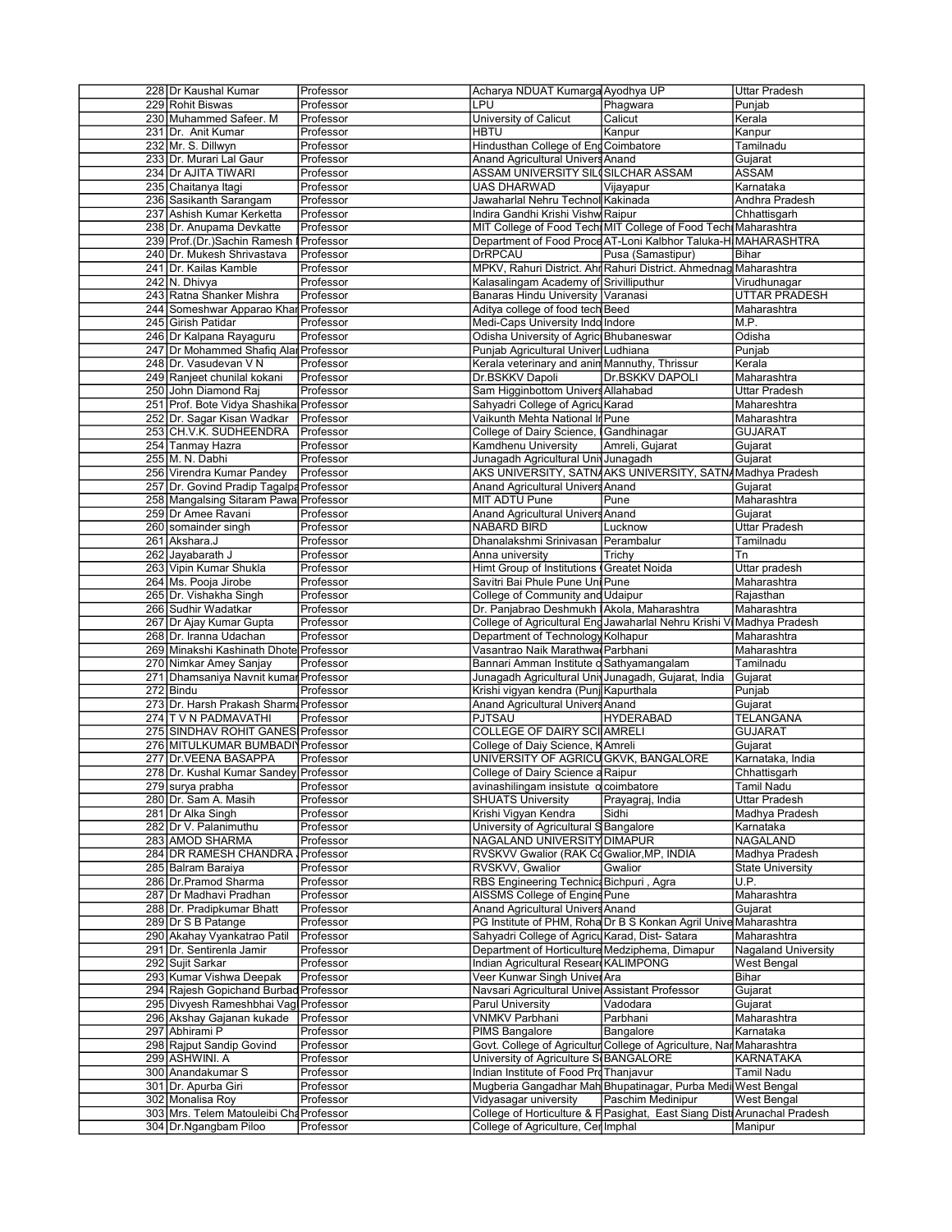| | | | | | |
|---|---|---|---|---|---|
| 228 | Dr Kaushal Kumar | Professor | Acharya NDUAT Kumarga | Ayodhya UP | Uttar Pradesh |
| 229 | Rohit Biswas | Professor | LPU | Phagwara | Punjab |
| 230 | Muhammed Safeer. M | Professor | University of Calicut | Calicut | Kerala |
| 231 | Dr. Anit Kumar | Professor | HBTU | Kanpur | Kanpur |
| 232 | Mr. S. Dillwyn | Professor | Hindusthan College of Eng | Coimbatore | Tamilnadu |
| 233 | Dr. Murari Lal Gaur | Professor | Anand Agricultural Univers | Anand | Gujarat |
| 234 | Dr AJITA TIWARI | Professor | ASSAM UNIVERSITY SILC | SILCHAR ASSAM | ASSAM |
| 235 | Chaitanya Itagi | Professor | UAS DHARWAD | Vijayapur | Karnataka |
| 236 | Sasikanth Sarangam | Professor | Jawaharlal Nehru Technol | Kakinada | Andhra Pradesh |
| 237 | Ashish Kumar Kerketta | Professor | Indira Gandhi Krishi Vishw | Raipur | Chhattisgarh |
| 238 | Dr. Anupama Devkatte | Professor | MIT College of Food Tech | MIT College of Food Tech | Maharashtra |
| 239 | Prof.(Dr.)Sachin Ramesh | Professor | Department of Food Proce | AT-Loni Kalbhor Taluka-H | MAHARASHTRA |
| 240 | Dr. Mukesh Shrivastava | Professor | DrRPCAU | Pusa (Samastipur) | Bihar |
| 241 | Dr. Kailas Kamble | Professor | MPKV, Rahuri District. Ahr | Rahuri District. Ahmednag | Maharashtra |
| 242 | N. Dhivya | Professor | Kalasalingam Academy of | Srivilliputhur | Virudhunagar |
| 243 | Ratna Shanker Mishra | Professor | Banaras Hindu University | Varanasi | UTTAR PRADESH |
| 244 | Someshwar Apparao Khar | Professor | Aditya college of food tech | Beed | Maharashtra |
| 245 | Girish Patidar | Professor | Medi-Caps University Indo | Indore | M.P. |
| 246 | Dr Kalpana Rayaguru | Professor | Odisha University of Agric | Bhubaneswar | Odisha |
| 247 | Dr Mohammed Shafiq Alar | Professor | Punjab Agricultural Univer | Ludhiana | Punjab |
| 248 | Dr. Vasudevan V N | Professor | Kerala veterinary and anim | Mannuthy, Thrissur | Kerala |
| 249 | Ranjeet chunilal kokani | Professor | Dr.BSKKV Dapoli | Dr.BSKKV DAPOLI | Maharashtra |
| 250 | John Diamond Raj | Professor | Sam Higginbottom Univers | Allahabad | Uttar Pradesh |
| 251 | Prof. Bote Vidya Shashika | Professor | Sahyadri College of Agricu | Karad | Mahareshtra |
| 252 | Dr. Sagar Kisan Wadkar | Professor | Vaikunth Mehta National I | Pune | Maharashtra |
| 253 | CH.V.K. SUDHEENDRA | Professor | College of Dairy Science, | Gandhinagar | GUJARAT |
| 254 | Tanmay Hazra | Professor | Kamdhenu University | Amreli, Gujarat | Gujarat |
| 255 | M. N. Dabhi | Professor | Junagadh Agricultural Univ | Junagadh | Gujarat |
| 256 | Virendra Kumar Pandey | Professor | AKS UNIVERSITY, SATNA | AKS UNIVERSITY, SATNA | Madhya Pradesh |
| 257 | Dr. Govind Pradip Tagalpa | Professor | Anand Agricultural Univers | Anand | Gujarat |
| 258 | Mangalsing Sitaram Pawa | Professor | MIT ADTU Pune | Pune | Maharashtra |
| 259 | Dr Amee Ravani | Professor | Anand Agricultural Univers | Anand | Gujarat |
| 260 | somainder singh | Professor | NABARD BIRD | Lucknow | Uttar Pradesh |
| 261 | Akshara.J | Professor | Dhanalakshmi Srinivasan | Perambalur | Tamilnadu |
| 262 | Jayabarath J | Professor | Anna university | Trichy | Tn |
| 263 | Vipin Kumar Shukla | Professor | Himt Group of Institutions | Greatet Noida | Uttar pradesh |
| 264 | Ms. Pooja Jirobe | Professor | Savitri Bai Phule Pune Uni | Pune | Maharashtra |
| 265 | Dr. Vishakha Singh | Professor | College of Community and | Udaipur | Rajasthan |
| 266 | Sudhir Wadatkar | Professor | Dr. Panjabrao Deshmukh | Akola, Maharashtra | Maharashtra |
| 267 | Dr Ajay Kumar Gupta | Professor | College of Agricultural Eng | Jawaharlal Nehru Krishi V | Madhya Pradesh |
| 268 | Dr. Iranna Udachan | Professor | Department of Technology | Kolhapur | Maharashtra |
| 269 | Minakshi Kashinath Dhote | Professor | Vasantrao Naik Marathwa | Parbhani | Maharashtra |
| 270 | Nimkar Amey Sanjay | Professor | Bannari Amman Institute o | Sathyamangalam | Tamilnadu |
| 271 | Dhamsaniya Navnit kumar | Professor | Junagadh Agricultural Univ | Junagadh, Gujarat, India | Gujarat |
| 272 | Bindu | Professor | Krishi vigyan kendra (Punj | Kapurthala | Punjab |
| 273 | Dr. Harsh Prakash Sharma | Professor | Anand Agricultural Univers | Anand | Gujarat |
| 274 | T V N PADMAVATHI | Professor | PJTSAU | HYDERABAD | TELANGANA |
| 275 | SINDHAV ROHIT GANES | Professor | COLLEGE OF DAIRY SCI | AMRELI | GUJARAT |
| 276 | MITULKUMAR BUMBADI | Professor | College of Daiy Science, K | Amreli | Gujarat |
| 277 | Dr.VEENA BASAPPA | Professor | UNIVERSITY OF AGRICU | GKVK, BANGALORE | Karnataka, India |
| 278 | Dr. Kushal Kumar Sandey | Professor | College of Dairy Science a | Raipur | Chhattisgarh |
| 279 | surya prabha | Professor | avinashilingam insistute o | coimbatore | Tamil Nadu |
| 280 | Dr. Sam A. Masih | Professor | SHUATS University | Prayagraj, India | Uttar Pradesh |
| 281 | Dr Alka Singh | Professor | Krishi Vigyan Kendra | Sidhi | Madhya Pradesh |
| 282 | Dr V. Palanimuthu | Professor | University of Agricultural S | Bangalore | Karnataka |
| 283 | AMOD SHARMA | Professor | NAGALAND UNIVERSITY | DIMAPUR | NAGALAND |
| 284 | DR RAMESH CHANDRA | Professor | RVSKVV Gwalior (RAK Co | Gwalior,MP, INDIA | Madhya Pradesh |
| 285 | Balram Baraiya | Professor | RVSKVV, Gwalior | Gwalior | State University |
| 286 | Dr.Pramod Sharma | Professor | RBS Engineering Technica | Bichpuri , Agra | U.P. |
| 287 | Dr Madhavi Pradhan | Professor | AISSMS College of Engine | Pune | Maharashtra |
| 288 | Dr. Pradipkumar Bhatt | Professor | Anand Agricultural Univers | Anand | Gujarat |
| 289 | Dr S B Patange | Professor | PG Institute of PHM, Roha | Dr B S Konkan Agril Unive | Maharashtra |
| 290 | Akahay Vyankatrao Patil | Professor | Sahyadri College of Agricu | Karad, Dist- Satara | Maharashtra |
| 291 | Dr. Sentirenla Jamir | Professor | Department of Horticulture | Medziphema, Dimapur | Nagaland University |
| 292 | Sujit Sarkar | Professor | Indian Agricultural Resear | KALIMPONG | West Bengal |
| 293 | Kumar Vishwa Deepak | Professor | Veer Kunwar Singh Univer | Ara | Bihar |
| 294 | Rajesh Gopichand Burbad | Professor | Navsari Agricultural Unive | Assistant Professor | Gujarat |
| 295 | Divyesh Rameshbhai Vag | Professor | Parul University | Vadodara | Gujarat |
| 296 | Akshay Gajanan kukade | Professor | VNMKV Parbhani | Parbhani | Maharashtra |
| 297 | Abhirami P | Professor | PIMS Bangalore | Bangalore | Karnataka |
| 298 | Rajput Sandip Govind | Professor | Govt. College of Agricultur | College of Agriculture, Nar | Maharashtra |
| 299 | ASHWINI. A | Professor | University of Agriculture S | BANGALORE | KARNATAKA |
| 300 | Anandakumar S | Professor | Indian Institute of Food Pro | Thanjavur | Tamil Nadu |
| 301 | Dr. Apurba Giri | Professor | Mugberia Gangadhar Mah | Bhupatinagar, Purba Medi | West Bengal |
| 302 | Monalisa Roy | Professor | Vidyasagar university | Paschim Medinipur | West Bengal |
| 303 | Mrs. Telem Matouleibi Cha | Professor | College of Horticulture & F | Pasighat, East Siang Dist | Arunachal Pradesh |
| 304 | Dr.Ngangbam Piloo | Professor | College of Agriculture, Cer | Imphal | Manipur |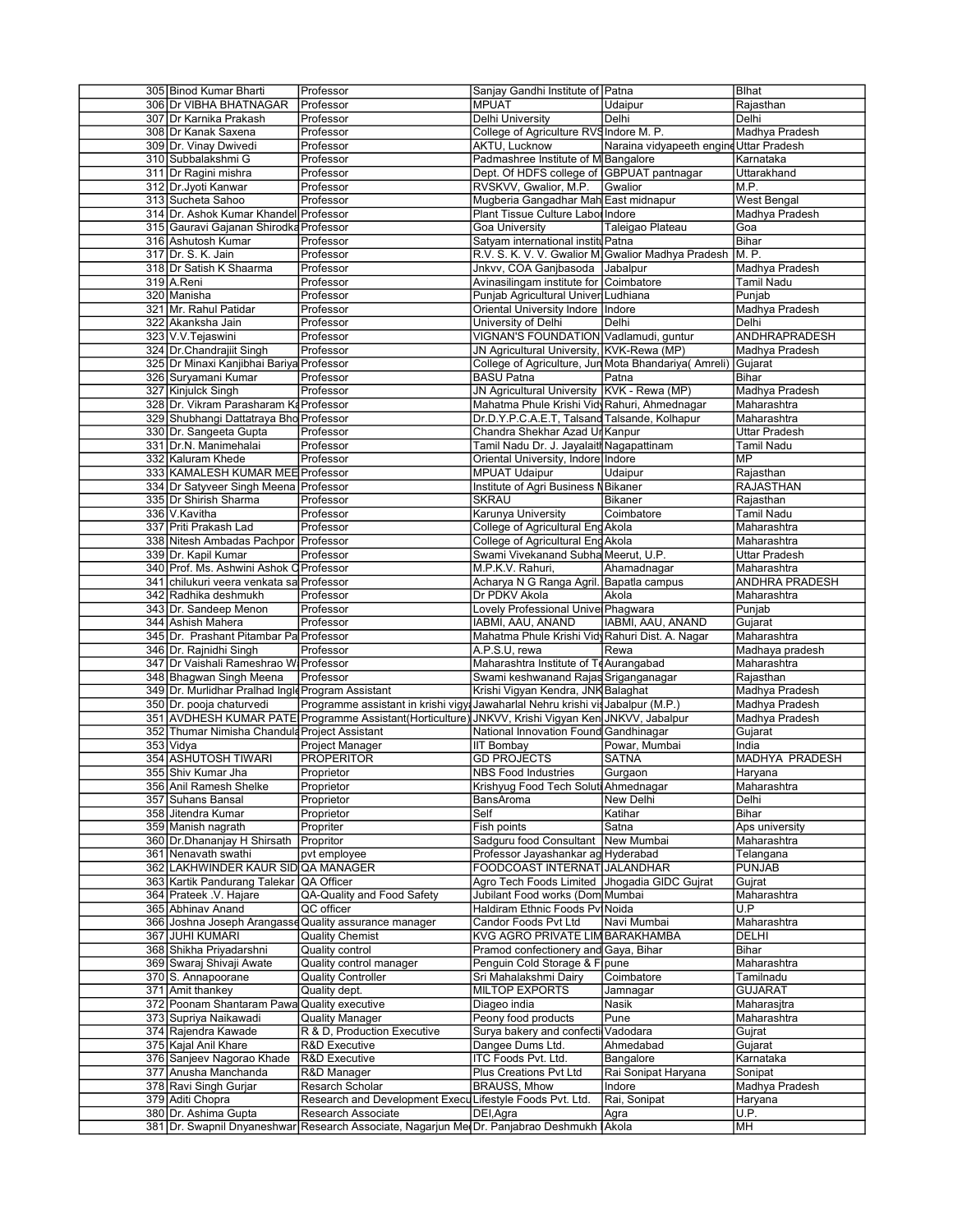| | | | | | |
|---|---|---|---|---|---|
| 305 | Binod Kumar Bharti | Professor | Sanjay Gandhi Institute of | Patna | BIhat |
| 306 | Dr VIBHA BHATNAGAR | Professor | MPUAT | Udaipur | Rajasthan |
| 307 | Dr Karnika Prakash | Professor | Delhi University | Delhi | Delhi |
| 308 | Dr Kanak Saxena | Professor | College of Agriculture RVS | Indore M. P. | Madhya Pradesh |
| 309 | Dr. Vinay Dwivedi | Professor | AKTU, Lucknow | Naraina vidyapeeth engine | Uttar Pradesh |
| 310 | Subbalakshmi G | Professor | Padmashree Institute of M | Bangalore | Karnataka |
| 311 | Dr Ragini mishra | Professor | Dept. Of HDFS college of | GBPUAT pantnagar | Uttarakhand |
| 312 | Dr.Jyoti Kanwar | Professor | RVSKVV, Gwalior, M.P. | Gwalior | M.P. |
| 313 | Sucheta Sahoo | Professor | Mugberia Gangadhar Mah | East midnapur | West Bengal |
| 314 | Dr. Ashok Kumar Khandel | Professor | Plant Tissue Culture Labo | Indore | Madhya Pradesh |
| 315 | Gauravi Gajanan Shirodka | Professor | Goa University | Taleigao Plateau | Goa |
| 316 | Ashutosh Kumar | Professor | Satyam international institu | Patna | Bihar |
| 317 | Dr. S. K. Jain | Professor | R.V. S. K. V. V. Gwalior M. | Gwalior Madhya Pradesh | M. P. |
| 318 | Dr Satish K Shaarma | Professor | Jnkvv, COA Ganjbasoda | Jabalpur | Madhya Pradesh |
| 319 | A.Reni | Professor | Avinasilingam institute for | Coimbatore | Tamil Nadu |
| 320 | Manisha | Professor | Punjab Agricultural Univer | Ludhiana | Punjab |
| 321 | Mr. Rahul Patidar | Professor | Oriental University Indore | Indore | Madhya Pradesh |
| 322 | Akanksha Jain | Professor | University of Delhi | Delhi | Delhi |
| 323 | V.V.Tejaswini | Professor | VIGNAN'S FOUNDATION | Vadlamudi, guntur | ANDHRAPRADESH |
| 324 | Dr.Chandrajiit Singh | Professor | JN Agricultural University, | KVK-Rewa (MP) | Madhya Pradesh |
| 325 | Dr Minaxi Kanjibhai Bariya | Professor | College of Agriculture, Jun | Mota Bhandariya( Amreli) | Gujarat |
| 326 | Suryamani Kumar | Professor | BASU Patna | Patna | Bihar |
| 327 | Kinjulck Singh | Professor | JN Agricultural University | KVK - Rewa (MP) | Madhya Pradesh |
| 328 | Dr. Vikram Parasharam Ka | Professor | Mahatma Phule Krishi Vidy | Rahuri, Ahmednagar | Maharashtra |
| 329 | Shubhangi Dattatraya Bho | Professor | Dr.D.Y.P.C.A.E.T, Talsand | Talsande, Kolhapur | Maharashtra |
| 330 | Dr. Sangeeta Gupta | Professor | Chandra Shekhar Azad Ur | Kanpur | Uttar Pradesh |
| 331 | Dr.N. Manimehalai | Professor | Tamil Nadu Dr. J. Jayalaith | Nagapattinam | Tamil Nadu |
| 332 | Kaluram Khede | Professor | Oriental University, Indore | Indore | MP |
| 333 | KAMALESH KUMAR MEE | Professor | MPUAT Udaipur | Udaipur | Rajasthan |
| 334 | Dr Satyveer Singh Meena | Professor | Institute of Agri Business M | Bikaner | RAJASTHAN |
| 335 | Dr Shirish Sharma | Professor | SKRAU | Bikaner | Rajasthan |
| 336 | V.Kavitha | Professor | Karunya University | Coimbatore | Tamil Nadu |
| 337 | Priti Prakash Lad | Professor | College of Agricultural Eng | Akola | Maharashtra |
| 338 | Nitesh Ambadas Pachpor | Professor | College of Agricultural Eng | Akola | Maharashtra |
| 339 | Dr. Kapil Kumar | Professor | Swami Vivekanand Subha | Meerut, U.P. | Uttar Pradesh |
| 340 | Prof. Ms. Ashwini Ashok C | Professor | M.P.K.V. Rahuri, | Ahamadnagar | Maharashtra |
| 341 | chilukuri veera venkata sa | Professor | Acharya N G Ranga Agril. | Bapatla campus | ANDHRA PRADESH |
| 342 | Radhika deshmukh | Professor | Dr PDKV Akola | Akola | Maharashtra |
| 343 | Dr. Sandeep Menon | Professor | Lovely Professional Unive | Phagwara | Punjab |
| 344 | Ashish Mahera | Professor | IABMI, AAU, ANAND | IABMI, AAU, ANAND | Gujarat |
| 345 | Dr. Prashant Pitambar Pa | Professor | Mahatma Phule Krishi Vidy | Rahuri Dist. A. Nagar | Maharashtra |
| 346 | Dr. Rajnidhi Singh | Professor | A.P.S.U, rewa | Rewa | Madhaya pradesh |
| 347 | Dr Vaishali Rameshrao W | Professor | Maharashtra Institute of Te | Aurangabad | Maharashtra |
| 348 | Bhagwan Singh Meena | Professor | Swami keshwanand Rajas | Sriganganagar | Rajasthan |
| 349 | Dr. Murlidhar Pralhad Ingle | Program Assistant | Krishi Vigyan Kendra, JNK | Balaghat | Madhya Pradesh |
| 350 | Dr. pooja chaturvedi | Programme assistant in krishi vigya | Jawaharlal Nehru krishi vis | Jabalpur (M.P.) | Madhya Pradesh |
| 351 | AVDHESH KUMAR PATE | Programme Assistant(Horticulture) | JNKVV, Krishi Vigyan Ken | JNKVV, Jabalpur | Madhya Pradesh |
| 352 | Thumar Nimisha Chandula | Project Assistant | National Innovation Found | Gandhinagar | Gujarat |
| 353 | Vidya | Project Manager | IIT Bombay | Powar, Mumbai | India |
| 354 | ASHUTOSH TIWARI | PROPERITOR | GD PROJECTS | SATNA | MADHYA PRADESH |
| 355 | Shiv Kumar Jha | Proprietor | NBS Food Industries | Gurgaon | Haryana |
| 356 | Anil Ramesh Shelke | Proprietor | Krishyug Food Tech Soluti | Ahmednagar | Maharashtra |
| 357 | Suhans Bansal | Proprietor | BansAroma | New Delhi | Delhi |
| 358 | Jitendra Kumar | Proprietor | Self | Katihar | Bihar |
| 359 | Manish nagrath | Propriter | Fish points | Satna | Aps university |
| 360 | Dr.Dhananjay H Shirsath | Propritor | Sadguru food Consultant | New Mumbai | Maharashtra |
| 361 | Nenavath swathi | pvt employee | Professor Jayashankar ag | Hyderabad | Telangana |
| 362 | LAKHWINDER KAUR SID | QA MANAGER | FOODCOAST INTERNAT | JALANDHAR | PUNJAB |
| 363 | Kartik Pandurang Talekar | QA Officer | Agro Tech Foods Limited | Jhogadia GIDC Gujrat | Gujrat |
| 364 | Prateek .V. Hajare | QA-Quality and Food Safety | Jubilant Food works (Dom | Mumbai | Maharashtra |
| 365 | Abhinav Anand | QC officer | Haldiram Ethnic Foods Pv | Noida | U.P |
| 366 | Joshna Joseph Arangasse | Quality assurance manager | Candor Foods Pvt Ltd | Navi Mumbai | Maharashtra |
| 367 | JUHI KUMARI | Quality Chemist | KVG AGRO PRIVATE LIM | BARAKHAMBA | DELHI |
| 368 | Shikha Priyadarshni | Quality control | Pramod confectionery and | Gaya, Bihar | Bihar |
| 369 | Swaraj Shivaji Awate | Quality control manager | Penguin Cold Storage & F | pune | Maharashtra |
| 370 | S. Annapoorane | Quality Controller | Sri Mahalakshmi Dairy | Coimbatore | Tamilnadu |
| 371 | Amit thankey | Quality dept. | MILTOP EXPORTS | Jamnagar | GUJARAT |
| 372 | Poonam Shantaram Pawa | Quality executive | Diageo india | Nasik | Maharasjtra |
| 373 | Supriya Naikawadi | Quality Manager | Peony food products | Pune | Maharashtra |
| 374 | Rajendra Kawade | R & D, Production Executive | Surya bakery and confecti | Vadodara | Gujrat |
| 375 | Kajal Anil Khare | R&D Executive | Dangee Dums Ltd. | Ahmedabad | Gujarat |
| 376 | Sanjeev Nagorao Khade | R&D Executive | ITC Foods Pvt. Ltd. | Bangalore | Karnataka |
| 377 | Anusha Manchanda | R&D Manager | Plus Creations Pvt Ltd | Rai Sonipat Haryana | Sonipat |
| 378 | Ravi Singh Gurjar | Resarch Scholar | BRAUSS, Mhow | Indore | Madhya Pradesh |
| 379 | Aditi Chopra | Research and Development Execu | Lifestyle Foods Pvt. Ltd. | Rai, Sonipat | Haryana |
| 380 | Dr. Ashima Gupta | Research Associate | DEI,Agra | Agra | U.P. |
| 381 | Dr. Swapnil Dnyaneshwar | Research Associate, Nagarjun Me | Dr. Panjabrao Deshmukh | Akola | MH |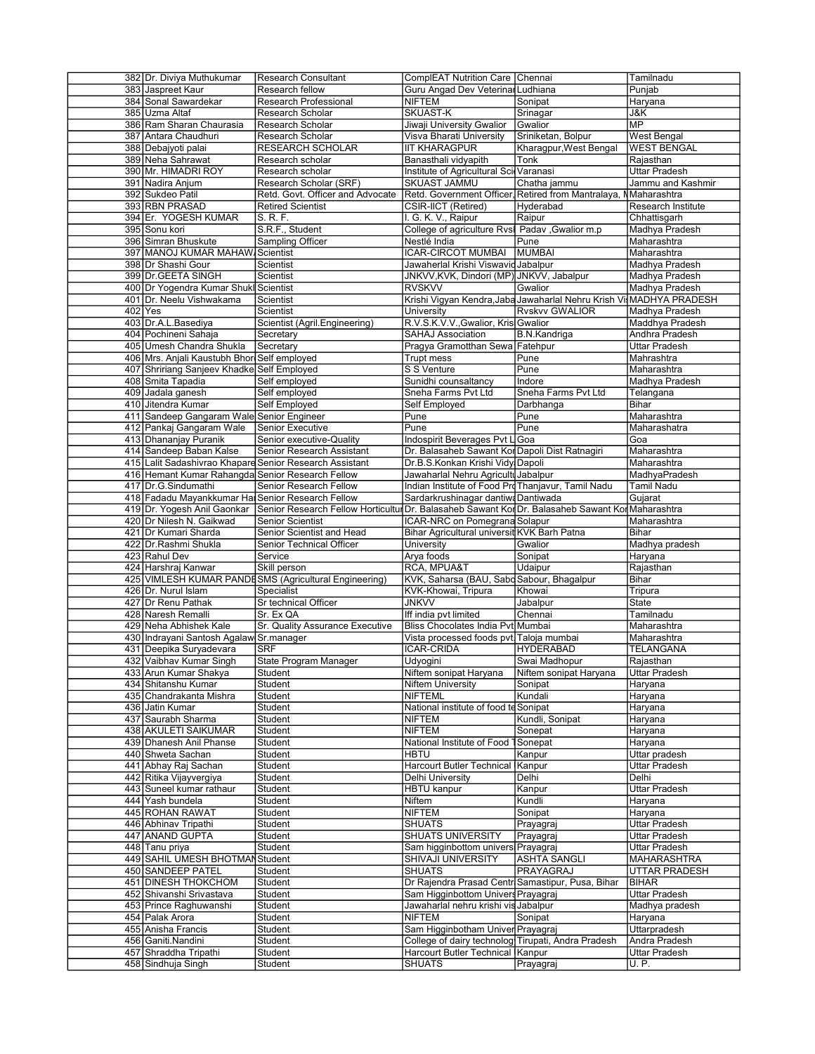| | | | | | |
|---|---|---|---|---|---|
| 382 | Dr. Diviya Muthukumar | Research Consultant | ComplEAT Nutrition Care | Chennai | Tamilnadu |
| 383 | Jaspreet Kaur | Research fellow | Guru Angad Dev Veterinar | Ludhiana | Punjab |
| 384 | Sonal Sawardekar | Research Professional | NIFTEM | Sonipat | Haryana |
| 385 | Uzma Altaf | Research Scholar | SKUAST-K | Srinagar | J&K |
| 386 | Ram Sharan Chaurasia | Research Scholar | Jiwaji University Gwalior | Gwalior | MP |
| 387 | Antara Chaudhuri | Research Scholar | Visva Bharati University | Sriniketan, Bolpur | West Bengal |
| 388 | Debajyoti palai | RESEARCH SCHOLAR | IIT KHARAGPUR | Kharagpur,West Bengal | WEST BENGAL |
| 389 | Neha Sahrawat | Research scholar | Banasthali vidyapith | Tonk | Rajasthan |
| 390 | Mr. HIMADRI ROY | Research scholar | Institute of Agricultural Sci | Varanasi | Uttar Pradesh |
| 391 | Nadira Anjum | Research Scholar (SRF) | SKUAST JAMMU | Chatha jammu | Jammu and Kashmir |
| 392 | Sukdeo Patil | Retd. Govt. Officer and Advocate | Retd. Government Officer, | Retired from Mantralaya, M | Maharashtra |
| 393 | RBN PRASAD | Retired Scientist | CSIR-IICT (Retired) | Hyderabad | Research Institute |
| 394 | Er. YOGESH KUMAR | S. R. F. | I. G. K. V., Raipur | Raipur | Chhattisgarh |
| 395 | Sonu kori | S.R.F., Student | College of agriculture Rvsl | Padav ,Gwalior m.p | Madhya Pradesh |
| 396 | Simran Bhuskute | Sampling Officer | Nestlé India | Pune | Maharashtra |
| 397 | MANOJ KUMAR MAHAW | Scientist | ICAR-CIRCOT MUMBAI | MUMBAI | Maharashtra |
| 398 | Dr Shashi Gour | Scientist | Jawaherlal Krishi Viswavid | Jabalpur | Madhya Pradesh |
| 399 | Dr.GEETA SINGH | Scientist | JNKVV,KVK, Dindori (MP) | JNKVV, Jabalpur | Madhya Pradesh |
| 400 | Dr Yogendra Kumar Shukl | Scientist | RVSKVV | Gwalior | Madhya Pradesh |
| 401 | Dr. Neelu Vishwakama | Scientist | Krishi Vigyan Kendra,Jaba | Jawaharlal Nehru Krish Vi | MADHYA PRADESH |
| 402 | Yes | Scientist | University | Rvskvv GWALIOR | Madhya Pradesh |
| 403 | Dr.A.L.Basediya | Scientist (Agril.Engineering) | R.V.S.K.V.V.,Gwalior, Kris | Gwalior | Maddhya Pradesh |
| 404 | Pochineni Sahaja | Secretary | SAHAJ Association | B.N.Kandriga | Andhra Pradesh |
| 405 | Umesh Chandra Shukla | Secretary | Pragya Gramotthan Sewa | Fatehpur | Uttar Pradesh |
| 406 | Mrs. Anjali Kaustubh Bhor | Self employed | Trupt mess | Pune | Mahrashtra |
| 407 | Shririang Sanjeev Khadke | Self Employed | S S Venture | Pune | Maharashtra |
| 408 | Smita Tapadia | Self employed | Sunidhi counsaltancy | Indore | Madhya Pradesh |
| 409 | Jadala ganesh | Self employed | Sneha Farms Pvt Ltd | Sneha Farms Pvt Ltd | Telangana |
| 410 | Jitendra Kumar | Self Employed | Self Employed | Darbhanga | Bihar |
| 411 | Sandeep Gangaram Wale | Senior Engineer | Pune | Pune | Mahrashtra |
| 412 | Pankaj Gangaram Wale | Senior Executive | Pune | Pune | Maharashatra |
| 413 | Dhananjay Puranik | Senior executive-Quality | Indospirit Beverages Pvt L | Goa | Goa |
| 414 | Sandeep Baban Kalse | Senior Research Assistant | Dr. Balasaheb Sawant Kon | Dapoli Dist Ratnagiri | Maharashtra |
| 415 | Lalit Sadashivrao Khapare | Senior Research Assistant | Dr.B.S.Konkan Krishi Vidy | Dapoli | Maharashtra |
| 416 | Hemant Kumar Rahangda | Senior Research Fellow | Jawaharlal Nehru Agricultu | Jabalpur | MadhyaPradesh |
| 417 | Dr.G.Sindumathi | Senior Research Fellow | Indian Institute of Food Pro | Thanjavur, Tamil Nadu | Tamil Nadu |
| 418 | Fadadu Mayankkumar Ha | Senior Research Fellow | Sardarkrushinagar dantiwa | Dantiwada | Gujarat |
| 419 | Dr. Yogesh Anil Gaonkar | Senior Research Fellow Horticultur | Dr. Balasaheb Sawant Kon | Dr. Balasaheb Sawant Kon | Maharashtra |
| 420 | Dr Nilesh N. Gaikwad | Senior Scientist | ICAR-NRC on Pomegrana | Solapur | Maharashtra |
| 421 | Dr Kumari Sharda | Senior Scientist and Head | Bihar Agricultural universit | KVK Barh Patna | Bihar |
| 422 | Dr.Rashmi Shukla | Senior Technical Officer | University | Gwalior | Madhya pradesh |
| 423 | Rahul Dev | Service | Arya foods | Sonipat | Haryana |
| 424 | Harshraj Kanwar | Skill person | RCA, MPUA&T | Udaipur | Rajasthan |
| 425 | VIMLESH KUMAR PANDE | SMS (Agricultural Engineering) | KVK, Saharsa (BAU, Sabo | Sabour, Bhagalpur | Bihar |
| 426 | Dr. Nurul Islam | Specialist | KVK-Khowai, Tripura | Khowai | Tripura |
| 427 | Dr Renu Pathak | Sr technical Officer | JNKVV | Jabalpur | State |
| 428 | Naresh Remalli | Sr. Ex QA | Iff india pvt limited | Chennai | Tamilnadu |
| 429 | Neha Abhishek Kale | Sr. Quality Assurance Executive | Bliss Chocolates India Pvt | Mumbai | Maharashtra |
| 430 | Indrayani Santosh Agalaw | Sr.manager | Vista processed foods pvt | Taloja mumbai | Maharashtra |
| 431 | Deepika Suryadevara | SRF | ICAR-CRIDA | HYDERABAD | TELANGANA |
| 432 | Vaibhav Kumar Singh | State Program Manager | Udyogini | Swai Madhopur | Rajasthan |
| 433 | Arun Kumar Shakya | Student | Niftem sonipat Haryana | Niftem sonipat Haryana | Uttar Pradesh |
| 434 | Shitanshu Kumar | Student | Niftem University | Sonipat | Haryana |
| 435 | Chandrakanta Mishra | Student | NIFTEML | Kundali | Haryana |
| 436 | Jatin Kumar | Student | National institute of food te | Sonipat | Haryana |
| 437 | Saurabh Sharma | Student | NIFTEM | Kundli, Sonipat | Haryana |
| 438 | AKULETI SAIKUMAR | Student | NIFTEM | Sonepat | Haryana |
| 439 | Dhanesh Anil Phanse | Student | National Institute of Food T | Sonepat | Haryana |
| 440 | Shweta Sachan | Student | HBTU | Kanpur | Uttar pradesh |
| 441 | Abhay Raj Sachan | Student | Harcourt Butler Technical | Kanpur | Uttar Pradesh |
| 442 | Ritika Vijayvergiya | Student | Delhi University | Delhi | Delhi |
| 443 | Suneel kumar rathaur | Student | HBTU kanpur | Kanpur | Uttar Pradesh |
| 444 | Yash bundela | Student | Niftem | Kundli | Haryana |
| 445 | ROHAN RAWAT | Student | NIFTEM | Sonipat | Haryana |
| 446 | Abhinav Tripathi | Student | SHUATS | Prayagraj | Uttar Pradesh |
| 447 | ANAND GUPTA | Student | SHUATS UNIVERSITY | Prayagraj | Uttar Pradesh |
| 448 | Tanu priya | Student | Sam higginbottom univers | Prayagraj | Uttar Pradesh |
| 449 | SAHIL UMESH BHOTMAN | Student | SHIVAJI UNIVERSITY | ASHTA SANGLI | MAHARASHTRA |
| 450 | SANDEEP PATEL | Student | SHUATS | PRAYAGRAJ | UTTAR PRADESH |
| 451 | DINESH THOKCHOM | Student | Dr Rajendra Prasad Centr | Samastipur, Pusa, Bihar | BIHAR |
| 452 | Shivanshi Srivastava | Student | Sam Higginbottom Univers | Prayagraj | Uttar Pradesh |
| 453 | Prince Raghuwanshi | Student | Jawaharlal nehru krishi vis | Jabalpur | Madhya pradesh |
| 454 | Palak Arora | Student | NIFTEM | Sonipat | Haryana |
| 455 | Anisha Francis | Student | Sam Higginbotham Univer | Prayagraj | Uttarpradesh |
| 456 | Ganiti.Nandini | Student | College of dairy technolog | Tirupati, Andra Pradesh | Andra Pradesh |
| 457 | Shraddha Tripathi | Student | Harcourt Butler Technical | Kanpur | Uttar Pradesh |
| 458 | Sindhuja Singh | Student | SHUATS | Prayagraj | U. P. |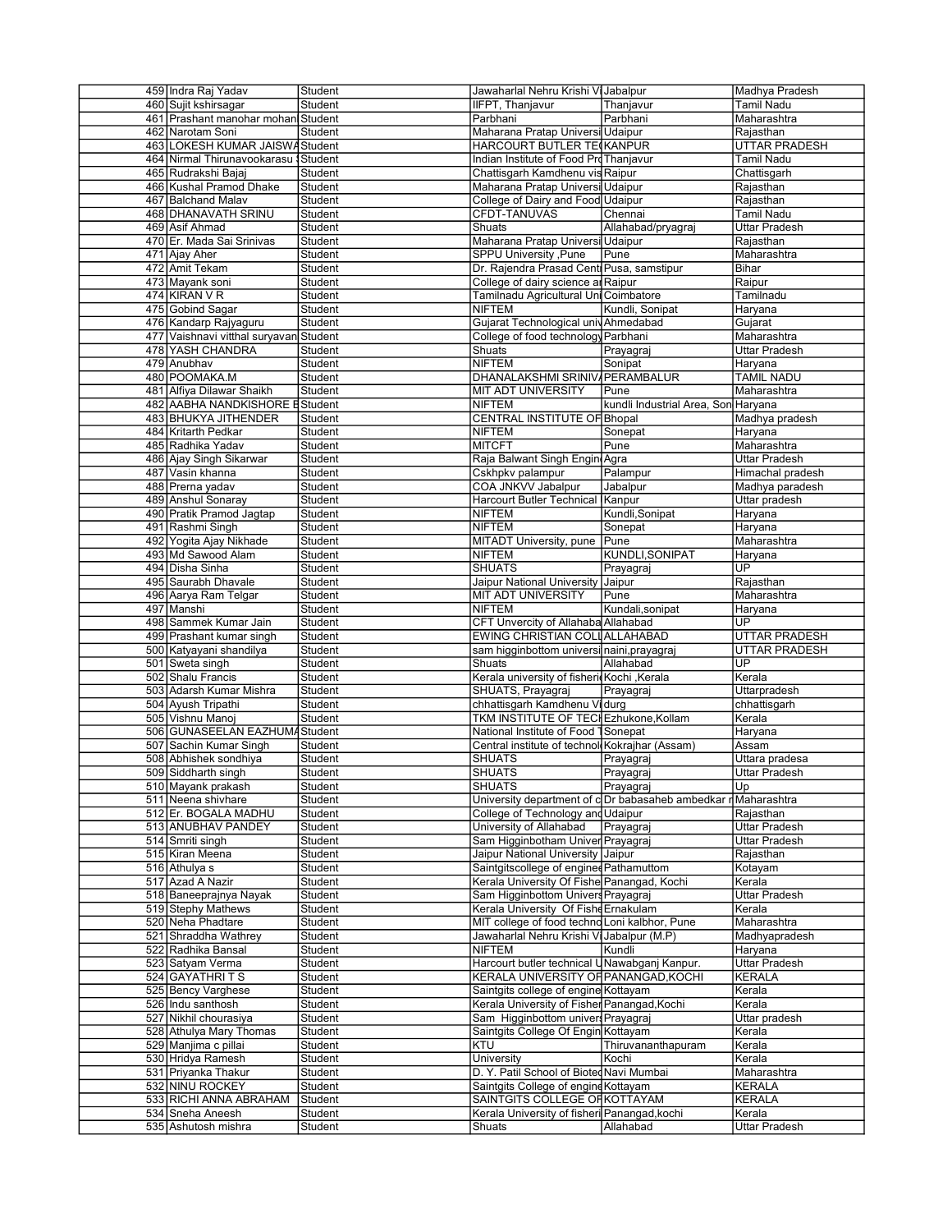| | | | | | |
|---|---|---|---|---|---|
| 459 | Indra Raj Yadav | Student | Jawaharlal Nehru Krishi Vi | Jabalpur | Madhya Pradesh |
| 460 | Sujit kshirsagar | Student | IIFPT, Thanjavur | Thanjavur | Tamil Nadu |
| 461 | Prashant manohar mohan | Student | Parbhani | Parbhani | Maharashtra |
| 462 | Narotam Soni | Student | Maharana Pratap Universi | Udaipur | Rajasthan |
| 463 | LOKESH KUMAR JAISWA | Student | HARCOURT BUTLER TEC | KANPUR | UTTAR PRADESH |
| 464 | Nirmal Thirunavookarasu | Student | Indian Institute of Food Pro | Thanjavur | Tamil Nadu |
| 465 | Rudrakshi Bajaj | Student | Chattisgarh Kamdhenu vis | Raipur | Chattisgarh |
| 466 | Kushal Pramod Dhake | Student | Maharana Pratap Universi | Udaipur | Rajasthan |
| 467 | Balchand Malav | Student | College of Dairy and Food | Udaipur | Rajasthan |
| 468 | DHANAVATH SRINU | Student | CFDT-TANUVAS | Chennai | Tamil Nadu |
| 469 | Asif Ahmad | Student | Shuats | Allahabad/pryagraj | Uttar Pradesh |
| 470 | Er. Mada Sai Srinivas | Student | Maharana Pratap Universi | Udaipur | Rajasthan |
| 471 | Ajay Aher | Student | SPPU University ,Pune | Pune | Maharashtra |
| 472 | Amit Tekam | Student | Dr. Rajendra Prasad Centr | Pusa, samstipur | Bihar |
| 473 | Mayank soni | Student | College of dairy science ar | Raipur | Raipur |
| 474 | KIRAN V R | Student | Tamilnadu Agricultural Uni | Coimbatore | Tamilnadu |
| 475 | Gobind Sagar | Student | NIFTEM | Kundli, Sonipat | Haryana |
| 476 | Kandarp Rajyaguru | Student | Gujarat Technological univ | Ahmedabad | Gujarat |
| 477 | Vaishnavi vitthal suryavan | Student | College of food technology | Parbhani | Maharashtra |
| 478 | YASH CHANDRA | Student | Shuats | Prayagraj | Uttar Pradesh |
| 479 | Anubhav | Student | NIFTEM | Sonipat | Haryana |
| 480 | POOMAKA.M | Student | DHANALAKSHMI SRINIVA | PERAMBALUR | TAMIL NADU |
| 481 | Alfiya Dilawar Shaikh | Student | MIT ADT UNIVERSITY | Pune | Maharashtra |
| 482 | AABHA NANDKISHORE E | Student | NIFTEM | kundli Industrial Area, Son | Haryana |
| 483 | BHUKYA JITHENDER | Student | CENTRAL INSTITUTE OF | Bhopal | Madhya pradesh |
| 484 | Kritarth Pedkar | Student | NIFTEM | Sonepat | Haryana |
| 485 | Radhika Yadav | Student | MITCFT | Pune | Maharashtra |
| 486 | Ajay Singh Sikarwar | Student | Raja Balwant Singh Engine | Agra | Uttar Pradesh |
| 487 | Vasin khanna | Student | Cskhpkv palampur | Palampur | Himachal pradesh |
| 488 | Prerna yadav | Student | COA JNKVV Jabalpur | Jabalpur | Madhya paradesh |
| 489 | Anshul Sonaray | Student | Harcourt Butler Technical | Kanpur | Uttar pradesh |
| 490 | Pratik Pramod Jagtap | Student | NIFTEM | Kundli,Sonipat | Haryana |
| 491 | Rashmi Singh | Student | NIFTEM | Sonepat | Haryana |
| 492 | Yogita Ajay Nikhade | Student | MITADT University, pune | Pune | Maharashtra |
| 493 | Md Sawood Alam | Student | NIFTEM | KUNDLI,SONIPAT | Haryana |
| 494 | Disha Sinha | Student | SHUATS | Prayagraj | UP |
| 495 | Saurabh Dhavale | Student | Jaipur National University | Jaipur | Rajasthan |
| 496 | Aarya Ram Telgar | Student | MIT ADT UNIVERSITY | Pune | Maharashtra |
| 497 | Manshi | Student | NIFTEM | Kundali,sonipat | Haryana |
| 498 | Sammek Kumar Jain | Student | CFT Unvercity of Allahaba | Allahabad | UP |
| 499 | Prashant kumar singh | Student | EWING CHRISTIAN COLL | ALLAHABAD | UTTAR PRADESH |
| 500 | Katyayani shandilya | Student | sam higginbottom universi | naini,prayagraj | UTTAR PRADESH |
| 501 | Sweta singh | Student | Shuats | Allahabad | UP |
| 502 | Shalu Francis | Student | Kerala university of fisheri | Kochi ,Kerala | Kerala |
| 503 | Adarsh Kumar Mishra | Student | SHUATS, Prayagraj | Prayagraj | Uttarpradesh |
| 504 | Ayush Tripathi | Student | chhattisgarh Kamdhenu Vi | durg | chhattisgarh |
| 505 | Vishnu Manoj | Student | TKM INSTITUTE OF TEC | Ezhukone,Kollam | Kerala |
| 506 | GUNASEELAN EAZHUMA | Student | National Institute of Food T | Sonepat | Haryana |
| 507 | Sachin Kumar Singh | Student | Central institute of technol | Kokrajhar (Assam) | Assam |
| 508 | Abhishek sondhiya | Student | SHUATS | Prayagraj | Uttara pradesa |
| 509 | Siddharth singh | Student | SHUATS | Prayagraj | Uttar Pradesh |
| 510 | Mayank prakash | Student | SHUATS | Prayagraj | Up |
| 511 | Neena shivhare | Student | University department of c | Dr babasaheb ambedkar r | Maharashtra |
| 512 | Er. BOGALA MADHU | Student | College of Technology and | Udaipur | Rajasthan |
| 513 | ANUBHAV PANDEY | Student | University of Allahabad | Prayagraj | Uttar Pradesh |
| 514 | Smriti singh | Student | Sam Higginbotham Univer | Prayagraj | Uttar Pradesh |
| 515 | Kiran Meena | Student | Jaipur National University | Jaipur | Rajasthan |
| 516 | Athulya s | Student | Saintgitscollege of enginee | Pathamuttom | Kotayam |
| 517 | Azad A Nazir | Student | Kerala University Of Fishe | Panangad, Kochi | Kerala |
| 518 | Baneeprajnya Nayak | Student | Sam Higginbottom Univers | Prayagraj | Uttar Pradesh |
| 519 | Stephy Mathews | Student | Kerala University Of Fishe | Ernakulam | Kerala |
| 520 | Neha Phadtare | Student | MIT college of food techno | Loni kalbhor, Pune | Maharashtra |
| 521 | Shraddha Wathrey | Student | Jawaharlal Nehru Krishi Vi | Jabalpur (M.P) | Madhyapradesh |
| 522 | Radhika Bansal | Student | NIFTEM | Kundli | Haryana |
| 523 | Satyam Verma | Student | Harcourt butler technical U | Nawabganj Kanpur. | Uttar Pradesh |
| 524 | GAYATHRI T S | Student | KERALA UNIVERSITY OF | PANANGAD,KOCHI | KERALA |
| 525 | Bency Varghese | Student | Saintgits college of engine | Kottayam | Kerala |
| 526 | Indu santhosh | Student | Kerala University of Fisher | Panangad,Kochi | Kerala |
| 527 | Nikhil chourasiya | Student | Sam Higginbottom univers | Prayagraj | Uttar pradesh |
| 528 | Athulya Mary Thomas | Student | Saintgits College Of Engin | Kottayam | Kerala |
| 529 | Manjima c pillai | Student | KTU | Thiruvananthapuram | Kerala |
| 530 | Hridya Ramesh | Student | University | Kochi | Kerala |
| 531 | Priyanka Thakur | Student | D. Y. Patil School of Biotec | Navi Mumbai | Maharashtra |
| 532 | NINU ROCKEY | Student | Saintgits College of engine | Kottayam | KERALA |
| 533 | RICHI ANNA ABRAHAM | Student | SAINTGITS COLLEGE OF | KOTTAYAM | KERALA |
| 534 | Sneha Aneesh | Student | Kerala University of fisheri | Panangad,kochi | Kerala |
| 535 | Ashutosh mishra | Student | Shuats | Allahabad | Uttar Pradesh |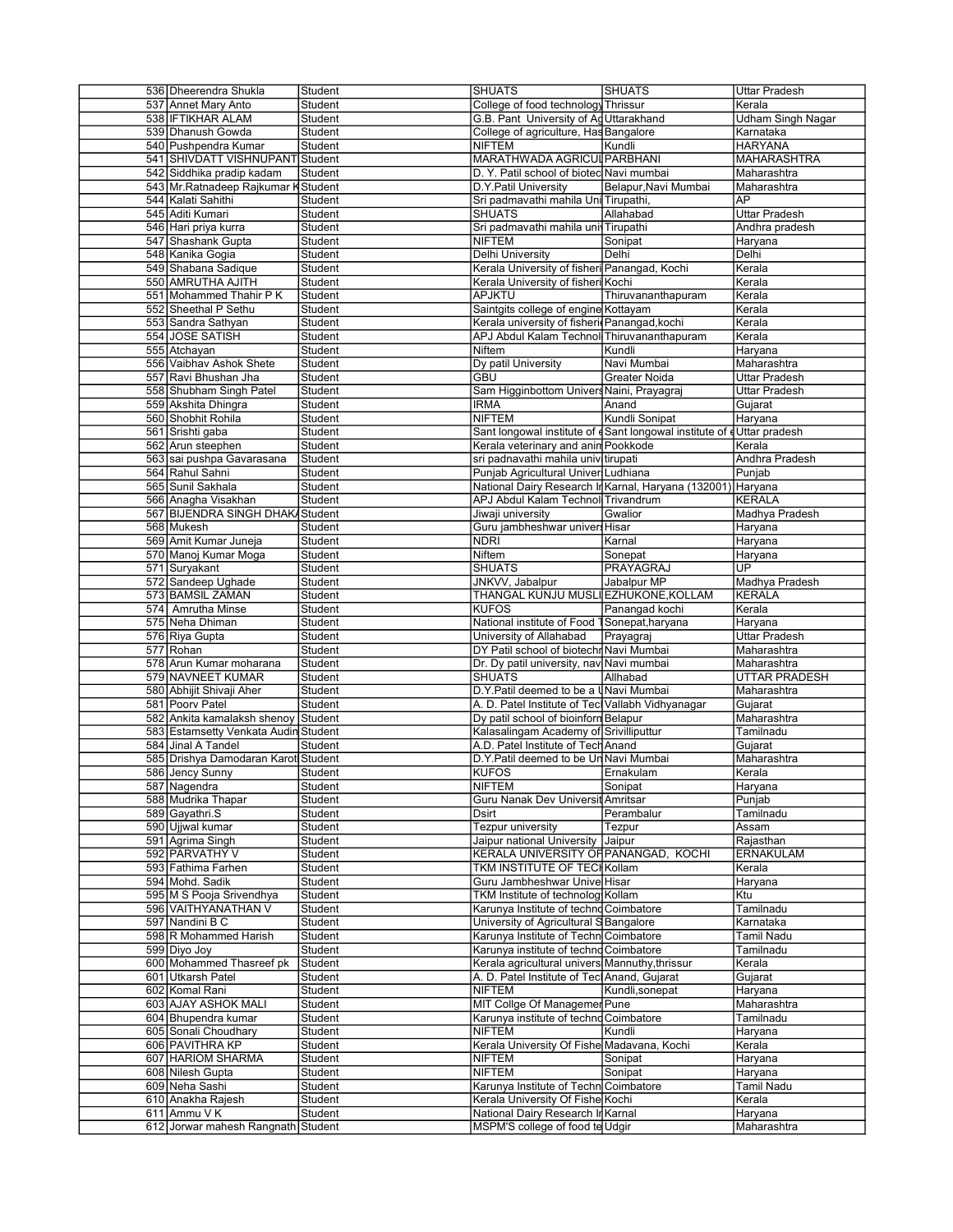| | | | | | |
|---|---|---|---|---|---|
| 536 | Dheerendra Shukla | Student | SHUATS | SHUATS | Uttar Pradesh |
| 537 | Annet Mary Anto | Student | College of food technology | Thrissur | Kerala |
| 538 | IFTIKHAR ALAM | Student | G.B. Pant University of Ag | Uttarakhand | Udham Singh Nagar |
| 539 | Dhanush Gowda | Student | College of agriculture, Has | Bangalore | Karnataka |
| 540 | Pushpendra Kumar | Student | NIFTEM | Kundli | HARYANA |
| 541 | SHIVDATT VISHNUPANT | Student | MARATHWADA AGRICUL | PARBHANI | MAHARASHTRA |
| 542 | Siddhika pradip kadam | Student | D. Y. Patil school of biotec | Navi mumbai | Maharashtra |
| 543 | Mr.Ratnadeep Rajkumar K | Student | D.Y.Patil University | Belapur,Navi Mumbai | Maharashtra |
| 544 | Kalati Sahithi | Student | Sri padmavathi mahila Uni | Tirupathi, | AP |
| 545 | Aditi Kumari | Student | SHUATS | Allahabad | Uttar Pradesh |
| 546 | Hari priya kurra | Student | Sri padmavathi mahila uni | Tirupathi | Andhra pradesh |
| 547 | Shashank Gupta | Student | NIFTEM | Sonipat | Haryana |
| 548 | Kanika Gogia | Student | Delhi University | Delhi | Delhi |
| 549 | Shabana Sadique | Student | Kerala University of fisheri | Panangad, Kochi | Kerala |
| 550 | AMRUTHA AJITH | Student | Kerala University of fisheri | Kochi | Kerala |
| 551 | Mohammed Thahir P K | Student | APJKTU | Thiruvananthapuram | Kerala |
| 552 | Sheethal P Sethu | Student | Saintgits college of engine | Kottayam | Kerala |
| 553 | Sandra Sathyan | Student | Kerala university of fisherie | Panangad,kochi | Kerala |
| 554 | JOSE SATISH | Student | APJ Abdul Kalam Technol | Thiruvananthapuram | Kerala |
| 555 | Atchayan | Student | Niftem | Kundli | Haryana |
| 556 | Vaibhav Ashok Shete | Student | Dy patil University | Navi Mumbai | Maharashtra |
| 557 | Ravi Bhushan Jha | Student | GBU | Greater Noida | Uttar Pradesh |
| 558 | Shubham Singh Patel | Student | Sam Higginbottom Univers | Naini, Prayagraj | Uttar Pradesh |
| 559 | Akshita Dhingra | Student | IRMA | Anand | Gujarat |
| 560 | Shobhit Rohila | Student | NIFTEM | Kundli Sonipat | Haryana |
| 561 | Srishti gaba | Student | Sant longowal institute of e | Sant longowal institute of e | Uttar pradesh |
| 562 | Arun steephen | Student | Kerala veterinary and anim | Pookkode | Kerala |
| 563 | sai pushpa Gavarasana | Student | sri padnavathi mahila univ | tirupati | Andhra Pradesh |
| 564 | Rahul Sahni | Student | Punjab Agricultural Univer | Ludhiana | Punjab |
| 565 | Sunil Sakhala | Student | National Dairy Research In | Karnal, Haryana (132001) | Haryana |
| 566 | Anagha Visakhan | Student | APJ Abdul Kalam Technol | Trivandrum | KERALA |
| 567 | BIJENDRA SINGH DHAKA | Student | Jiwaji university | Gwalior | Madhya Pradesh |
| 568 | Mukesh | Student | Guru jambheshwar univers | Hisar | Haryana |
| 569 | Amit Kumar Juneja | Student | NDRI | Karnal | Haryana |
| 570 | Manoj Kumar Moga | Student | Niftem | Sonepat | Haryana |
| 571 | Suryakant | Student | SHUATS | PRAYAGRAJ | UP |
| 572 | Sandeep Ughade | Student | JNKVV, Jabalpur | Jabalpur MP | Madhya Pradesh |
| 573 | BAMSIL ZAMAN | Student | THANGAL KUNJU MUSLI | EZHUKONE,KOLLAM | KERALA |
| 574 | Amrutha Minse | Student | KUFOS | Panangad kochi | Kerala |
| 575 | Neha Dhiman | Student | National institute of Food T | Sonepat,haryana | Haryana |
| 576 | Riya Gupta | Student | University of Allahabad | Prayagraj | Uttar Pradesh |
| 577 | Rohan | Student | DY Patil school of biotechn | Navi Mumbai | Maharashtra |
| 578 | Arun Kumar moharana | Student | Dr. Dy patil university, nav | Navi mumbai | Maharashtra |
| 579 | NAVNEET KUMAR | Student | SHUATS | Allhabad | UTTAR PRADESH |
| 580 | Abhijit Shivaji Aher | Student | D.Y.Patil deemed to be a U | Navi Mumbai | Maharashtra |
| 581 | Poorv Patel | Student | A. D. Patel Institute of Tec | Vallabh Vidhyanagar | Gujarat |
| 582 | Ankita kamalaksh shenoy | Student | Dy patil school of bioinform | Belapur | Maharashtra |
| 583 | Estamsetty Venkata Audin | Student | Kalasalingam Academy of | Srivilliputtur | Tamilnadu |
| 584 | Jinal A Tandel | Student | A.D. Patel Institute of Tech | Anand | Gujarat |
| 585 | Drishya Damodaran Karot | Student | D.Y.Patil deemed to be Un | Navi Mumbai | Maharashtra |
| 586 | Jency Sunny | Student | KUFOS | Ernakulam | Kerala |
| 587 | Nagendra | Student | NIFTEM | Sonipat | Haryana |
| 588 | Mudrika Thapar | Student | Guru Nanak Dev Universit | Amritsar | Punjab |
| 589 | Gayathri.S | Student | Dsirt | Perambalur | Tamilnadu |
| 590 | Ujjwal kumar | Student | Tezpur university | Tezpur | Assam |
| 591 | Agrima Singh | Student | Jaipur national University | Jaipur | Rajasthan |
| 592 | PARVATHY V | Student | KERALA UNIVERSITY OF | PANANGAD, KOCHI | ERNAKULAM |
| 593 | Fathima Farhen | Student | TKM INSTITUTE OF TECH | Kollam | Kerala |
| 594 | Mohd. Sadik | Student | Guru Jambheshwar Unive | Hisar | Haryana |
| 595 | M S Pooja Srivendhya | Student | TKM Institute of technolog | Kollam | Ktu |
| 596 | VAITHYANATHAN V | Student | Karunya Institute of techno | Coimbatore | Tamilnadu |
| 597 | Nandini B C | Student | University of Agricultural S | Bangalore | Karnataka |
| 598 | R Mohammed Harish | Student | Karunya Institute of Techn | Coimbatore | Tamil Nadu |
| 599 | Diyo Joy | Student | Karunya institute of techno | Coimbatore | Tamilnadu |
| 600 | Mohammed Thasreef pk | Student | Kerala agricultural univers | Mannuthy,thrissur | Kerala |
| 601 | Utkarsh Patel | Student | A. D. Patel Institute of Tec | Anand, Gujarat | Gujarat |
| 602 | Komal Rani | Student | NIFTEM | Kundli,sonepat | Haryana |
| 603 | AJAY ASHOK MALI | Student | MIT Collge Of Managemer | Pune | Maharashtra |
| 604 | Bhupendra kumar | Student | Karunya institute of techno | Coimbatore | Tamilnadu |
| 605 | Sonali Choudhary | Student | NIFTEM | Kundli | Haryana |
| 606 | PAVITHRA KP | Student | Kerala University Of Fishe | Madavana, Kochi | Kerala |
| 607 | HARIOM SHARMA | Student | NIFTEM | Sonipat | Haryana |
| 608 | Nilesh Gupta | Student | NIFTEM | Sonipat | Haryana |
| 609 | Neha Sashi | Student | Karunya Institute of Techn | Coimbatore | Tamil Nadu |
| 610 | Anakha Rajesh | Student | Kerala University Of Fishe | Kochi | Kerala |
| 611 | Ammu V K | Student | National Dairy Research In | Karnal | Haryana |
| 612 | Jorwar mahesh Rangnath | Student | MSPM'S college of food te | Udgir | Maharashtra |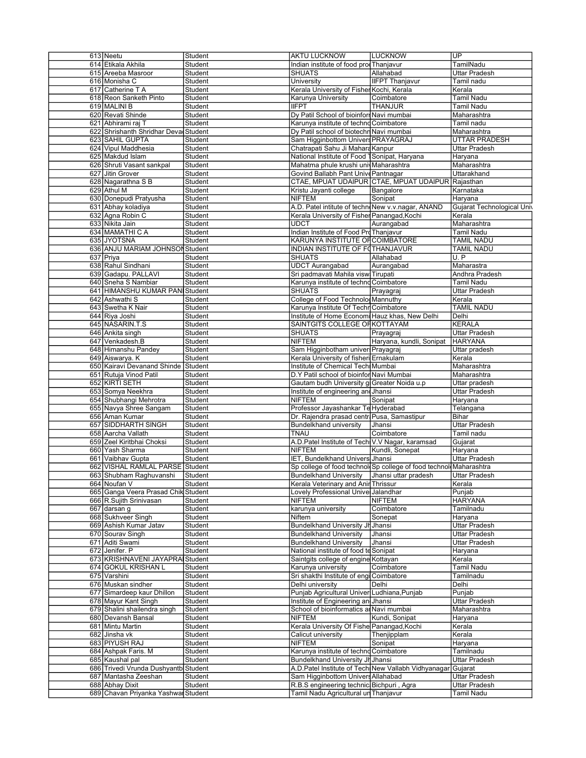| | | | | | |
|---|---|---|---|---|---|
| 613 | Neetu | Student | AKTU LUCKNOW | LUCKNOW | UP |
| 614 | Etikala Akhila | Student | Indian institute of food proc | Thanjavur | TamilNadu |
| 615 | Areeba Masroor | Student | SHUATS | Allahabad | Uttar Pradesh |
| 616 | Monisha C | Student | University | IIFPT Thanjavur | Tamil nadu |
| 617 | Catherine T A | Student | Kerala University of Fisher | Kochi, Kerala | Kerala |
| 618 | Reon Sanketh Pinto | Student | Karunya University | Coimbatore | Tamil Nadu |
| 619 | MALINI B | Student | IIFPT | THANJUR | Tamil Nadu |
| 620 | Revati Shinde | Student | Dy Patil School of bioinforn | Navi mumbai | Maharashtra |
| 621 | Abhirami raj T | Student | Karunya institute of techno | Coimbatore | Tamil nadu |
| 622 | Shrishanth Shridhar Devad | Student | Dy Patil school of biotechn | Navi mumbai | Maharashtra |
| 623 | SAHIL GUPTA | Student | Sam Higginbottom Univers | PRAYAGRAJ | UTTAR PRADESH |
| 624 | Vipul Maddhesia | Student | Chatrapati Sahu Ji Mahara | Kanpur | Uttar Pradesh |
| 625 | Makdud Islam | Student | National Institute of Food T | Sonipat, Haryana | Haryana |
| 626 | Shruti Vasant sankpal | Student | Mahatma phule krushi univ | Maharashtra | Maharashtra |
| 627 | Jitin Grover | Student | Govind Ballabh Pant Unive | Pantnagar | Uttarakhand |
| 628 | Nagarathna S B | Student | CTAE, MPUAT UDAIPUR | CTAE, MPUAT UDAIPUR | Rajasthan |
| 629 | Athul M | Student | Kristu Jayanti college | Bangalore | Karnataka |
| 630 | Donepudi Pratyusha | Student | NIFTEM | Sonipat | Haryana |
| 631 | Abhay koladiya | Student | A.D. Patel intitute of techn | New v.v.nagar, ANAND | Gujarat Technological Univ |
| 632 | Agna Robin C | Student | Kerala University of Fisher | Panangad,Kochi | Kerala |
| 633 | Nikita Jain | Student | UDCT | Aurangabad | Maharashtra |
| 634 | MAMATHI C A | Student | Indian Institute of Food Pro | Thanjavur | Tamil Nadu |
| 635 | JYOTSNA | Student | KARUNYA INSTITUTE OF | COIMBATORE | TAMIL NADU |
| 636 | ANJU MARIAM JOHNSON | Student | INDIAN INSTITUTE OF FO | THANJAVUR | TAMIL NADU |
| 637 | Priya | Student | SHUATS | Allahabad | U. P |
| 638 | Rahul Sindhani | Student | UDCT Aurangabad | Aurangabad | Maharastra |
| 639 | Gadapu. PALLAVI | Student | Sri padmavati Mahila visw | Tirupati | Andhra Pradesh |
| 640 | Sneha S Nambiar | Student | Karunya institute of techno | Coimbatore | Tamil Nadu |
| 641 | HIMANSHU KUMAR PAN | Student | SHUATS | Prayagraj | Uttar Pradesh |
| 642 | Ashwathi S | Student | College of Food Technolo | Mannuthy | Kerala |
| 643 | Swetha K Nair | Student | Karunya Institute Of Techn | Coimbatore | TAMIL NADU |
| 644 | Riya Joshi | Student | Institute of Home Economi | Hauz khas, New Delhi | Delhi |
| 645 | NASARIN.T.S | Student | SAINTGITS COLLEGE OF | KOTTAYAM | KERALA |
| 646 | Ankita singh | Student | SHUATS | Prayagraj | Uttar Pradesh |
| 647 | Venkadesh.B | Student | NIFTEM | Haryana, kundli, Sonipat | HARYANA |
| 648 | Himanshu Pandey | Student | Sam Higginbotham univers | Prayagraj | Uttar pradesh |
| 649 | Aiswarya. K | Student | Kerala University of fisheri | Ernakulam | Kerala |
| 650 | Kairavi Devanand Shinde | Student | Institute of Chemical Tech | Mumbai | Maharashtra |
| 651 | Rutuja Vinod Patil | Student | D.Y Patil school of bioinfor | Navi Mumbai | Maharashtra |
| 652 | KIRTI SETH | Student | Gautam budh University g | Greater Noida u.p | Uttar pradesh |
| 653 | Somya Neekhra | Student | Institute of engineering and | Jhansi | Uttar Pradesh |
| 654 | Shubhangi Mehrotra | Student | NIFTEM | Sonipat | Haryana |
| 655 | Navya Shree Sangam | Student | Professor Jayashankar Te | Hyderabad | Telangana |
| 656 | Aman Kumar | Student | Dr. Rajendra prasad centr | Pusa, Samastipur | Bihar |
| 657 | SIDDHARTH SINGH | Student | Bundelkhand university | Jhansi | Uttar Pradesh |
| 658 | Aarcha Vallath | Student | TNAU | Coimbatore | Tamil nadu |
| 659 | Zeel Kiritbhai Choksi | Student | A.D.Patel Institute of Tech | V.V Nagar, karamsad | Gujarat |
| 660 | Yash Sharma | Student | NIFTEM | Kundli, Sonepat | Haryana |
| 661 | Vaibhav Gupta | Student | IET, Bundelkhand Univers | Jhansi | Uttar Pradesh |
| 662 | VISHAL RAMLAL PARSE | Student | Sp college of food technol | Sp college of food technol | Maharashtra |
| 663 | Shubham Raghuvanshi | Student | Bundelkhand University | Jhansi uttar pradesh | Uttar Pradesh |
| 664 | Noufan V | Student | Kerala Veterinary and Anin | Thrissur | Kerala |
| 665 | Ganga Veera Prasad Chik | Student | Lovely Professional Unive | Jalandhar | Punjab |
| 666 | R.Sujith Srinivasan | Student | NIFTEM | NIFTEM | HARYANA |
| 667 | darsan g | Student | karunya university | Coimbatore | Tamilnadu |
| 668 | Sukhveer Singh | Student | Niftem | Sonepat | Haryana |
| 669 | Ashish Kumar Jatav | Student | Bundelkhand University Jh | Jhansi | Uttar Pradesh |
| 670 | Sourav Singh | Student | Bundelkhand University | Jhansi | Uttar Pradesh |
| 671 | Aditi Swami | Student | Bundelkhand University | Jhansi | Uttar Pradesh |
| 672 | Jenifer. P | Student | National institute of food te | Sonipat | Haryana |
| 673 | KRISHNAVENI JAYAPRA | Student | Saintgits college of engine | Kottayan | Kerala |
| 674 | GOKUL KRISHAN L | Student | Karunya university | Coimbatore | Tamil Nadu |
| 675 | Varshini | Student | Sri shakthi Institute of engi | Coimbatore | Tamilnadu |
| 676 | Muskan sindher | Student | Delhi university | Delhi | Delhi |
| 677 | Simardeep kaur Dhillon | Student | Punjab Agricultural Univer | Ludhiana,Punjab | Punjab |
| 678 | Mayur Kant Singh | Student | Institute of Engineering an | Jhansi | Uttar Pradesh |
| 679 | Shalini shailendra singh | Student | School of bioinformatics ar | Navi mumbai | Maharashtra |
| 680 | Devansh Bansal | Student | NIFTEM | Kundi, Sonipat | Haryana |
| 681 | Mintu Martin | Student | Kerala University Of Fishe | Panangad,Kochi | Kerala |
| 682 | Jinsha vk | Student | Calicut university | Thenjipplam | Kerala |
| 683 | PIYUSH RAJ | Student | NIFTEM | Sonipat | Haryana |
| 684 | Ashpak Faris. M | Student | Karunya institute of techno | Coimbatore | Tamilnadu |
| 685 | Kaushal pal | Student | Bundelkhand University Jh | Jhansi | Uttar Pradesh |
| 686 | Trivedi Vrunda Dushyantb | Student | A.D.Patel Institute of Tech | New Vallabh Vidhyanagar | Gujarat |
| 687 | Mantasha Zeeshan | Student | Sam Higginbottom Univers | Allahabad | Uttar Pradesh |
| 688 | Abhay Dixit | Student | R.B.S engineering technic | Bichpuri , Agra | Uttar Pradesh |
| 689 | Chavan Priyanka Yashwa | Student | Tamil Nadu Agricultural un | Thanjavur | Tamil Nadu |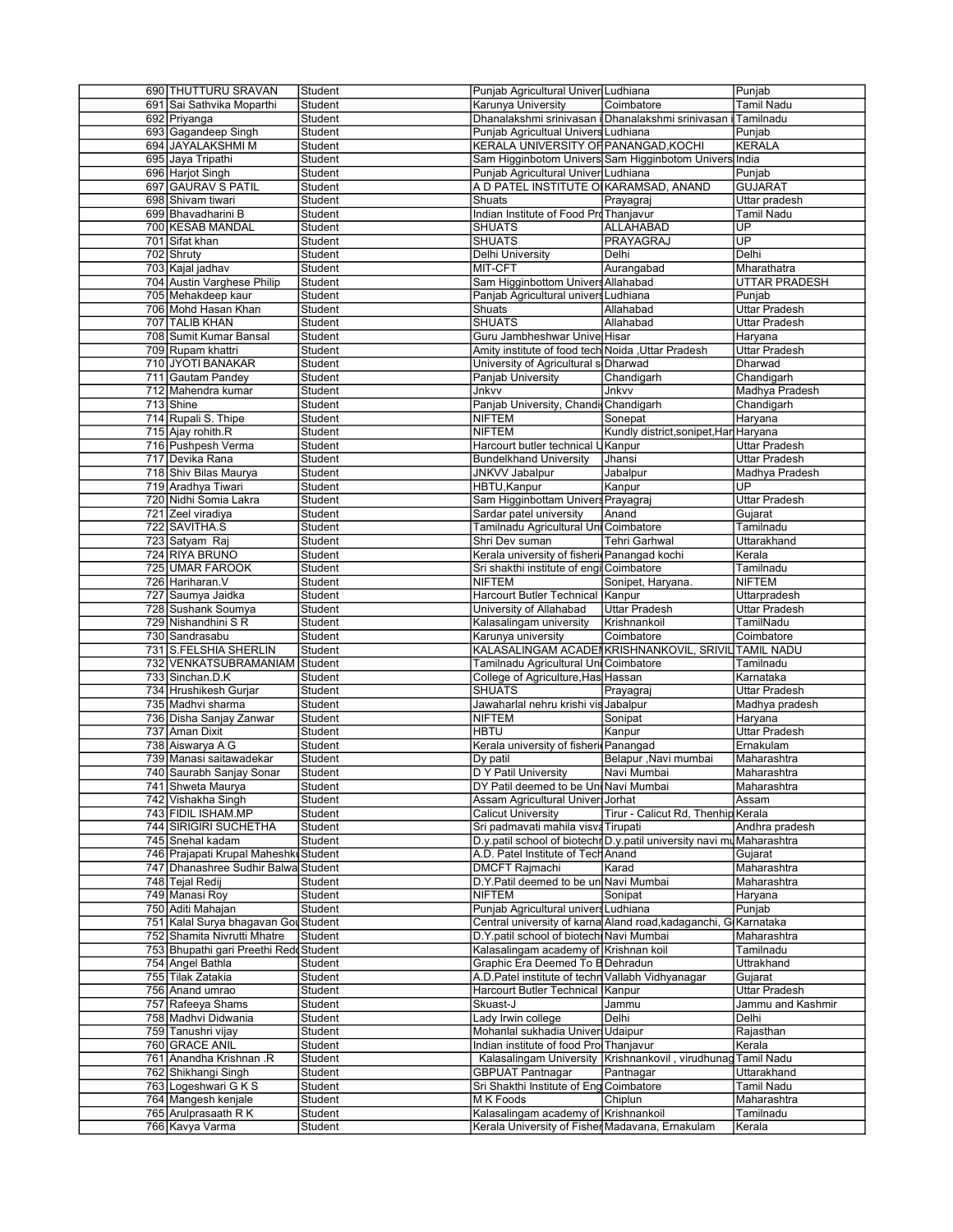| 690 | THUTTURU SRAVAN | Student | Punjab Agricultural Univer | Ludhiana | Punjab |
|---|---|---|---|---|---|
| 691 | Sai Sathvika Moparthi | Student | Karunya University | Coimbatore | Tamil Nadu |
| 692 | Priyanga | Student | Dhanalakshmi srinivasan i | Dhanalakshmi srinivasan i | Tamilnadu |
| 693 | Gagandeep Singh | Student | Punjab Agricultual Univers | Ludhiana | Punjab |
| 694 | JAYALAKSHMI M | Student | KERALA UNIVERSITY OF | PANANGAD,KOCHI | KERALA |
| 695 | Jaya Tripathi | Student | Sam Higginbotom Univers | Sam Higginbotom Univers | India |
| 696 | Harjot Singh | Student | Punjab Agricultural Univer | Ludhiana | Punjab |
| 697 | GAURAV S PATIL | Student | A D PATEL INSTITUTE O | KARAMSAD, ANAND | GUJARAT |
| 698 | Shivam tiwari | Student | Shuats | Prayagraj | Uttar pradesh |
| 699 | Bhavadharini B | Student | Indian Institute of Food Pro | Thanjavur | Tamil Nadu |
| 700 | KESAB MANDAL | Student | SHUATS | ALLAHABAD | UP |
| 701 | Sifat khan | Student | SHUATS | PRAYAGRAJ | UP |
| 702 | Shruty | Student | Delhi University | Delhi | Delhi |
| 703 | Kajal jadhav | Student | MIT-CFT | Aurangabad | Mharathatra |
| 704 | Austin Varghese Philip | Student | Sam Higginbottom Univers | Allahabad | UTTAR PRADESH |
| 705 | Mehakdeep kaur | Student | Panjab Agricultural univers | Ludhiana | Punjab |
| 706 | Mohd Hasan Khan | Student | Shuats | Allahabad | Uttar Pradesh |
| 707 | TALIB KHAN | Student | SHUATS | Allahabad | Uttar Pradesh |
| 708 | Sumit Kumar Bansal | Student | Guru Jambheshwar Unive | Hisar | Haryana |
| 709 | Rupam khattri | Student | Amity institute of food tech | Noida ,Uttar Pradesh | Uttar Pradesh |
| 710 | JYOTI BANAKAR | Student | University of Agricultural s | Dharwad | Dharwad |
| 711 | Gautam Pandey | Student | Panjab University | Chandigarh | Chandigarh |
| 712 | Mahendra kumar | Student | Jnkvv | Jnkvv | Madhya Pradesh |
| 713 | Shine | Student | Panjab University, Chandi | Chandigarh | Chandigarh |
| 714 | Rupali S. Thipe | Student | NIFTEM | Sonepat | Haryana |
| 715 | Ajay rohith.R | Student | NIFTEM | Kundly district,sonipet,Har | Haryana |
| 716 | Pushpesh Verma | Student | Harcourt butler technical U | Kanpur | Uttar Pradesh |
| 717 | Devika Rana | Student | Bundelkhand University | Jhansi | Uttar Pradesh |
| 718 | Shiv Bilas Maurya | Student | JNKVV Jabalpur | Jabalpur | Madhya Pradesh |
| 719 | Aradhya Tiwari | Student | HBTU,Kanpur | Kanpur | UP |
| 720 | Nidhi Somia Lakra | Student | Sam Higginbottam Univers | Prayagraj | Uttar Pradesh |
| 721 | Zeel viradiya | Student | Sardar patel university | Anand | Gujarat |
| 722 | SAVITHA.S | Student | Tamilnadu Agricultural Uni | Coimbatore | Tamilnadu |
| 723 | Satyam Raj | Student | Shri Dev suman | Tehri Garhwal | Uttarakhand |
| 724 | RIYA BRUNO | Student | Kerala university of fisheri | Panangad kochi | Kerala |
| 725 | UMAR FAROOK | Student | Sri shakthi institute of engi | Coimbatore | Tamilnadu |
| 726 | Hariharan.V | Student | NIFTEM | Sonipet, Haryana. | NIFTEM |
| 727 | Saumya Jaidka | Student | Harcourt Butler Technical | Kanpur | Uttarpradesh |
| 728 | Sushank Soumya | Student | University of Allahabad | Uttar Pradesh | Uttar Pradesh |
| 729 | Nishandhini S R | Student | Kalasalingam university | Krishnankoil | TamilNadu |
| 730 | Sandrasabu | Student | Karunya university | Coimbatore | Coimbatore |
| 731 | S.FELSHIA SHERLIN | Student | KALASALINGAM ACADEM | KRISHNANKOVIL, SRIVIL | TAMIL NADU |
| 732 | VENKATSUBRAMANIAM | Student | Tamilnadu Agricultural Uni | Coimbatore | Tamilnadu |
| 733 | Sinchan.D.K | Student | College of Agriculture,Has | Hassan | Karnataka |
| 734 | Hrushikesh Gurjar | Student | SHUATS | Prayagraj | Uttar Pradesh |
| 735 | Madhvi sharma | Student | Jawaharlal nehru krishi vis | Jabalpur | Madhya pradesh |
| 736 | Disha Sanjay Zanwar | Student | NIFTEM | Sonipat | Haryana |
| 737 | Aman Dixit | Student | HBTU | Kanpur | Uttar Pradesh |
| 738 | Aiswarya A G | Student | Kerala university of fisheri | Panangad | Ernakulam |
| 739 | Manasi saitawadekar | Student | Dy patil | Belapur ,Navi mumbai | Maharashtra |
| 740 | Saurabh Sanjay Sonar | Student | D Y Patil University | Navi Mumbai | Maharashtra |
| 741 | Shweta Maurya | Student | DY Patil deemed to be Uni | Navi Mumbai | Maharashtra |
| 742 | Vishakha Singh | Student | Assam Agricultural Univer | Jorhat | Assam |
| 743 | FIDIL ISHAM.MP | Student | Calicut University | Tirur - Calicut Rd, Thenhip | Kerala |
| 744 | SIRIGIRI SUCHETHA | Student | Sri padmavati mahila visva | Tirupati | Andhra pradesh |
| 745 | Snehal kadam | Student | D.y.patil school of biotechn | D.y.patil university navi mu | Maharashtra |
| 746 | Prajapati Krupal Maheshku | Student | A.D. Patel Institute of Tech | Anand | Gujarat |
| 747 | Dhanashree Sudhir Balwa | Student | DMCFT Rajmachi | Karad | Maharashtra |
| 748 | Tejal Redij | Student | D.Y.Patil deemed to be un | Navi Mumbai | Maharashtra |
| 749 | Manasi Roy | Student | NIFTEM | Sonipat | Haryana |
| 750 | Aditi Mahajan | Student | Punjab Agricultural univers | Ludhiana | Punjab |
| 751 | Kalal Surya bhagavan Gou | Student | Central university of karna | Aland road,kadaganchi, G | Karnataka |
| 752 | Shamita Nivrutti Mhatre | Student | D.Y.patil school of biotech | Navi Mumbai | Maharashtra |
| 753 | Bhupathi gari Preethi Redd | Student | Kalasalingam academy of | Krishnan koil | Tamilnadu |
| 754 | Angel Bathla | Student | Graphic Era Deemed To B | Dehradun | Uttrakhand |
| 755 | Tilak Zatakia | Student | A.D.Patel institute of techn | Vallabh Vidhyanagar | Gujarat |
| 756 | Anand umrao | Student | Harcourt Butler Technical | Kanpur | Uttar Pradesh |
| 757 | Rafeeya Shams | Student | Skuast-J | Jammu | Jammu and Kashmir |
| 758 | Madhvi Didwania | Student | Lady Irwin college | Delhi | Delhi |
| 759 | Tanushri vijay | Student | Mohanlal sukhadia Univer | Udaipur | Rajasthan |
| 760 | GRACE ANIL | Student | Indian institute of food Pro | Thanjavur | Kerala |
| 761 | Anandha Krishnan .R | Student | Kalasalingam University | Krishnankovil , virudhunag | Tamil Nadu |
| 762 | Shikhangi Singh | Student | GBPUAT Pantnagar | Pantnagar | Uttarakhand |
| 763 | Logeshwari G K S | Student | Sri Shakthi Institute of Eng | Coimbatore | Tamil Nadu |
| 764 | Mangesh kenjale | Student | M K Foods | Chiplun | Maharashtra |
| 765 | Arulprasaath R K | Student | Kalasalingam academy of | Krishnankoil | Tamilnadu |
| 766 | Kavya Varma | Student | Kerala University of Fisher | Madavana, Ernakulam | Kerala |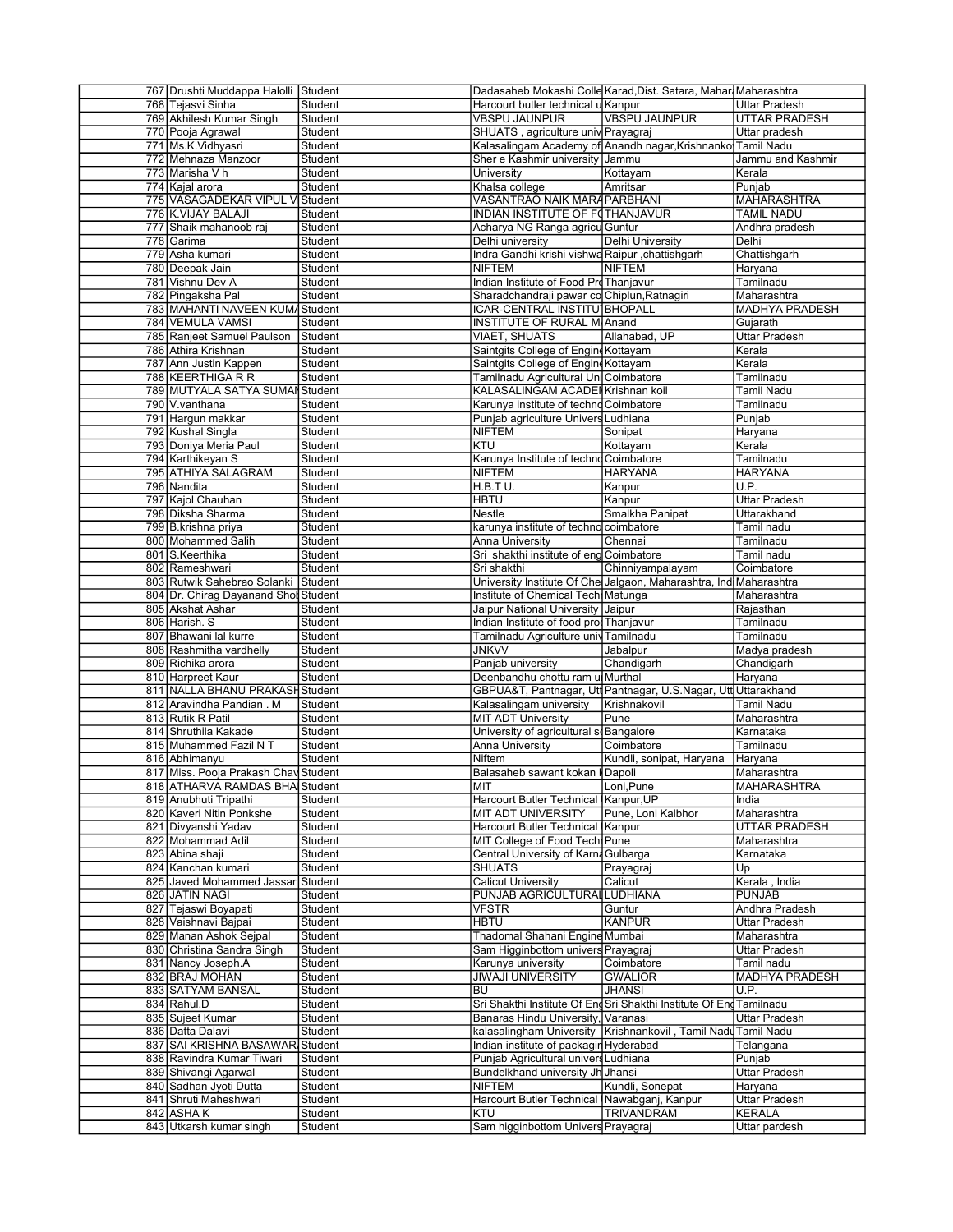| | | | | | |
|---|---|---|---|---|---|
| 767 | Drushti Muddappa Halolli | Student | Dadasaheb Mokashi Colle | Karad,Dist. Satara, Mahar | Maharashtra |
| 768 | Tejasvi Sinha | Student | Harcourt butler technical u | Kanpur | Uttar Pradesh |
| 769 | Akhilesh Kumar Singh | Student | VBSPU JAUNPUR | VBSPU JAUNPUR | UTTAR PRADESH |
| 770 | Pooja Agrawal | Student | SHUATS , agriculture univ | Prayagraj | Uttar pradesh |
| 771 | Ms.K.Vidhyasri | Student | Kalasalingam Academy of | Anandh nagar,Krishnanko | Tamil Nadu |
| 772 | Mehnaza Manzoor | Student | Sher e Kashmir university | Jammu | Jammu and Kashmir |
| 773 | Marisha V h | Student | University | Kottayam | Kerala |
| 774 | Kajal arora | Student | Khalsa college | Amritsar | Punjab |
| 775 | VASAGADEKAR VIPUL V | Student | VASANTRAO NAIK MARA | PARBHANI | MAHARASHTRA |
| 776 | K.VIJAY BALAJI | Student | INDIAN INSTITUTE OF FO | THANJAVUR | TAMIL NADU |
| 777 | Shaik mahanoob raj | Student | Acharya NG Ranga agricu | Guntur | Andhra pradesh |
| 778 | Garima | Student | Delhi university | Delhi University | Delhi |
| 779 | Asha kumari | Student | Indra Gandhi krishi vishwa | Raipur ,chattishgarh | Chattishgarh |
| 780 | Deepak Jain | Student | NIFTEM | NIFTEM | Haryana |
| 781 | Vishnu Dev A | Student | Indian Institute of Food Pro | Thanjavur | Tamilnadu |
| 782 | Pingaksha Pal | Student | Sharadchandraji pawar co | Chiplun,Ratnagiri | Maharashtra |
| 783 | MAHANTI NAVEEN KUMA | Student | ICAR-CENTRAL INSTITUT | BHOPALL | MADHYA PRADESH |
| 784 | VEMULA VAMSI | Student | INSTITUTE OF RURAL MA | Anand | Gujarath |
| 785 | Ranjeet Samuel Paulson | Student | VIAET, SHUATS | Allahabad, UP | Uttar Pradesh |
| 786 | Athira Krishnan | Student | Saintgits College of Engine | Kottayam | Kerala |
| 787 | Ann Justin Kappen | Student | Saintgits College of Engine | Kottayam | Kerala |
| 788 | KEERTHIGA R R | Student | Tamilnadu Agricultural Uni | Coimbatore | Tamilnadu |
| 789 | MUTYALA SATYA SUMAN | Student | KALASALINGAM ACADEM | Krishnan koil | Tamil Nadu |
| 790 | V.vanthana | Student | Karunya institute of techno | Coimbatore | Tamilnadu |
| 791 | Hargun makkar | Student | Punjab agriculture Univers | Ludhiana | Punjab |
| 792 | Kushal Singla | Student | NIFTEM | Sonipat | Haryana |
| 793 | Doniya Meria Paul | Student | KTU | Kottayam | Kerala |
| 794 | Karthikeyan S | Student | Karunya Institute of techno | Coimbatore | Tamilnadu |
| 795 | ATHIYA SALAGRAM | Student | NIFTEM | HARYANA | HARYANA |
| 796 | Nandita | Student | H.B.T U. | Kanpur | U.P. |
| 797 | Kajol Chauhan | Student | HBTU | Kanpur | Uttar Pradesh |
| 798 | Diksha Sharma | Student | Nestle | Smalkha Panipat | Uttarakhand |
| 799 | B.krishna priya | Student | karunya institute of techno | coimbatore | Tamil nadu |
| 800 | Mohammed Salih | Student | Anna University | Chennai | Tamilnadu |
| 801 | S.Keerthika | Student | Sri shakthi institute of eng | Coimbatore | Tamil nadu |
| 802 | Rameshwari | Student | Sri shakthi | Chinniyampalayam | Coimbatore |
| 803 | Rutwik Sahebrao Solanki | Student | University Institute Of Che | Jalgaon, Maharashtra, Ind | Maharashtra |
| 804 | Dr. Chirag Dayanand Shol | Student | Institute of Chemical Tech | Matunga | Maharashtra |
| 805 | Akshat Ashar | Student | Jaipur National University | Jaipur | Rajasthan |
| 806 | Harish. S | Student | Indian Institute of food pro | Thanjavur | Tamilnadu |
| 807 | Bhawani lal kurre | Student | Tamilnadu Agriculture univ | Tamilnadu | Tamilnadu |
| 808 | Rashmitha vardhelly | Student | JNKVV | Jabalpur | Madya pradesh |
| 809 | Richika arora | Student | Panjab university | Chandigarh | Chandigarh |
| 810 | Harpreet Kaur | Student | Deenbandhu chottu ram u | Murthal | Haryana |
| 811 | NALLA BHANU PRAKASH | Student | GBPUA&T, Pantnagar, Utt | Pantnagar, U.S.Nagar, Utt | Uttarakhand |
| 812 | Aravindha Pandian . M | Student | Kalasalingam university | Krishnakovil | Tamil Nadu |
| 813 | Rutik R Patil | Student | MIT ADT University | Pune | Maharashtra |
| 814 | Shruthila Kakade | Student | University of agricultural s | Bangalore | Karnataka |
| 815 | Muhammed Fazil N T | Student | Anna University | Coimbatore | Tamilnadu |
| 816 | Abhimanyu | Student | Niftem | Kundli, sonipat, Haryana | Haryana |
| 817 | Miss. Pooja Prakash Chav | Student | Balasaheb sawant kokan k | Dapoli | Maharashtra |
| 818 | ATHARVA RAMDAS BHA | Student | MIT | Loni,Pune | MAHARASHTRA |
| 819 | Anubhuti Tripathi | Student | Harcourt Butler Technical | Kanpur,UP | India |
| 820 | Kaveri Nitin Ponkshe | Student | MIT ADT UNIVERSITY | Pune, Loni Kalbhor | Maharashtra |
| 821 | Divyanshi Yadav | Student | Harcourt Butler Technical | Kanpur | UTTAR PRADESH |
| 822 | Mohammad Adil | Student | MIT College of Food Tech | Pune | Maharashtra |
| 823 | Abina shaji | Student | Central University of Karna | Gulbarga | Karnataka |
| 824 | Kanchan kumari | Student | SHUATS | Prayagraj | Up |
| 825 | Javed Mohammed Jassar | Student | Calicut University | Calicut | Kerala , India |
| 826 | JATIN NAGI | Student | PUNJAB AGRICULTURAL | LUDHIANA | PUNJAB |
| 827 | Tejaswi Boyapati | Student | VFSTR | Guntur | Andhra Pradesh |
| 828 | Vaishnavi Bajpai | Student | HBTU | KANPUR | Uttar Pradesh |
| 829 | Manan Ashok Sejpal | Student | Thadomal Shahani Engine | Mumbai | Maharashtra |
| 830 | Christina Sandra Singh | Student | Sam Higginbottom univers | Prayagraj | Uttar Pradesh |
| 831 | Nancy Joseph.A | Student | Karunya university | Coimbatore | Tamil nadu |
| 832 | BRAJ MOHAN | Student | JIWAJI UNIVERSITY | GWALIOR | MADHYA PRADESH |
| 833 | SATYAM BANSAL | Student | BU | JHANSI | U.P. |
| 834 | Rahul.D | Student | Sri Shakthi Institute Of Eng | Sri Shakthi Institute Of Eng | Tamilnadu |
| 835 | Sujeet Kumar | Student | Banaras Hindu University, | Varanasi | Uttar Pradesh |
| 836 | Datta Dalavi | Student | kalasalingham University | Krishnankovil , Tamil Nadu | Tamil Nadu |
| 837 | SAI KRISHNA BASAWAR | Student | Indian institute of packagin | Hyderabad | Telangana |
| 838 | Ravindra Kumar Tiwari | Student | Punjab Agricultural univers | Ludhiana | Punjab |
| 839 | Shivangi Agarwal | Student | Bundelkhand university Jh | Jhansi | Uttar Pradesh |
| 840 | Sadhan Jyoti Dutta | Student | NIFTEM | Kundli, Sonepat | Haryana |
| 841 | Shruti Maheshwari | Student | Harcourt Butler Technical | Nawabganj, Kanpur | Uttar Pradesh |
| 842 | ASHA K | Student | KTU | TRIVANDRAM | KERALA |
| 843 | Utkarsh kumar singh | Student | Sam higginbottom Univers | Prayagraj | Uttar pardesh |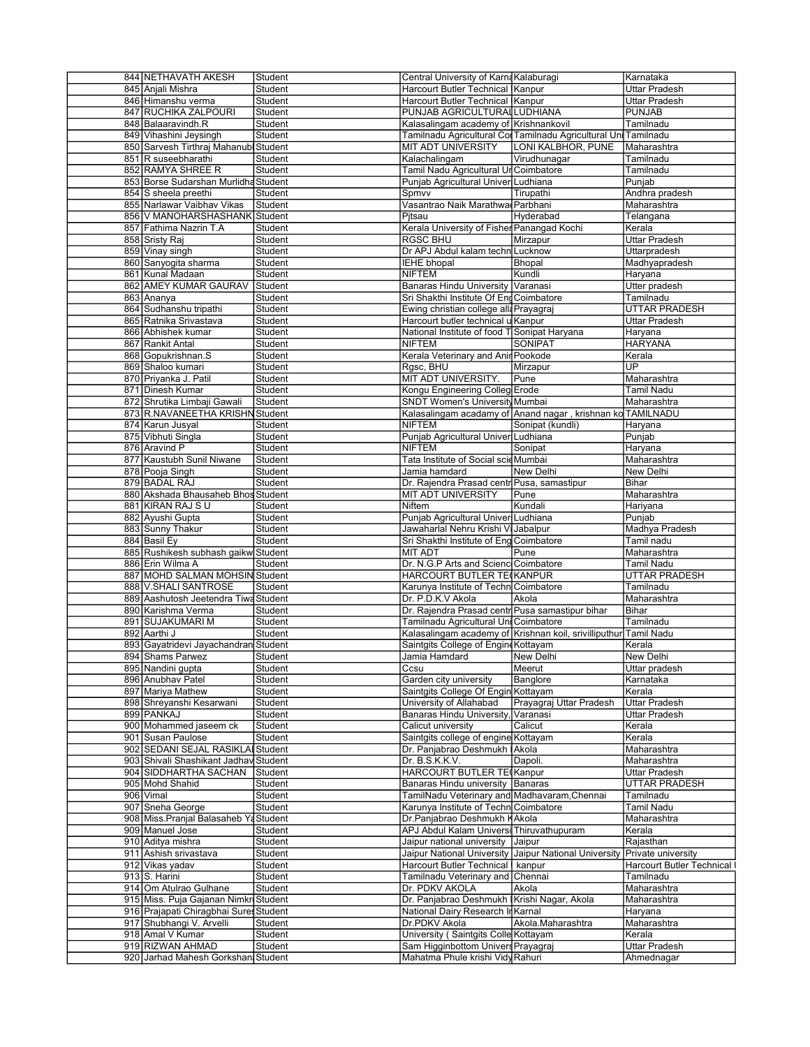| | | | | | |
|---|---|---|---|---|---|
| 844 | NETHAVATH AKESH | Student | Central University of Karna | Kalaburagi | Karnataka |
| 845 | Anjali Mishra | Student | Harcourt Butler Technical | Kanpur | Uttar Pradesh |
| 846 | Himanshu verma | Student | Harcourt Butler Technical | Kanpur | Uttar Pradesh |
| 847 | RUCHIKA ZALPOURI | Student | PUNJAB AGRICULTURAL | LUDHIANA | PUNJAB |
| 848 | Balaaravindh.R | Student | Kalasalingam academy of | Krishnankovil | Tamilnadu |
| 849 | Vihashini Jeysingh | Student | Tamilnadu Agricultural Co | Tamilnadu Agricultural Uni | Tamilnadu |
| 850 | Sarvesh Tirthraj Mahanub | Student | MIT ADT UNIVERSITY | LONI KALBHOR, PUNE | Maharashtra |
| 851 | R suseebharathi | Student | Kalachalingam | Virudhunagar | Tamilnadu |
| 852 | RAMYA SHREE R | Student | Tamil Nadu Agricultural Ur | Coimbatore | Tamilnadu |
| 853 | Borse Sudarshan Murlidha | Student | Punjab Agricultural Univer | Ludhiana | Punjab |
| 854 | S sheela preethi | Student | Spmvv | Tirupathi | Andhra pradesh |
| 855 | Narlawar Vaibhav Vikas | Student | Vasantrao Naik Marathwa | Parbhani | Maharashtra |
| 856 | V MANOHARSHASHANK | Student | Pjtsau | Hyderabad | Telangana |
| 857 | Fathima Nazrin T.A | Student | Kerala University of Fisher | Panangad Kochi | Kerala |
| 858 | Sristy Raj | Student | RGSC BHU | Mirzapur | Uttar Pradesh |
| 859 | Vinay singh | Student | Dr APJ Abdul kalam techn | Lucknow | Uttarpradesh |
| 860 | Sanyogita sharma | Student | IEHE bhopal | Bhopal | Madhyapradesh |
| 861 | Kunal Madaan | Student | NIFTEM | Kundli | Haryana |
| 862 | AMEY KUMAR GAURAV | Student | Banaras Hindu University | Varanasi | Utter pradesh |
| 863 | Ananya | Student | Sri Shakthi Institute Of Eng | Coimbatore | Tamilnadu |
| 864 | Sudhanshu tripathi | Student | Ewing christian college alla | Prayagraj | UTTAR PRADESH |
| 865 | Ratnika Srivastava | Student | Harcourt butler technical u | Kanpur | Uttar Pradesh |
| 866 | Abhishek kumar | Student | National Institute of food T | Sonipat Haryana | Haryana |
| 867 | Rankit Antal | Student | NIFTEM | SONIPAT | HARYANA |
| 868 | Gopukrishnan.S | Student | Kerala Veterinary and Anir | Pookode | Kerala |
| 869 | Shaloo kumari | Student | Rgsc, BHU | Mirzapur | UP |
| 870 | Priyanka J. Patil | Student | MIT ADT UNIVERSITY. | Pune | Maharashtra |
| 871 | Dinesh Kumar | Student | Kongu Engineering Colleg | Erode | Tamil Nadu |
| 872 | Shrutika Limbaji Gawali | Student | SNDT Women's University | Mumbai | Maharashtra |
| 873 | R.NAVANEETHA KRISHN | Student | Kalasalingam acadamy of | Anand nagar , krishnan ko | TAMILNADU |
| 874 | Karun Jusyal | Student | NIFTEM | Sonipat (kundli) | Haryana |
| 875 | Vibhuti Singla | Student | Punjab Agricultural Univer | Ludhiana | Punjab |
| 876 | Aravind P | Student | NIFTEM | Sonipat | Haryana |
| 877 | Kaustubh Sunil Niwane | Student | Tata Institute of Social scie | Mumbai | Maharashtra |
| 878 | Pooja Singh | Student | Jamia hamdard | New Delhi | New Delhi |
| 879 | BADAL RAJ | Student | Dr. Rajendra Prasad centr | Pusa, samastipur | Bihar |
| 880 | Akshada Bhausaheb Bhos | Student | MIT ADT UNIVERSITY | Pune | Maharashtra |
| 881 | KIRAN RAJ S U | Student | Niftem | Kundali | Hariyana |
| 882 | Ayushi Gupta | Student | Punjab Agricultural Univer | Ludhiana | Punjab |
| 883 | Sunny Thakur | Student | Jawaharlal Nehru Krishi V | Jabalpur | Madhya Pradesh |
| 884 | Basil Ey | Student | Sri Shakthi Institute of Eng | Coimbatore | Tamil nadu |
| 885 | Rushikesh subhash gaikw | Student | MIT ADT | Pune | Maharashtra |
| 886 | Erin Wilma A | Student | Dr. N.G.P Arts and Scienc | Coimbatore | Tamil Nadu |
| 887 | MOHD SALMAN MOHSIN | Student | HARCOURT BUTLER TE | KANPUR | UTTAR PRADESH |
| 888 | V.SHALI SANTROSE | Student | Karunya Institute of Techn | Coimbatore | Tamilnadu |
| 889 | Aashutosh Jeetendra Tiwa | Student | Dr. P.D.K.V Akola | Akola | Maharashtra |
| 890 | Karishma Verma | Student | Dr. Rajendra Prasad centr | Pusa samastipur bihar | Bihar |
| 891 | SUJAKUMARI M | Student | Tamilnadu Agricultural Uni | Coimbatore | Tamilnadu |
| 892 | Aarthi J | Student | Kalasalingam academy of | Krishnan koil, srivilliputhur | Tamil Nadu |
| 893 | Gayatridevi Jayachandran | Student | Saintgits College of Engine | Kottayam | Kerala |
| 894 | Shams Parwez | Student | Jamia Hamdard | New Delhi | New Delhi |
| 895 | Nandini gupta | Student | Ccsu | Meerut | Uttar pradesh |
| 896 | Anubhav Patel | Student | Garden city university | Banglore | Karnataka |
| 897 | Mariya Mathew | Student | Saintgits College Of Engin | Kottayam | Kerala |
| 898 | Shreyanshi Kesarwani | Student | University of Allahabad | Prayagraj Uttar Pradesh | Uttar Pradesh |
| 899 | PANKAJ | Student | Banaras Hindu University, | Varanasi | Uttar Pradesh |
| 900 | Mohammed jaseem ck | Student | Calicut university | Calicut | Kerala |
| 901 | Susan Paulose | Student | Saintgits college of engine | Kottayam | Kerala |
| 902 | SEDANI SEJAL RASIKLA | Student | Dr. Panjabrao Deshmukh | Akola | Maharashtra |
| 903 | Shivali Shashikant Jadhav | Student | Dr. B.S.K.K.V. | Dapoli. | Maharashtra |
| 904 | SIDDHARTHA SACHAN | Student | HARCOURT BUTLER TE | Kanpur | Uttar Pradesh |
| 905 | Mohd Shahid | Student | Banaras Hindu university | Banaras | UTTAR PRADESH |
| 906 | Vimal | Student | TamilNadu Veterinary and | Madhavaram,Chennai | Tamilnadu |
| 907 | Sneha George | Student | Karunya Institute of Techn | Coimbatore | Tamil Nadu |
| 908 | Miss.Pranjal Balasaheb Ya | Student | Dr.Panjabrao Deshmukh K | Akola | Maharashtra |
| 909 | Manuel Jose | Student | APJ Abdul Kalam Universi | Thiruvathupuram | Kerala |
| 910 | Aditya mishra | Student | Jaipur national university | Jaipur | Rajasthan |
| 911 | Ashish srivastava | Student | Jaipur National University | Jaipur National University | Private university |
| 912 | Vikas yadav | Student | Harcourt Butler Technical | kanpur | Harcourt Butler Technical |
| 913 | S. Harini | Student | Tamilnadu Veterinary and | Chennai | Tamilnadu |
| 914 | Om Atulrao Gulhane | Student | Dr. PDKV AKOLA | Akola | Maharashtra |
| 915 | Miss. Puja Gajanan Nimkr | Student | Dr. Panjabrao Deshmukh | Krishi Nagar, Akola | Maharashtra |
| 916 | Prajapati Chiragbhai Sures | Student | National Dairy Research Ir | Karnal | Haryana |
| 917 | Shubhangi V. Arvelli | Student | Dr.PDKV Akola | Akola.Maharashtra | Maharashtra |
| 918 | Amal V Kumar | Student | University ( Saintgits Colle | Kottayam | Kerala |
| 919 | RIZWAN AHMAD | Student | Sam Higginbottom Univers | Prayagraj | Uttar Pradesh |
| 920 | Jarhad Mahesh Gorkshan | Student | Mahatma Phule krishi Vidy | Rahuri | Ahmednagar |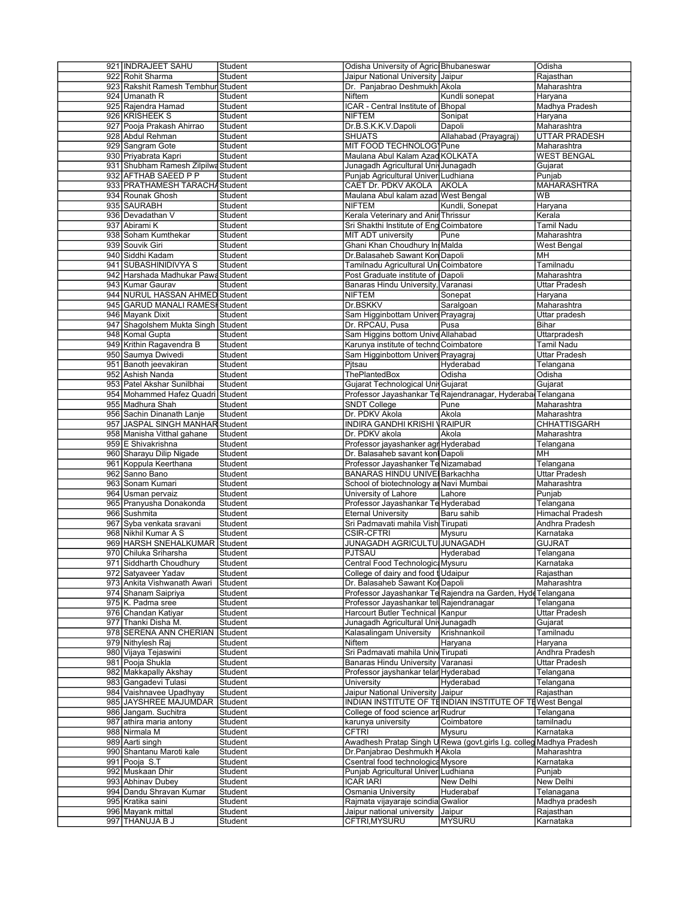| | | | | | |
|---|---|---|---|---|---|
| 921 | INDRAJEET SAHU | Student | Odisha University of Agric | Bhubaneswar | Odisha |
| 922 | Rohit Sharma | Student | Jaipur National University | Jaipur | Rajasthan |
| 923 | Rakshit Ramesh Tembhur | Student | Dr. Panjabrao Deshmukh | Akola | Maharashtra |
| 924 | Umanath R | Student | Niftem | Kundli sonepat | Haryana |
| 925 | Rajendra Hamad | Student | ICAR - Central Institute of | Bhopal | Madhya Pradesh |
| 926 | KRISHEEK S | Student | NIFTEM | Sonipat | Haryana |
| 927 | Pooja Prakash Ahirrao | Student | Dr.B.S.K.K.V.Dapoli | Dapoli | Maharashtra |
| 928 | Abdul Rehman | Student | SHUATS | Allahabad (Prayagraj) | UTTAR PRADESH |
| 929 | Sangram Gote | Student | MIT FOOD TECHNOLOGY | Pune | Maharashtra |
| 930 | Priyabrata Kapri | Student | Maulana Abul Kalam Azad | KOLKATA | WEST BENGAL |
| 931 | Shubham Ramesh Zilpilwa | Student | Junagadh Agricultural Univ | Junagadh | Gujarat |
| 932 | AFTHAB SAEED P P | Student | Punjab Agricultural Univer | Ludhiana | Punjab |
| 933 | PRATHAMESH TARACHA | Student | CAET Dr. PDKV AKOLA | AKOLA | MAHARASHTRA |
| 934 | Rounak Ghosh | Student | Maulana Abul kalam azad | West Bengal | WB |
| 935 | SAURABH | Student | NIFTEM | Kundli, Sonepat | Haryana |
| 936 | Devadathan V | Student | Kerala Veterinary and Anin | Thrissur | Kerala |
| 937 | Abirami K | Student | Sri Shakthi Institute of Eng | Coimbatore | Tamil Nadu |
| 938 | Soham Kumthekar | Student | MIT ADT university | Pune | Maharashtra |
| 939 | Souvik Giri | Student | Ghani Khan Choudhury Ins | Malda | West Bengal |
| 940 | Siddhi Kadam | Student | Dr.Balasaheb Sawant Kon | Dapoli | MH |
| 941 | SUBASHINIDIVYA S | Student | Tamilnadu Agricultural Uni | Coimbatore | Tamilnadu |
| 942 | Harshada Madhukar Pawa | Student | Post Graduate institute of | Dapoli | Maharashtra |
| 943 | Kumar Gaurav | Student | Banaras Hindu University, | Varanasi | Uttar Pradesh |
| 944 | NURUL HASSAN AHMED | Student | NIFTEM | Sonepat | Haryana |
| 945 | GARUD MANALI RAMESH | Student | Dr.BSKKV | Saralgoan | Maharashtra |
| 946 | Mayank Dixit | Student | Sam Higginbottom Univers | Prayagraj | Uttar pradesh |
| 947 | Shagolshem Mukta Singh | Student | Dr. RPCAU, Pusa | Pusa | Bihar |
| 948 | Komal Gupta | Student | Sam Higgins bottom Unive | Allahabad | Uttarpradesh |
| 949 | Krithin Ragavendra B | Student | Karunya institute of techno | Coimbatore | Tamil Nadu |
| 950 | Saumya Dwivedi | Student | Sam Higginbottom Univers | Prayagraj | Uttar Pradesh |
| 951 | Banoth jeevakiran | Student | Pjtsau | Hyderabad | Telangana |
| 952 | Ashish Nanda | Student | ThePlantedBox | Odisha | Odisha |
| 953 | Patel Akshar Sunilbhai | Student | Gujarat Technological Univ | Gujarat | Gujarat |
| 954 | Mohammed Hafez Quadri | Student | Professor Jayashankar Te | Rajendranagar, Hyderabad | Telangana |
| 955 | Madhura Shah | Student | SNDT College | Pune | Maharashtra |
| 956 | Sachin Dinanath Lanje | Student | Dr. PDKV Akola | Akola | Maharashtra |
| 957 | JASPAL SINGH MANHAR | Student | INDIRA GANDHI KRISHI V | RAIPUR | CHHATTISGARH |
| 958 | Manisha Vitthal gahane | Student | Dr. PDKV akola | Akola | Maharashtra |
| 959 | E Shivakrishna | Student | Professor jayashanker agr | Hyderabad | Telangana |
| 960 | Sharayu Dilip Nigade | Student | Dr. Balasaheb savant konl | Dapoli | MH |
| 961 | Koppula Keerthana | Student | Professor Jayashanker Te | Nizamabad | Telangana |
| 962 | Sanno Bano | Student | BANARAS HINDU UNIVEI | Barkachha | Uttar Pradesh |
| 963 | Sonam Kumari | Student | School of biotechnology an | Navi Mumbai | Maharashtra |
| 964 | Usman pervaiz | Student | University of Lahore | Lahore | Punjab |
| 965 | Pranyusha Donakonda | Student | Professor Jayashankar Te | Hyderabad | Telangana |
| 966 | Sushmita | Student | Eternal University | Baru sahib | Himachal Pradesh |
| 967 | Syba venkata sravani | Student | Sri Padmavati mahila Vish | Tirupati | Andhra Pradesh |
| 968 | Nikhil Kumar A S | Student | CSIR-CFTRI | Mysuru | Karnataka |
| 969 | HARSH SNEHALKUMAR | Student | JUNAGADH AGRICULTU | JUNAGADH | GUJRAT |
| 970 | Chiluka Sriharsha | Student | PJTSAU | Hyderabad | Telangana |
| 971 | Siddharth Choudhury | Student | Central Food Technologica | Mysuru | Karnataka |
| 972 | Satyaveer Yadav | Student | College of dairy and food t | Udaipur | Rajasthan |
| 973 | Ankita Vishwanath Awari | Student | Dr. Balasaheb Sawant Kon | Dapoli | Maharashtra |
| 974 | Shanam Saipriya | Student | Professor Jayashankar Te | Rajendra na Garden, Hyde | Telangana |
| 975 | K. Padma sree | Student | Professor Jayashankar tel | Rajendranagar | Telangana |
| 976 | Chandan Katiyar | Student | Harcourt Butler Technical | Kanpur | Uttar Pradesh |
| 977 | Thanki Disha M. | Student | Junagadh Agricultural Univ | Junagadh | Gujarat |
| 978 | SERENA ANN CHERIAN | Student | Kalasalingam University | Krishnankoil | Tamilnadu |
| 979 | Nithylesh Raj | Student | Niftem | Haryana | Haryana |
| 980 | Vijaya Tejaswini | Student | Sri Padmavati mahila Univ | Tirupati | Andhra Pradesh |
| 981 | Pooja Shukla | Student | Banaras Hindu University | Varanasi | Uttar Pradesh |
| 982 | Makkapally Akshay | Student | Professor jayshankar telan | Hyderabad | Telangana |
| 983 | Gangadevi Tulasi | Student | University | Hyderabad | Telangana |
| 984 | Vaishnavee Upadhyay | Student | Jaipur National University | Jaipur | Rajasthan |
| 985 | JAYSHREE MAJUMDAR | Student | INDIAN INSTITUTE OF TE | INDIAN INSTITUTE OF TE | West Bengal |
| 986 | Jangam. Suchitra | Student | College of food science an | Rudrur | Telangana |
| 987 | athira maria antony | Student | karunya university | Coimbatore | tamilnadu |
| 988 | Nirmala M | Student | CFTRI | Mysuru | Karnataka |
| 989 | Aarti singh | Student | Awadhesh Pratap Singh U | Rewa (govt.girls l.g. colleg | Madhya Pradesh |
| 990 | Shantanu Maroti kale | Student | Dr.Panjabrao Deshmukh K | Akola | Maharashtra |
| 991 | Pooja S.T | Student | Csentral food technologica | Mysore | Karnataka |
| 992 | Muskaan Dhir | Student | Punjab Agricultural Univer | Ludhiana | Punjab |
| 993 | Abhinav Dubey | Student | ICAR IARI | New Delhi | New Delhi |
| 994 | Dandu Shravan Kumar | Student | Osmania University | Huderabaf | Telanagana |
| 995 | Kratika saini | Student | Rajmata vijayaraje scindia | Gwalior | Madhya pradesh |
| 996 | Mayank mittal | Student | Jaipur national university | Jaipur | Rajasthan |
| 997 | THANUJA B J | Student | CFTRI,MYSURU | MYSURU | Karnataka |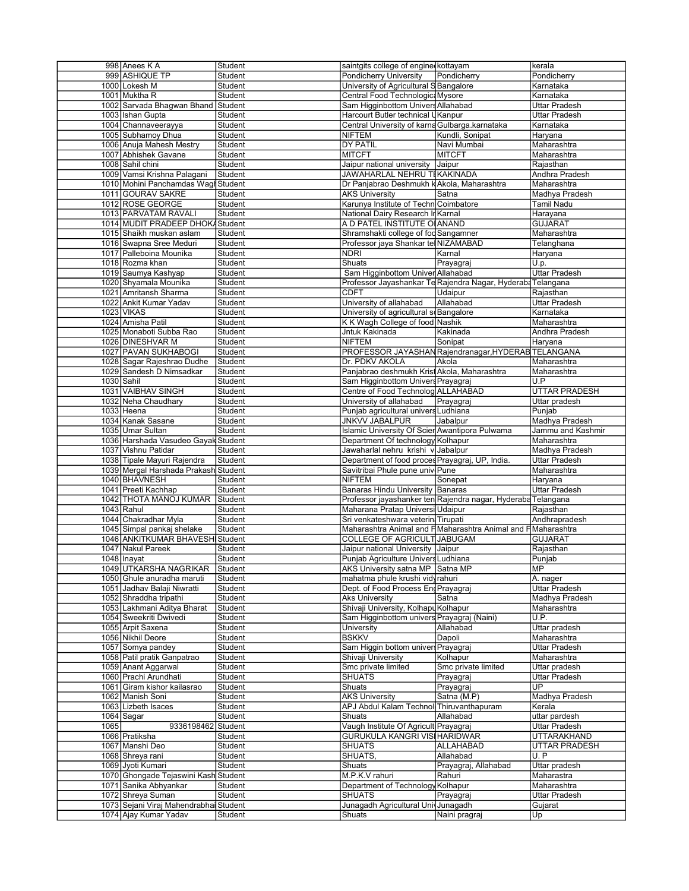| | | | | | |
|---|---|---|---|---|---|
| 998 | Anees K A | Student | saintgits college of engine | kottayam | kerala |
| 999 | ASHIQUE TP | Student | Pondicherry University | Pondicherry | Pondicherry |
| 1000 | Lokesh M | Student | University of Agricultural S | Bangalore | Karnataka |
| 1001 | Muktha R | Student | Central Food Technologica | Mysore | Karnataka |
| 1002 | Sarvada Bhagwan Bhand | Student | Sam Higginbottom Univers | Allahabad | Uttar Pradesh |
| 1003 | Ishan Gupta | Student | Harcourt Butler technical U | Kanpur | Uttar Pradesh |
| 1004 | Channaveerayya | Student | Central University of karna | Gulbarga.karnataka | Karnataka |
| 1005 | Subhamoy Dhua | Student | NIFTEM | Kundli, Sonipat | Haryana |
| 1006 | Anuja Mahesh Mestry | Student | DY PATIL | Navi Mumbai | Maharashtra |
| 1007 | Abhishek Gavane | Student | MITCFT | MITCFT | Maharashtra |
| 1008 | Sahil chini | Student | Jaipur national university | Jaipur | Rajasthan |
| 1009 | Vamsi Krishna Palagani | Student | JAWAHARLAL NEHRU TE | KAKINADA | Andhra Pradesh |
| 1010 | Mohini Panchamdas Wagh | Student | Dr Panjabrao Deshmukh K | Akola, Maharashtra | Maharashtra |
| 1011 | GOURAV SAKRE | Student | AKS University | Satna | Madhya Pradesh |
| 1012 | ROSE GEORGE | Student | Karunya Institute of Techn | Coimbatore | Tamil Nadu |
| 1013 | PARVATAM RAVALI | Student | National Dairy Research In | Karnal | Harayana |
| 1014 | MUDIT PRADEEP DHOKA | Student | A D PATEL INSTITUTE OF | ANAND | GUJARAT |
| 1015 | Shaikh muskan aslam | Student | Shramshakti college of foo | Sangamner | Maharashtra |
| 1016 | Swapna Sree Meduri | Student | Professor jaya Shankar tel | NIZAMABAD | Telanghana |
| 1017 | Palleboina Mounika | Student | NDRI | Karnal | Haryana |
| 1018 | Rozma khan | Student | Shuats | Prayagraj | U.p. |
| 1019 | Saumya Kashyap | Student | Sam Higginbottom Univer | Allahabad | Uttar Pradesh |
| 1020 | Shyamala Mounika | Student | Professor Jayashankar Te | Rajendra Nagar, Hyderaba | Telangana |
| 1021 | Amritansh Sharma | Student | CDFT | Udaipur | Rajasthan |
| 1022 | Ankit Kumar Yadav | Student | University of allahabad | Allahabad | Uttar Pradesh |
| 1023 | VIKAS | Student | University of agricultural s | Bangalore | Karnataka |
| 1024 | Amisha Patil | Student | K K Wagh College of food | Nashik | Maharashtra |
| 1025 | Monaboti Subba Rao | Student | Jntuk Kakinada | Kakinada | Andhra Pradesh |
| 1026 | DINESHVAR M | Student | NIFTEM | Sonipat | Haryana |
| 1027 | PAVAN SUKHABOGI | Student | PROFESSOR JAYASHAN | Rajendranagar,HYDERAB | TELANGANA |
| 1028 | Sagar Rajeshrao Dudhe | Student | Dr. PDKV AKOLA | Akola | Maharashtra |
| 1029 | Sandesh D Nimsadkar | Student | Panjabrao deshmukh Krist | Akola, Maharashtra | Maharashtra |
| 1030 | Sahil | Student | Sam Higginbottom Univers | Prayagraj | U.P |
| 1031 | VAIBHAV SINGH | Student | Centre of Food Technolog | ALLAHABAD | UTTAR PRADESH |
| 1032 | Neha Chaudhary | Student | University of allahabad | Prayagraj | Uttar pradesh |
| 1033 | Heena | Student | Punjab agricultural univers | Ludhiana | Punjab |
| 1034 | Kanak Sasane | Student | JNKVV JABALPUR | Jabalpur | Madhya Pradesh |
| 1035 | Umar Sultan | Student | Islamic University Of Scien | Awantipora Pulwama | Jammu and Kashmir |
| 1036 | Harshada Vasudeo Gayak | Student | Department Of technology | Kolhapur | Maharashtra |
| 1037 | Vishnu Patidar | Student | Jawaharlal nehru krishi v | Jabalpur | Madhya Pradesh |
| 1038 | Tipale Mayuri Rajendra | Student | Department of food proces | Prayagraj, UP, India. | Uttar Pradesh |
| 1039 | Mergal Harshada Prakash | Student | Savitribai Phule pune univ | Pune | Maharashtra |
| 1040 | BHAVNESH | Student | NIFTEM | Sonepat | Haryana |
| 1041 | Preeti Kachhap | Student | Banaras Hindu University | Banaras | Uttar Pradesh |
| 1042 | THOTA MANOJ KUMAR | Student | Professor jayashanker ten | Rajendra nagar, Hyderaba | Telangana |
| 1043 | Rahul | Student | Maharana Pratap Universi | Udaipur | Rajasthan |
| 1044 | Chakradhar Myla | Student | Sri venkateshwara veterin | Tirupati | Andhrapradesh |
| 1045 | Simpal pankaj shelake | Student | Maharashtra Animal and F | Maharashtra Animal and F | Maharashtra |
| 1046 | ANKITKUMAR BHAVESH | Student | COLLEGE OF AGRICULT | JABUGAM | GUJARAT |
| 1047 | Nakul Pareek | Student | Jaipur national University | Jaipur | Rajasthan |
| 1048 | Inayat | Student | Punjab Agriculture Univers | Ludhiana | Punjab |
| 1049 | UTKARSHA NAGRIKAR | Student | AKS University satna MP | Satna MP | MP |
| 1050 | Ghule anuradha maruti | Student | mahatma phule krushi vidy | rahuri | A. nager |
| 1051 | Jadhav Balaji Niwratti | Student | Dept. of Food Process Eng | Prayagraj | Uttar Pradesh |
| 1052 | Shraddha tripathi | Student | Aks University | Satna | Madhya Pradesh |
| 1053 | Lakhmani Aditya Bharat | Student | Shivaji University, Kolhapu | Kolhapur | Maharashtra |
| 1054 | Sweekriti Dwivedi | Student | Sam Higginbottom univers | Prayagraj (Naini) | U.P. |
| 1055 | Arpit Saxena | Student | University | Allahabad | Uttar pradesh |
| 1056 | Nikhil Deore | Student | BSKKV | Dapoli | Maharashtra |
| 1057 | Somya pandey | Student | Sam Higgin bottom univer | Prayagraj | Uttar Pradesh |
| 1058 | Patil pratik Ganpatrao | Student | Shivaji University | Kolhapur | Maharashtra |
| 1059 | Anant Aggarwal | Student | Smc private limited | Smc private limited | Uttar pradesh |
| 1060 | Prachi Arundhati | Student | SHUATS | Prayagraj | Uttar Pradesh |
| 1061 | Giram kishor kailasrao | Student | Shuats | Prayagraj | UP |
| 1062 | Manish Soni | Student | AKS University | Satna (M.P) | Madhya Pradesh |
| 1063 | Lizbeth Isaces | Student | APJ Abdul Kalam Technol | Thiruvanthapuram | Kerala |
| 1064 | Sagar | Student | Shuats | Allahabad | uttar pardesh |
| 1065 | 9336198462 | Student | Vaugh Institute Of Agricult | Prayagraj | Uttar Pradesh |
| 1066 | Pratiksha | Student | GURUKULA KANGRI VISH | HARIDWAR | UTTARAKHAND |
| 1067 | Manshi Deo | Student | SHUATS | ALLAHABAD | UTTAR PRADESH |
| 1068 | Shreya rani | Student | SHUATS, | Allahabad | U. P |
| 1069 | Jyoti Kumari | Student | Shuats | Prayagraj, Allahabad | Uttar pradesh |
| 1070 | Ghongade Tejaswini Kash | Student | M.P.K.V rahuri | Rahuri | Maharastra |
| 1071 | Sanika Abhyankar | Student | Department of Technology | Kolhapur | Maharashtra |
| 1072 | Shreya Suman | Student | SHUATS | Prayagraj | Uttar Pradesh |
| 1073 | Sejani Viraj Mahendrabhai | Student | Junagadh Agricultural Univ | Junagadh | Gujarat |
| 1074 | Ajay Kumar Yadav | Student | Shuats | Naini pragraj | Up |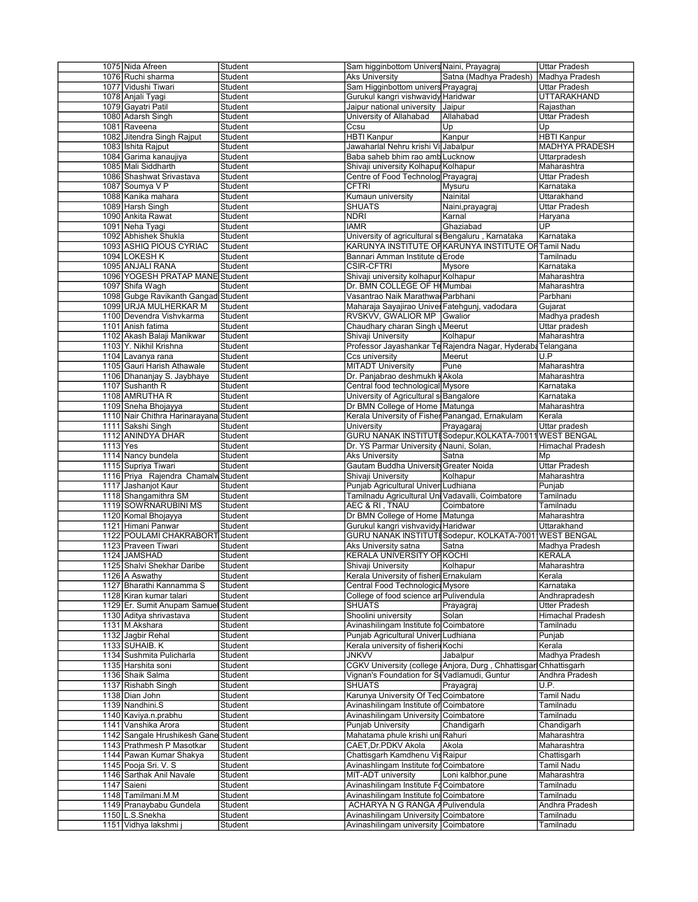| | | | | | |
|---|---|---|---|---|---|
| 1075 | Nida Afreen | Student | Sam higginbottom Univers | Naini, Prayagraj | Uttar Pradesh |
| 1076 | Ruchi sharma | Student | Aks University | Satna (Madhya Pradesh) | Madhya Pradesh |
| 1077 | Vidushi Tiwari | Student | Sam Higginbottom univers | Prayagraj | Uttar Pradesh |
| 1078 | Anjali Tyagi | Student | Gurukul kangri vishwavidy | Haridwar | UTTARAKHAND |
| 1079 | Gayatri Patil | Student | Jaipur national university | Jaipur | Rajasthan |
| 1080 | Adarsh Singh | Student | University of Allahabad | Allahabad | Uttar Pradesh |
| 1081 | Raveena | Student | Ccsu | Up | Up |
| 1082 | Jitendra Singh Rajput | Student | HBTI Kanpur | Kanpur | HBTI Kanpur |
| 1083 | Ishita Rajput | Student | Jawaharlal Nehru krishi Vi | Jabalpur | MADHYA PRADESH |
| 1084 | Garima kanaujiya | Student | Baba saheb bhim rao amb | Lucknow | Uttarpradesh |
| 1085 | Mali Siddharth | Student | Shivaji university Kolhapur | Kolhapur | Maharashtra |
| 1086 | Shashwat Srivastava | Student | Centre of Food Technolog | Prayagraj | Uttar Pradesh |
| 1087 | Soumya V P | Student | CFTRI | Mysuru | Karnataka |
| 1088 | Kanika mahara | Student | Kumaun university | Nainital | Uttarakhand |
| 1089 | Harsh Singh | Student | SHUATS | Naini,prayagraj | Uttar Pradesh |
| 1090 | Ankita Rawat | Student | NDRI | Karnal | Haryana |
| 1091 | Neha Tyagi | Student | IAMR | Ghaziabad | UP |
| 1092 | Abhishek Shukla | Student | University of agricultural s | Bengaluru , Karnataka | Karnataka |
| 1093 | ASHIQ PIOUS CYRIAC | Student | KARUNYA INSTITUTE OF | KARUNYA INSTITUTE OF | Tamil Nadu |
| 1094 | LOKESH K | Student | Bannari Amman Institute o | Erode | Tamilnadu |
| 1095 | ANJALI RANA | Student | CSIR-CFTRI | Mysore | Karnataka |
| 1096 | YOGESH PRATAP MANE | Student | Shivaji university kolhapur | Kolhapur | Maharashtra |
| 1097 | Shifa Wagh | Student | Dr. BMN COLLEGE OF H | Mumbai | Maharashtra |
| 1098 | Gubge Ravikanth Gangad | Student | Vasantrao Naik Marathwa | Parbhani | Parbhani |
| 1099 | URJA MULHERKAR M | Student | Maharaja Sayajirao Univer | Fatehgunj, vadodara | Gujarat |
| 1100 | Devendra Vishvkarma | Student | RVSKVV, GWALIOR MP | Gwalior | Madhya pradesh |
| 1101 | Anish fatima | Student | Chaudhary charan Singh u | Meerut | Uttar pradesh |
| 1102 | Akash Balaji Manikwar | Student | Shivaji University | Kolhapur | Maharashtra |
| 1103 | Y. Nikhil Krishna | Student | Professor Jayashankar Te | Rajendra Nagar, Hyderaba | Telangana |
| 1104 | Lavanya rana | Student | Ccs university | Meerut | U.P |
| 1105 | Gauri Harish Athawale | Student | MITADT University | Pune | Maharashtra |
| 1106 | Dhananjay S. Jaybhaye | Student | Dr. Panjabrao deshmukh k | Akola | Maharashtra |
| 1107 | Sushanth R | Student | Central food technological | Mysore | Karnataka |
| 1108 | AMRUTHA R | Student | University of Agricultural s | Bangalore | Karnataka |
| 1109 | Sneha Bhojayya | Student | Dr BMN College of Home | Matunga | Maharashtra |
| 1110 | Nair Chithra Harinarayana | Student | Kerala University of Fisher | Panangad, Ernakulam | Kerala |
| 1111 | Sakshi Singh | Student | University | Prayagaraj | Uttar pradesh |
| 1112 | ANINDYA DHAR | Student | GURU NANAK INSTITUT | Sodepur,KOLKATA-70011 | WEST BENGAL |
| 1113 | Yes | Student | Dr. YS Parmar University o | Nauni, Solan, | Himachal Pradesh |
| 1114 | Nancy bundela | Student | Aks University | Satna | Mp |
| 1115 | Supriya Tiwari | Student | Gautam Buddha University | Greater Noida | Uttar Pradesh |
| 1116 | Priya Rajendra Chamalw | Student | Shivaji University | Kolhapur | Maharashtra |
| 1117 | Jashanjot Kaur | Student | Punjab Agricultural Univer | Ludhiana | Punjab |
| 1118 | Shangamithra SM | Student | Tamilnadu Agricultural Uni | Vadavalli, Coimbatore | Tamilnadu |
| 1119 | SOWRNARUBINI MS | Student | AEC & RI , TNAU | Coimbatore | Tamilnadu |
| 1120 | Komal Bhojayya | Student | Dr BMN College of Home | Matunga | Maharashtra |
| 1121 | Himani Panwar | Student | Gurukul kangri vishvavidya | Haridwar | Uttarakhand |
| 1122 | POULAMI CHAKRABORT | Student | GURU NANAK INSTITUT | Sodepur, KOLKATA-7001 | WEST BENGAL |
| 1123 | Praveen Tiwari | Student | Aks University satna | Satna | Madhya Pradesh |
| 1124 | JAMSHAD | Student | KERALA UNIVERSITY OF | KOCHI | KERALA |
| 1125 | Shalvi Shekhar Daribe | Student | Shivaji University | Kolhapur | Maharashtra |
| 1126 | A Aswathy | Student | Kerala University of fisheri | Ernakulam | Kerala |
| 1127 | Bharathi Kannamma S | Student | Central Food Technologica | Mysore | Karnataka |
| 1128 | Kiran kumar talari | Student | College of food science an | Pulivendula | Andhrapradesh |
| 1129 | Er. Sumit Anupam Samuel | Student | SHUATS | Prayagraj | Utter Pradesh |
| 1130 | Aditya shrivastava | Student | Shoolini university | Solan | Himachal Pradesh |
| 1131 | M.Akshara | Student | Avinashilingam Institute fo | Coimbatore | Tamilnadu |
| 1132 | Jagbir Rehal | Student | Punjab Agricultural Univer | Ludhiana | Punjab |
| 1133 | SUHAIB. K | Student | Kerala university of fisheri | Kochi | Kerala |
| 1134 | Sushmita Pulicharla | Student | JNKVV | Jabalpur | Madhya Pradesh |
| 1135 | Harshita soni | Student | CGKV University (college | Anjora, Durg , Chhattisgar | Chhattisgarh |
| 1136 | Shaik Salma | Student | Vignan's Foundation for S | Vadlamudi, Guntur | Andhra Pradesh |
| 1137 | Rishabh Singh | Student | SHUATS | Prayagraj | U.P. |
| 1138 | Dian John | Student | Karunya University Of Tec | Coimbatore | Tamil Nadu |
| 1139 | Nandhini.S | Student | Avinashilingam Institute of | Coimbatore | Tamilnadu |
| 1140 | Kaviya.n.prabhu | Student | Avinashilingam University | Coimbatore | Tamilnadu |
| 1141 | Vanshika Arora | Student | Punjab University | Chandigarh | Chandigarh |
| 1142 | Sangale Hrushikesh Gane | Student | Mahatama phule krishi uni | Rahuri | Maharashtra |
| 1143 | Prathmesh P Masotkar | Student | CAET,Dr.PDKV Akola | Akola | Maharashtra |
| 1144 | Pawan Kumar Shakya | Student | Chattisgarh Kamdhenu Vis | Raipur | Chattisgarh |
| 1145 | Pooja Sri. V. S | Student | Avinashilingam Institute for | Coimbatore | Tamil Nadu |
| 1146 | Sarthak Anil Navale | Student | MIT-ADT university | Loni kalbhor,pune | Maharashtra |
| 1147 | Saieni | Student | Avinashilingam Institute Fo | Coimbatore | Tamilnadu |
| 1148 | Tamilmani.M.M | Student | Avinashilingam Institute fo | Coimbatore | Tamilnadu |
| 1149 | Pranaybabu Gundela | Student | ACHARYA N G RANGA A | Pulivendula | Andhra Pradesh |
| 1150 | L.S.Snekha | Student | Avinashilingam University | Coimbatore | Tamilnadu |
| 1151 | Vidhya lakshmi j | Student | Avinashilingam university | Coimbatore | Tamilnadu |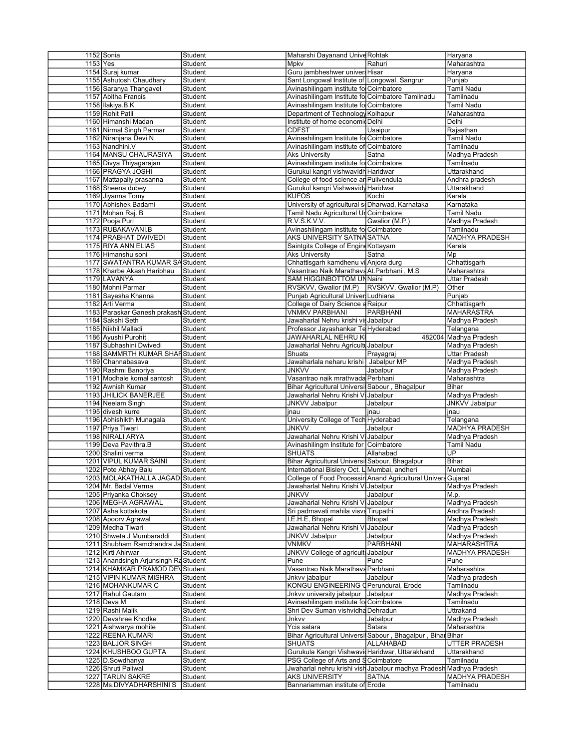| 1152 | Sonia | Student | Maharshi Dayanand Unive | Rohtak | Haryana |
|---|---|---|---|---|---|
| 1153 | Yes | Student | Mpkv | Rahuri | Maharashtra |
| 1154 | Suraj kumar | Student | Guru jambheshwer univers | Hisar | Haryana |
| 1155 | Ashutosh Chaudhary | Student | Sant Longowal Institute of | Longowal, Sangrur | Punjab |
| 1156 | Saranya Thangavel | Student | Avinashilingam institute fo | Coimbatore | Tamil Nadu |
| 1157 | Abitha Francis | Student | Avinashilingam Institute fo | Coimbatore Tamilnadu | Tamilnadu |
| 1158 | Ilakiya.B.K | Student | Avinashilingam Institute fo | Coimbatore | Tamil Nadu |
| 1159 | Rohit Patil | Student | Department of Technology | Kolhapur | Maharashtra |
| 1160 | Himanshi Madan | Student | Institute of home economic | Delhi | Delhi |
| 1161 | Nirmal Singh Parmar | Student | CDFST | Usaipur | Rajasthan |
| 1162 | Niranjana Devi N | Student | Avinashilingam Institute fo | Coimbatore | Tamil Nadu |
| 1163 | Nandhini.V | Student | Avinashilingam institute of | Coimbatore | Tamilnadu |
| 1164 | MANSU CHAURASIYA | Student | Aks University | Satna | Madhya Pradesh |
| 1165 | Divya Thiyagarajan | Student | Avinashilingam institute fo | Coimbatore | Tamilnadu |
| 1166 | PRAGYA JOSHI | Student | Gurukul kangri vishwavidh | Haridwar | Uttarakhand |
| 1167 | Mattapally prasanna | Student | College of food science an | Pulivendula | Andhra pradesh |
| 1168 | Sheena dubey | Student | Gurukul kangri Vishwavidy | Haridwar | Uttarakhand |
| 1169 | Jiyanna Tomy | Student | KUFOS | Kochi | Kerala |
| 1170 | Abhishek Badami | Student | University of agricultural s | Dharwad, Karnataka | Karnataka |
| 1171 | Mohan Raj. B | Student | Tamil Nadu Agricultural Un | Coimbatore | Tamil Nadu |
| 1172 | Pooja Puri | Student | R.V.S.K.V.V. | Gwalior (M.P.) | Madhya Pradesh |
| 1173 | RUBAKAVANI.B | Student | Avinashilingam institute fo | Coimbatore | Tamilnadu |
| 1174 | PRABHAT DWIVEDI | Student | AKS UNIVERSITY SATNA | SATNA | MADHYA PRADESH |
| 1175 | RIYA ANN ELIAS | Student | Saintgits College of Engine | Kottayam | Kerela |
| 1176 | Himanshu soni | Student | Aks University | Satna | Mp |
| 1177 | SWATANTRA KUMAR SA | Student | Chhattisgarh kamdhenu vi | Anjora durg | Chhattisgarh |
| 1178 | Kharbe Akash Haribhau | Student | Vasantrao Naik Marathava | At.Parbhani , M.S | Maharashtra |
| 1179 | LAVANYA | Student | SAM HIGGINBOTTOM UN | Naini | Uttar Pradesh |
| 1180 | Mohni Parmar | Student | RVSKVV, Gwalior (M.P) | RVSKVV, Gwalior (M.P) | Other |
| 1181 | Sayesha Khanna | Student | Punjab Agricultural Univer | Ludhiana | Punjab |
| 1182 | Arti Verma | Student | College of Dairy Science a | Raipur | Chhattisgarh |
| 1183 | Paraskar Ganesh prakash | Student | VNMKV PARBHANI | PARBHANI | MAHARASTRA |
| 1184 | Sakshi Seth | Student | Jawaharlal Nehru krishi vis | Jabalpur | Madhya Pradesh |
| 1185 | Nikhil Malladi | Student | Professor Jayashankar Te | Hyderabad | Telangana |
| 1186 | Ayushi Purohit | Student | JAWAHARLAL NEHRU KI | 482004 | Madhya Pradesh |
| 1187 | Subhashini Dwivedi | Student | Jawaharlal Nehru Agricultu | Jabalpur | Madhya Pradesh |
| 1188 | SAMMRTH KUMAR SHAR | Student | Shuats | Prayagraj | Uttar Pradesh |
| 1189 | Channabasava | Student | Jawaharlala neharu krishi | Jabalpur MP | Madhya Pradesh |
| 1190 | Rashmi Banoriya | Student | JNKVV | Jabalpur | Madhya Pradesh |
| 1191 | Modhale komal santosh | Student | Vasantrao naik mrathvada | Perbhani | Maharashtra |
| 1192 | Awnish Kumar | Student | Bihar Agricultural Universi | Sabour , Bhagalpur | Bihar |
| 1193 | JHILICK BANERJEE | Student | Jawaharlal Nehru Krishi Vi | Jabalpur | Madhya Pradesh |
| 1194 | Neelam Singh | Student | JNKVV Jabalpur | Jabalpur | JNKVV Jabalpur |
| 1195 | divesh kurre | Student | jnau | jnau | jnau |
| 1196 | Abhishikth Munagala | Student | University College of Tech | Hyderabad | Telangana |
| 1197 | Priya Tiwari | Student | JNKVV | Jabalpur | MADHYA PRADESH |
| 1198 | NIRALI ARYA | Student | Jawaharlal Nehru Krishi Vi | Jabalpur | Madhya Pradesh |
| 1199 | Deva Pavithra.B | Student | Avinashilingm Institute for | Coimbatore | Tamil Nadu |
| 1200 | Shalini verma | Student | SHUATS | Allahabad | UP |
| 1201 | VIPUL KUMAR SAINI | Student | Bihar Agricultural Universi | Sabour, Bhagalpur | Bihar |
| 1202 | Pote Abhay Balu | Student | International Bislery Oct. L | Mumbai, andheri | Mumbai |
| 1203 | MOLAKATHALLA JAGADI | Student | College of Food Processin | Anand Agricultural Univers | Gujarat |
| 1204 | Mr. Badal Verma | Student | Jawaharlal Nehru Krishi Vi | Jabalpur | Madhya Pradesh |
| 1205 | Priyanka Choksey | Student | JNKVV | Jabalpur | M.p. |
| 1206 | MEGHA AGRAWAL | Student | Jawaharlal Nehru Krishi Vi | Jabalpur | Madhya Pradesh |
| 1207 | Asha kottakota | Student | Sri padmavati mahila visva | Tirupathi | Andhra Pradesh |
| 1208 | Apoorv Agrawal | Student | I.E.H.E, Bhopal | Bhopal | Madhya Pradesh |
| 1209 | Medha Tiwari | Student | Jawaharlal Nehru Krishi Vi | Jabalpur | Madhya Pradesh |
| 1210 | Shweta J Mumbaraddi | Student | JNKVV Jabalpur | Jabalpur | Madhya Pradesh |
| 1211 | Shubham Ramchandra Ja | Student | VNMKV | PARBHANI | MAHARASHTRA |
| 1212 | Kirti Ahirwar | Student | JNKVV College of agricult | Jabalpur | MADHYA PRADESH |
| 1213 | Anandsingh Arjunsingh Ra | Student | Pune | Pune | Pune |
| 1214 | KHAMKAR PRAMOD DEV | Student | Vasantrao Naik Marathava | Parbhani | Maharashtra |
| 1215 | VIPIN KUMAR MISHRA | Student | Jnkvv jabalpur | Jabalpur | Madhya pradesh |
| 1216 | MOHANKUMAR C | Student | KONGU ENGINEERING C | Perundurai, Erode | Tamilnadu |
| 1217 | Rahul Gautam | Student | Jnkvv university jabalpur | Jabalpur | Madhya Pradesh |
| 1218 | Deva M | Student | Avinashilingam institute fo | Coimbatore | Tamilnadu |
| 1219 | Rashi Malik | Student | Shri Dev Suman vishvidha | Dehradun | Uttrakand |
| 1220 | Devshree Khodke | Student | Jnkvv | Jabalpur | Madhya Pradesh |
| 1221 | Aishwarya mohite | Student | Ycis satara | Satara | Maharashtra |
| 1222 | REENA KUMARI | Student | Bihar Agricultural Universi | Sabour , Bhagalpur , Bihar | Bihar |
| 1223 | BALJOR SINGH | Student | SHUATS | ALLAHABAD | UTTER PRADESH |
| 1224 | KHUSHBOO GUPTA | Student | Gurukula Kangri Vishwavi | Haridwar, Uttarakhand | Uttarakhand |
| 1225 | D.Sowdhanya | Student | PSG College of Arts and S | Coimbatore | Tamilnadu |
| 1226 | Shruti Paliwal | Student | Jwaharlal nehru krishi vish | Jabalpur madhya Pradesh | Madhya Pradesh |
| 1227 | TARUN SAKRE | Student | AKS UNIVERSITY | SATNA | MADHYA PRADESH |
| 1228 | Ms.DIVYADHARSHINI S | Student | Bannariamman institute of | Erode | Tamilnadu |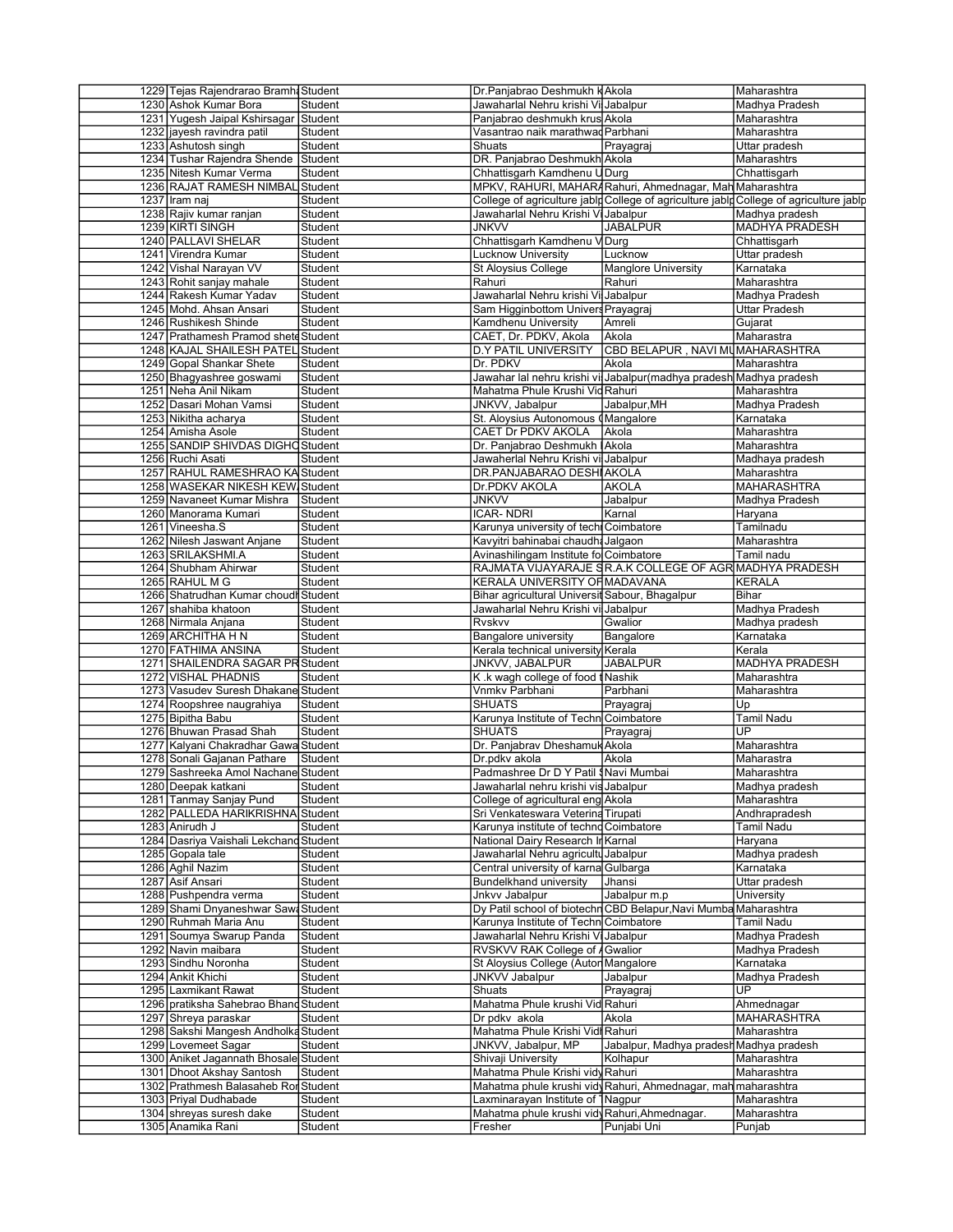| | | | | | |
|---|---|---|---|---|---|
| 1229 | Tejas Rajendrarao Bramha | Student | Dr.Panjabrao Deshmukh K | Akola | Maharashtra |
| 1230 | Ashok Kumar Bora | Student | Jawaharlal Nehru krishi Vi | Jabalpur | Madhya Pradesh |
| 1231 | Yugesh Jaipal Kshirsagar | Student | Panjabrao deshmukh krus | Akola | Maharashtra |
| 1232 | jayesh ravindra patil | Student | Vasantrao naik marathwad | Parbhani | Maharashtra |
| 1233 | Ashutosh singh | Student | Shuats | Prayagraj | Uttar pradesh |
| 1234 | Tushar Rajendra Shende | Student | DR. Panjabrao Deshmukh | Akola | Maharashtrs |
| 1235 | Nitesh Kumar Verma | Student | Chhattisgarh Kamdhenu U | Durg | Chhattisgarh |
| 1236 | RAJAT RAMESH NIMBAL | Student | MPKV, RAHURI, MAHARA | Rahuri, Ahmednagar, Mah | Maharashtra |
| 1237 | Iram naj | Student | College of agriculture jablp | College of agriculture jablp | College of agriculture jablp |
| 1238 | Rajiv kumar ranjan | Student | Jawaharlal Nehru Krishi V | Jabalpur | Madhya pradesh |
| 1239 | KIRTI SINGH | Student | JNKVV | JABALPUR | MADHYA PRADESH |
| 1240 | PALLAVI SHELAR | Student | Chhattisgarh Kamdhenu V | Durg | Chhattisgarh |
| 1241 | Virendra Kumar | Student | Lucknow University | Lucknow | Uttar pradesh |
| 1242 | Vishal Narayan VV | Student | St Aloysius College | Manglore University | Karnataka |
| 1243 | Rohit sanjay mahale | Student | Rahuri | Rahuri | Maharashtra |
| 1244 | Rakesh Kumar Yadav | Student | Jawaharlal Nehru krishi Vi | Jabalpur | Madhya Pradesh |
| 1245 | Mohd. Ahsan Ansari | Student | Sam Higginbottom Univers | Prayagraj | Uttar Pradesh |
| 1246 | Rushikesh Shinde | Student | Kamdhenu University | Amreli | Gujarat |
| 1247 | Prathamesh Pramod shete | Student | CAET, Dr. PDKV, Akola | Akola | Maharastra |
| 1248 | KAJAL SHAILESH PATEL | Student | D.Y PATIL UNIVERSITY | CBD BELAPUR , NAVI MU | MAHARASHTRA |
| 1249 | Gopal Shankar Shete | Student | Dr. PDKV | Akola | Maharashtra |
| 1250 | Bhagyashree goswami | Student | Jawahar lal nehru krishi vi | Jabalpur(madhya pradesh | Madhya pradesh |
| 1251 | Neha Anil Nikam | Student | Mahatma Phule Krushi Vid | Rahuri | Maharashtra |
| 1252 | Dasari Mohan Vamsi | Student | JNKVV, Jabalpur | Jabalpur,MH | Madhya Pradesh |
| 1253 | Nikitha acharya | Student | St. Aloysius Autonomous ( | Mangalore | Karnataka |
| 1254 | Amisha Asole | Student | CAET Dr PDKV AKOLA | Akola | Maharashtra |
| 1255 | SANDIP SHIVDAS DIGHO | Student | Dr. Panjabrao Deshmukh | Akola | Maharashtra |
| 1256 | Ruchi Asati | Student | Jawaherlal Nehru Krishi vi | Jabalpur | Madhaya pradesh |
| 1257 | RAHUL RAMESHRAO KA | Student | DR.PANJABARAO DESHI | AKOLA | Maharashtra |
| 1258 | WASEKAR NIKESH KEW | Student | Dr.PDKV AKOLA | AKOLA | MAHARASHTRA |
| 1259 | Navaneet Kumar Mishra | Student | JNKVV | Jabalpur | Madhya Pradesh |
| 1260 | Manorama Kumari | Student | ICAR- NDRI | Karnal | Haryana |
| 1261 | Vineesha.S | Student | Karunya university of tech | Coimbatore | Tamilnadu |
| 1262 | Nilesh Jaswant Anjane | Student | Kavyitri bahinabai chaudh | Jalgaon | Maharashtra |
| 1263 | SRILAKSHMI.A | Student | Avinashilingam Institute fo | Coimbatore | Tamil nadu |
| 1264 | Shubham Ahirwar | Student | RAJMATA VIJAYARAJE S | R.A.K COLLEGE OF AGR | MADHYA PRADESH |
| 1265 | RAHUL M G | Student | KERALA UNIVERSITY OF | MADAVANA | KERALA |
| 1266 | Shatrudhan Kumar choudh | Student | Bihar agricultural Universit | Sabour, Bhagalpur | Bihar |
| 1267 | shahiba khatoon | Student | Jawaharlal Nehru Krishi vi | Jabalpur | Madhya Pradesh |
| 1268 | Nirmala Anjana | Student | Rvskvv | Gwalior | Madhya pradesh |
| 1269 | ARCHITHA H N | Student | Bangalore university | Bangalore | Karnataka |
| 1270 | FATHIMA ANSINA | Student | Kerala technical university | Kerala | Kerala |
| 1271 | SHAILENDRA SAGAR PR | Student | JNKVV, JABALPUR | JABALPUR | MADHYA PRADESH |
| 1272 | VISHAL PHADNIS | Student | K .k wagh college of food t | Nashik | Maharashtra |
| 1273 | Vasudev Suresh Dhakane | Student | Vnmkv Parbhani | Parbhani | Maharashtra |
| 1274 | Roopshree naugrahiya | Student | SHUATS | Prayagraj | Up |
| 1275 | Bipitha Babu | Student | Karunya Institute of Techn | Coimbatore | Tamil Nadu |
| 1276 | Bhuwan Prasad Shah | Student | SHUATS | Prayagraj | UP |
| 1277 | Kalyani Chakradhar Gawa | Student | Dr. Panjabrav Dheshamuk | Akola | Maharashtra |
| 1278 | Sonali Gajanan Pathare | Student | Dr.pdkv akola | Akola | Maharastra |
| 1279 | Sashreeka Amol Nachane | Student | Padmashree Dr D Y Patil S | Navi Mumbai | Maharashtra |
| 1280 | Deepak katkani | Student | Jawaharlal nehru krishi vis | Jabalpur | Madhya pradesh |
| 1281 | Tanmay Sanjay Pund | Student | College of agricultural eng | Akola | Maharashtra |
| 1282 | PALLEDA HARIKRISHNA | Student | Sri Venkateswara Veterina | Tirupati | Andhrapradesh |
| 1283 | Anirudh J | Student | Karunya institute of techno | Coimbatore | Tamil Nadu |
| 1284 | Dasriya Vaishali Lekchand | Student | National Dairy Research In | Karnal | Haryana |
| 1285 | Gopala tale | Student | Jawaharlal Nehru agricultu | Jabalpur | Madhya pradesh |
| 1286 | Aghil Nazim | Student | Central university of karna | Gulbarga | Karnataka |
| 1287 | Asif Ansari | Student | Bundelkhand university | Jhansi | Uttar pradesh |
| 1288 | Pushpendra verma | Student | Jnkvv Jabalpur | Jabalpur m.p | University |
| 1289 | Shami Dnyaneshwar Sawa | Student | Dy Patil school of biotechn | CBD Belapur,Navi Mumba | Maharashtra |
| 1290 | Ruhmah Maria Anu | Student | Karunya Institute of Techn | Coimbatore | Tamil Nadu |
| 1291 | Soumya Swarup Panda | Student | Jawaharlal Nehru Krishi V | Jabalpur | Madhya Pradesh |
| 1292 | Navin maibara | Student | RVSKVV RAK College of A | Gwalior | Madhya Pradesh |
| 1293 | Sindhu Noronha | Student | St Aloysius College (Auton | Mangalore | Karnataka |
| 1294 | Ankit Khichi | Student | JNKVV Jabalpur | Jabalpur | Madhya Pradesh |
| 1295 | Laxmikant Rawat | Student | Shuats | Prayagraj | UP |
| 1296 | pratiksha Sahebrao Bhand | Student | Mahatma Phule krushi Vid | Rahuri | Ahmednagar |
| 1297 | Shreya paraskar | Student | Dr pdkv akola | Akola | MAHARASHTRA |
| 1298 | Sakshi Mangesh Andholka | Student | Mahatma Phule Krishi Vidl | Rahuri | Maharashtra |
| 1299 | Lovemeet Sagar | Student | JNKVV, Jabalpur, MP | Jabalpur, Madhya pradesh | Madhya pradesh |
| 1300 | Aniket Jagannath Bhosale | Student | Shivaji University | Kolhapur | Maharashtra |
| 1301 | Dhoot Akshay Santosh | Student | Mahatma Phule Krishi vidy | Rahuri | Maharashtra |
| 1302 | Prathmesh Balasaheb Ror | Student | Mahatma phule krushi vidy | Rahuri, Ahmednagar, mah | maharashtra |
| 1303 | Priyal Dudhabade | Student | Laxminarayan Institute of T | Nagpur | Maharashtra |
| 1304 | shreyas suresh dake | Student | Mahatma phule krushi vidy | Rahuri,Ahmednagar. | Maharashtra |
| 1305 | Anamika Rani | Student | Fresher | Punjabi Uni | Punjab |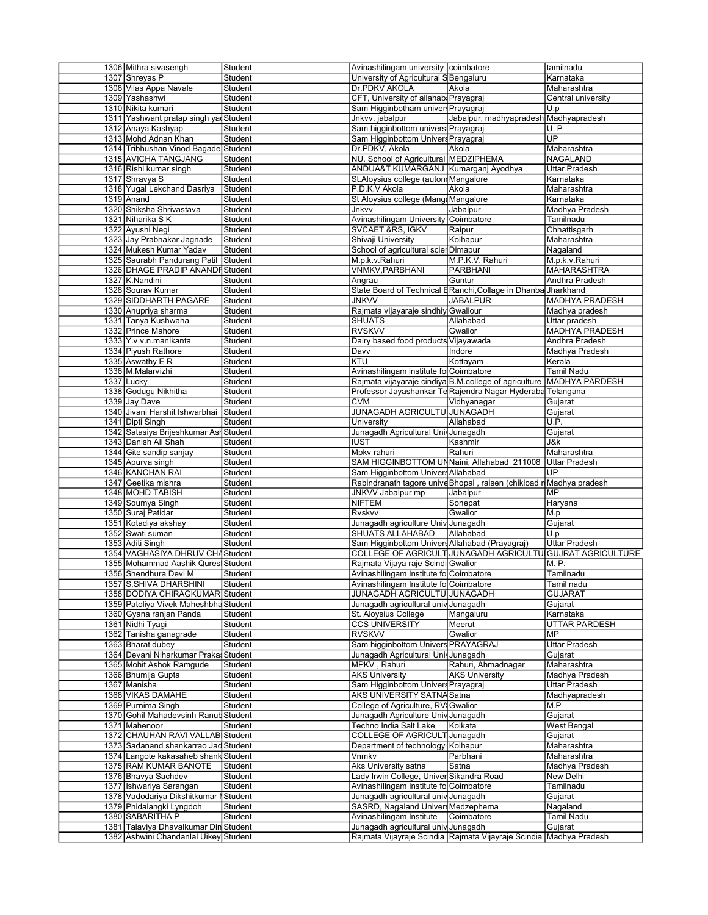| | | | | | | |
|---|---|---|---|---|---|---|
| 1306 | Mithra sivasengh | Student | | Avinashilingam university | coimbatore | tamilnadu |
| 1307 | Shreyas P | Student | | University of Agricultural S | Bengaluru | Karnataka |
| 1308 | Vilas Appa Navale | Student | | Dr.PDKV AKOLA | Akola | Maharashtra |
| 1309 | Yashashwi | Student | | CFT, University of allahaba | Prayagraj | Central university |
| 1310 | Nikita kumari | Student | | Sam Higginbotham univers | Prayagraj | U.p |
| 1311 | Yashwant pratap singh ya | Student | | Jnkvv, jabalpur | Jabalpur, madhyapradesh | Madhyapradesh |
| 1312 | Anaya Kashyap | Student | | Sam higginbottom univers | Prayagraj | U. P |
| 1313 | Mohd Adnan Khan | Student | | Sam Higginbottom Univers | Prayagraj | UP |
| 1314 | Tribhushan Vinod Bagade | Student | | Dr.PDKV, Akola | Akola | Maharashtra |
| 1315 | AVICHA TANGJANG | Student | | NU. School of Agricultural | MEDZIPHEMA | NAGALAND |
| 1316 | Rishi kumar singh | Student | | ANDUA&T KUMARGANJ | Kumarganj Ayodhya | Uttar Pradesh |
| 1317 | Shravya S | Student | | St.Aloysius college (auton | Mangalore | Karnataka |
| 1318 | Yugal Lekchand Dasriya | Student | | P.D.K.V Akola | Akola | Maharashtra |
| 1319 | Anand | Student | | St Aloysius college (Manga | Mangalore | Karnataka |
| 1320 | Shiksha Shrivastava | Student | | Jnkvv | Jabalpur | Madhya Pradesh |
| 1321 | Niharika S K | Student | | Avinashilingam University | Coimbatore | Tamilnadu |
| 1322 | Ayushi Negi | Student | | SVCAET &RS, IGKV | Raipur | Chhattisgarh |
| 1323 | Jay Prabhakar Jagnade | Student | | Shivaji University | Kolhapur | Maharashtra |
| 1324 | Mukesh Kumar Yadav | Student | | School of agricultural scie | Dimapur | Nagaland |
| 1325 | Saurabh Pandurang Patil | Student | | M.p.k.v.Rahuri | M.P.K.V. Rahuri | M.p.k.v.Rahuri |
| 1326 | DHAGE PRADIP ANANDI | Student | | VNMKV,PARBHANI | PARBHANI | MAHARASHTRA |
| 1327 | K.Nandini | Student | | Angrau | Guntur | Andhra Pradesh |
| 1328 | Sourav Kumar | Student | | State Board of Technical E | Ranchi,Collage in Dhanba | Jharkhand |
| 1329 | SIDDHARTH PAGARE | Student | | JNKVV | JABALPUR | MADHYA PRADESH |
| 1330 | Anupriya sharma | Student | | Rajmata vijayaraje sindhiy | Gwaliour | Madhya pradesh |
| 1331 | Tanya Kushwaha | Student | | SHUATS | Allahabad | Uttar pradesh |
| 1332 | Prince Mahore | Student | | RVSKVV | Gwalior | MADHYA PRADESH |
| 1333 | Y.v.v.n.manikanta | Student | | Dairy based food products | Vijayawada | Andhra Pradesh |
| 1334 | Piyush Rathore | Student | | Davv | Indore | Madhya Pradesh |
| 1335 | Aswathy E R | Student | | KTU | Kottayam | Kerala |
| 1336 | M.Malarvizhi | Student | | Avinashilingam institute fo | Coimbatore | Tamil Nadu |
| 1337 | Lucky | Student | | Rajmata vijayaraje cindiya | B.M.college of agriculture | MADHYA PARDESH |
| 1338 | Godugu Nikhitha | Student | | Professor Jayashankar Te | Rajendra Nagar Hyderaba | Telangana |
| 1339 | Jay Dave | Student | | CVM | Vidhyanagar | Gujarat |
| 1340 | Jivani Harshit Ishwarbhai | Student | | JUNAGADH AGRICULTU | JUNAGADH | Gujarat |
| 1341 | Dipti Singh | Student | | University | Allahabad | U.P. |
| 1342 | Satasiya Brijeshkumar Ash | Student | | Junagadh Agricultural Univ | Junagadh | Gujarat |
| 1343 | Danish Ali Shah | Student | | IUST | Kashmir | J&k |
| 1344 | Gite sandip sanjay | Student | | Mpkv rahuri | Rahuri | Maharashtra |
| 1345 | Apurva singh | Student | | SAM HIGGINBOTTOM UN | Naini, Allahabad 211008 | Uttar Pradesh |
| 1346 | KANCHAN RAI | Student | | Sam Higginbottom Univers | Allahabad | UP |
| 1347 | Geetika mishra | Student | | Rabindranath tagore unive | Bhopal , raisen (chikload r | Madhya pradesh |
| 1348 | MOHD TABISH | Student | | JNKVV Jabalpur mp | Jabalpur | MP |
| 1349 | Soumya Singh | Student | | NIFTEM | Sonepat | Haryana |
| 1350 | Suraj Patidar | Student | | Rvskvv | Gwalior | M.p |
| 1351 | Kotadiya akshay | Student | | Junagadh agriculture Univ | Junagadh | Gujarat |
| 1352 | Swati suman | Student | | SHUATS ALLAHABAD | Allahabad | U.p |
| 1353 | Aditi Singh | Student | | Sam Higginbottom Univers | Allahabad (Prayagraj) | Uttar Pradesh |
| 1354 | VAGHASIYA DHRUV CHA | Student | | COLLEGE OF AGRICULT | JUNAGADH AGRICULTU | GUJRAT AGRICULTURE |
| 1355 | Mohammad Aashik Qures | Student | | Rajmata Vijaya raje Scindi | Gwalior | M. P. |
| 1356 | Shendhura Devi M | Student | | Avinashilingam Institute fo | Coimbatore | Tamilnadu |
| 1357 | S.SHIVA DHARSHINI | Student | | Avinashilingam Institute fo | Coimbatore | Tamil nadu |
| 1358 | DODIYA CHIRAGKUMAR | Student | | JUNAGADH AGRICULTU | JUNAGADH | GUJARAT |
| 1359 | Patoliya Vivek Maheshbha | Student | | Junagadh agricultural univ | Junagadh | Gujarat |
| 1360 | Gyana ranjan Panda | Student | | St. Aloysius College | Mangaluru | Karnataka |
| 1361 | Nidhi Tyagi | Student | | CCS UNIVERSITY | Meerut | UTTAR PARDESH |
| 1362 | Tanisha ganagrade | Student | | RVSKVV | Gwalior | MP |
| 1363 | Bharat dubey | Student | | Sam higginbottom Univers | PRAYAGRAJ | Uttar Pradesh |
| 1364 | Devani Niharkumar Praka | Student | | Junagadh Agricultural Univ | Junagadh | Gujarat |
| 1365 | Mohit Ashok Ramgude | Student | | MPKV , Rahuri | Rahuri, Ahmadnagar | Maharashtra |
| 1366 | Bhumija Gupta | Student | | AKS University | AKS University | Madhya Pradesh |
| 1367 | Manisha | Student | | Sam Higginbottom Univers | Prayagraj | Uttar Pradesh |
| 1368 | VIKAS DAMAHE | Student | | AKS UNIVERSITY SATNA | Satna | Madhyapradesh |
| 1369 | Purnima Singh | Student | | College of Agriculture, RV | Gwalior | M.P |
| 1370 | Gohil Mahadevsinh Ranub | Student | | Junagadh Agriculture Univ | Junagadh | Gujarat |
| 1371 | Mahenoor | Student | | Techno India Salt Lake | Kolkata | West Bengal |
| 1372 | CHAUHAN RAVI VALLAB | Student | | COLLEGE OF AGRICULT | Junagadh | Gujarat |
| 1373 | Sadanand shankarrao Jad | Student | | Department of technology | Kolhapur | Maharashtra |
| 1374 | Langote kakasaheb shank | Student | | Vnmkv | Parbhani | Maharashtra |
| 1375 | RAM KUMAR BANOTE | Student | | Aks University satna | Satna | Madhya Pradesh |
| 1376 | Bhavya Sachdev | Student | | Lady Irwin College, Univer | Sikandra Road | New Delhi |
| 1377 | Ishwariya Sarangan | Student | | Avinashilingam Institute fo | Coimbatore | Tamilnadu |
| 1378 | Vadodariya Dikshitkumar | Student | | Junagadh agricultural univ | Junagadh | Gujarat |
| 1379 | Phidalangki Lyngdoh | Student | | SASRD, Nagaland Univers | Medzephema | Nagaland |
| 1380 | SABARITHA P | Student | | Avinashilingam Institute | Coimbatore | Tamil Nadu |
| 1381 | Talaviya Dhavalkumar Din | Student | | Junagadh agricultural univ | Junagadh | Gujarat |
| 1382 | Ashwini Chandanlal Uikey | Student | | Rajmata Vijayraje Scindia | Rajmata Vijayraje Scindia | Madhya Pradesh |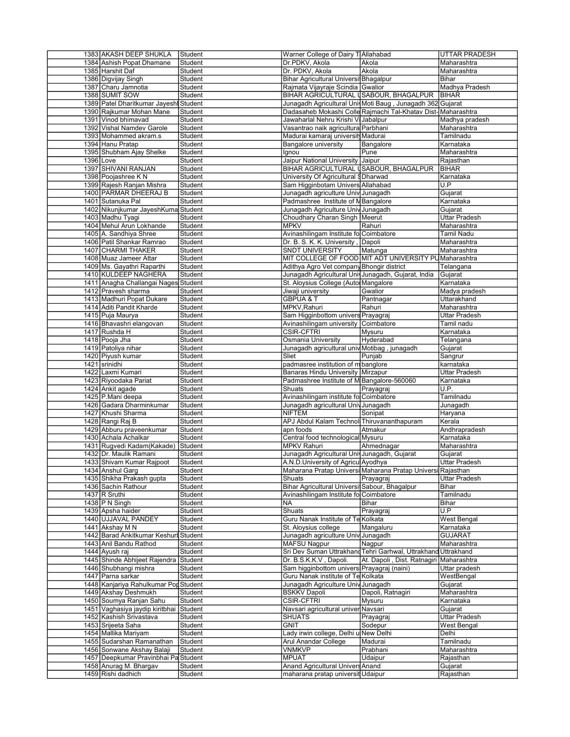| 1383 | AKASH DEEP SHUKLA | Student | Warner College of Dairy T | Allahabad | UTTAR PRADESH |
|---|---|---|---|---|---|
| 1384 | Ashish Popat Dhamane | Student | Dr.PDKV, Akola | Akola | Maharashtra |
| 1385 | Harshit Daf | Student | Dr. PDKV, Akola | Akola | Maharashtra |
| 1386 | Digvijay Singh | Student | Bihar Agricultural Universit | Bhagalpur | Bihar |
| 1387 | Charu Jamnotia | Student | Rajmata Vijayraje Scindia | Gwalior | Madhya Pradesh |
| 1388 | SUMIT SOW | Student | BIHAR AGRICULTURAL U | SABOUR, BHAGALPUR | BIHAR |
| 1389 | Patel Dharitkumar Jayeshl | Student | Junagadh Agricultural Univ | Moti Baug , Junagadh 362 | Gujarat |
| 1390 | Rajkumar Mohan Mane | Student | Dadasaheb Mokashi Colle | Rajmachi Tal-Khatav Dist- | Maharashtra |
| 1391 | Vinod bhimavad | Student | Jawaharlal Nehru Krishi V | Jabalpur | Madhya pradesh |
| 1392 | Vishal Namdev Garole | Student | Vasantrao naik agricultura | Parbhani | Maharashtra |
| 1393 | Mohammed akram.s | Student | Madurai kamaraj university | Madurai | Tamilnadu |
| 1394 | Hanu Pratap | Student | Bangalore university | Bangalore | Karnataka |
| 1395 | Shubham Ajay Shelke | Student | Ignou | Pune | Maharashtra |
| 1396 | Love | Student | Jaipur National University | Jaipur | Rajasthan |
| 1397 | SHIVANI RANJAN | Student | BIHAR AGRICULTURAL U | SABOUR, BHAGALPUR | BIHAR |
| 1398 | Poojashree K N | Student | University Of Agricultural S | Dharwad | Karnataka |
| 1399 | Rajesh Ranjan Mishra | Student | Sam Higginbotam Univers | Allahabad | U.P |
| 1400 | PARMAR DHEERAJ B | Student | Junagadh agriculture Univ | Junagadh | Gujarat |
| 1401 | Sutanuka Pal | Student | Padmashree Institute of M | Bangalore | Karnataka |
| 1402 | Nikunjkumar JayeshKuma | Student | Junagadh Agriculture Univ | Junagadh | Gujarat |
| 1403 | Madhu Tyagi | Student | Choudhary Charan Singh | Meerut | Uttar Pradesh |
| 1404 | Mehul Arun Lokhande | Student | MPKV | Rahuri | Maharashtra |
| 1405 | A. Sandhiya Shree | Student | Avinashilingam Institute fo | Coimbatore | Tamil Nadu |
| 1406 | Patil Shankar Ramrao | Student | Dr. B. S. K. K. University , | Dapoli | Maharashtra |
| 1407 | CHARMI THAKER | Student | SNDT UNIVERSITY | Matunga | Maharashtra |
| 1408 | Muaz Jameer Attar | Student | MIT COLLEGE OF FOOD | MIT ADT UNIVERSITY PU | Maharashtra |
| 1409 | Ms. Gayathri Raparthi | Student | Adithya Agro Vet company | Bhongir district | Telangana |
| 1410 | KULDEEP NAGHERA | Student | Junagadh Agricultural Univ | Junagadh, Gujarat, India | Gujarat |
| 1411 | Anagha Challangai Nages | Student | St. Aloysius College (Autor | Mangalore | Karnataka |
| 1412 | Pravesh sharma | Student | Jiwaji university | Gwalior | Madya pradesh |
| 1413 | Madhuri Popat Dukare | Student | GBPUA & T | Pantnagar | Uttarakhand |
| 1414 | Aditi Pandit Kharde | Student | MPKV,Rahuri | Rahuri | Maharashtra |
| 1415 | Puja Maurya | Student | Sam Higginbottom univers | Prayagraj | Uttar Pradesh |
| 1416 | Bhavashri elangovan | Student | Avinashilingam university | Coimbatore | Tamil nadu |
| 1417 | Rushda H | Student | CSIR-CFTRI | Mysuru | Karnataka |
| 1418 | Pooja Jha | Student | Osmania University | Hyderabad | Telangana |
| 1419 | Patoliya nihar | Student | Junagadh agricultural univ | Motibag , junagadh | Gujarat |
| 1420 | Piyush kumar | Student | Sliet | Punjab | Sangrur |
| 1421 | srinidhi | Student | padmasree institution of m | banglore | karnataka |
| 1422 | Laxmi Kumari | Student | Banaras Hindu University | Mirzapur | Uttar Pradesh |
| 1423 | Riyoodaka Pariat | Student | Padmashree Institute of M | Bangalore-560060 | Karnataka |
| 1424 | Ankit agade | Student | Shuats | Prayagraj | U.P. |
| 1425 | P.Mani deepa | Student | Avinashilingam institute fo | Coimbatore | Tamilnadu |
| 1426 | Gadara Dharminkumar | Student | Junagadh agricultural Univ | Junagadh | Junagadh |
| 1427 | Khushi Sharma | Student | NIFTEM | Sonipat | Haryana |
| 1428 | Rangi Raj B | Student | APJ Abdul Kalam Technol | Thiruvananthapuram | Kerala |
| 1429 | Abburu praveenkumar | Student | apn foods | Atmakur | Andhrapradesh |
| 1430 | Achala Achalkar | Student | Central food technological | Mysuru | Karnataka |
| 1431 | Rugvedi Kadam(Kakade) | Student | MPKV Rahuri | Ahmednagar | Maharashtra |
| 1432 | Dr. Maulik Ramani | Student | Junagadh Agricultural Univ | Junagadh, Gujarat | Gujarat |
| 1433 | Shivam Kumar Rajpoot | Student | A.N.D.University of Agricu | Ayodhya | Uttar Pradesh |
| 1434 | Anshul Garg | Student | Maharana Pratap Universi | Maharana Pratap Universi | Rajasthan |
| 1435 | Shikha Prakash gupta | Student | Shuats | Prayagraj | Uttar Pradesh |
| 1436 | Sachin Rathour | Student | Bihar Agricultural Universit | Sabour, Bhagalpur | Bihar |
| 1437 | R Sruthi | Student | Avinashilingam Institute fo | Coimbatore | Tamilnadu |
| 1438 | P N Singh | Student | NA | Bihar | Bihar |
| 1439 | Apsha haider | Student | Shuats | Prayagraj | U.P |
| 1440 | UJJAVAL PANDEY | Student | Guru Nanak Institute of Te | Kolkata | West Bengal |
| 1441 | Akshay M N | Student | St. Aloysius college | Mangaluru | Karnataka |
| 1442 | Barad Ankitkumar Keshurl | Student | Junagadh agriculture Univ | Junagadh | GUJARAT |
| 1443 | Anil Bandu Rathod | Student | MAFSU Nagpur | Nagpur | Maharashtra |
| 1444 | Ayush raj | Student | Sri Dev Suman Uttrakhand | Tehri Garhwal, Uttrakhand | Uttrakhand |
| 1445 | Shinde Abhijeet Rajendra | Student | Dr. B.S.K.K.V , Dapoli. | At. Dapoli , Dist. Ratnagiri | Maharashtra |
| 1446 | Shubhangi mishra | Student | Sam higginbottom univers | Prayagraj (naini) | Uttar pradesh |
| 1447 | Parna sarkar | Student | Guru Nanak institute of Te | Kolkata | WestBengal |
| 1448 | Kanjariya Rahulkumar Por | Student | Junagadh Agriculture Univ | Junagadh | Gujarat |
| 1449 | Akshay Deshmukh | Student | BSKKV Dapoli | Dapoli, Ratnagiri | Maharashtra |
| 1450 | Soumya Ranjan Sahu | Student | CSIR-CFTRI | Mysuru | Karnataka |
| 1451 | Vaghasiya jaydip kiritbhai | Student | Navsari agricultural univer | Navsari | Gujarat |
| 1452 | Kashish Srivastava | Student | SHUATS | Prayagraj | Uttar Pradesh |
| 1453 | Srijeeta Saha | Student | GNIT | Sodepur | West Bengal |
| 1454 | Mallika Mariyam | Student | Lady irwin college, Delhi u | New Delhi | Delhi |
| 1455 | Sudarshan Ramanathan | Student | Arul Anandar College | Madurai | Tamilnadu |
| 1456 | Sonwane Akshay Balaji | Student | VNMKVP | Prabhani | Maharashtra |
| 1457 | Deepkumar Pravinbhai Pa | Student | MPUAT | Udaipur | Rajasthan |
| 1458 | Anurag M. Bhargav | Student | Anand Agricultural Univers | Anand | Gujarat |
| 1459 | Rishi dadhich | Student | maharana pratap universit | Udaipur | Rajasthan |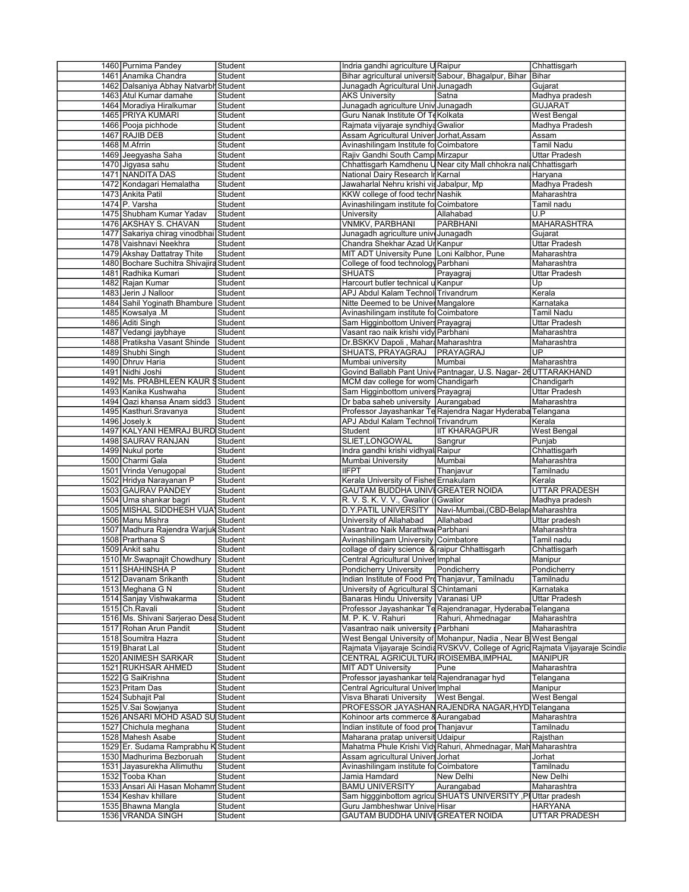| | | | | | |
|---|---|---|---|---|---|
| 1460 | Purnima Pandey | Student | Indria gandhi agriculture U | Raipur | Chhattisgarh |
| 1461 | Anamika Chandra | Student | Bihar agricultural universit | Sabour, Bhagalpur, Bihar | Bihar |
| 1462 | Dalsaniya Abhay Natvarbh | Student | Junagadh Agricultural Univ | Junagadh | Gujarat |
| 1463 | Atul Kumar damahe | Student | AKS University | Satna | Madhya pradesh |
| 1464 | Moradiya Hiralkumar | Student | Junagadh agriculture Univ | Junagadh | GUJARAT |
| 1465 | PRIYA KUMARI | Student | Guru Nanak Institute Of Te | Kolkata | West Bengal |
| 1466 | Pooja pichhode | Student | Rajmata vijyaraje syndhiya | Gwalior | Madhya Pradesh |
| 1467 | RAJIB DEB | Student | Assam Agricultural Univer | Jorhat,Assam | Assam |
| 1468 | M.Afrrin | Student | Avinashilingam Institute fo | Coimbatore | Tamil Nadu |
| 1469 | Jeegyasha Saha | Student | Rajiv Gandhi South Camp | Mirzapur | Uttar Pradesh |
| 1470 | Jigyasa sahu | Student | Chhattisgarh Kamdhenu U | Near city Mall chhokra nal | Chhattisgarh |
| 1471 | NANDITA DAS | Student | National Dairy Research In | Karnal | Haryana |
| 1472 | Kondagari Hemalatha | Student | Jawaharlal Nehru krishi vis | Jabalpur, Mp | Madhya Pradesh |
| 1473 | Ankita Patil | Student | KKW college of food techn | Nashik | Maharashtra |
| 1474 | P. Varsha | Student | Avinashilingam institute fo | Coimbatore | Tamil nadu |
| 1475 | Shubham Kumar Yadav | Student | University | Allahabad | U.P |
| 1476 | AKSHAY S. CHAVAN | Student | VNMKV, PARBHANI | PARBHANI | MAHARASHTRA |
| 1477 | Sakariya chirag vinodbhai | Student | Junagadh agriculture univ | Junagadh | Gujarat |
| 1478 | Vaishnavi Neekhra | Student | Chandra Shekhar Azad Ur | Kanpur | Uttar Pradesh |
| 1479 | Akshay Dattatray Thite | Student | MIT ADT University Pune | Loni Kalbhor, Pune | Maharashtra |
| 1480 | Bochare Suchitra Shivajira | Student | College of food technology | Parbhani | Maharashtra |
| 1481 | Radhika Kumari | Student | SHUATS | Prayagraj | Uttar Pradesh |
| 1482 | Rajan Kumar | Student | Harcourt butler technical u | Kanpur | Up |
| 1483 | Jerin J Nalloor | Student | APJ Abdul Kalam Technol | Trivandrum | Kerala |
| 1484 | Sahil Yoginath Bhambure | Student | Nitte Deemed to be Univer | Mangalore | Karnataka |
| 1485 | Kowsalya .M | Student | Avinashilingam institute fo | Coimbatore | Tamil Nadu |
| 1486 | Aditi Singh | Student | Sam Higginbottom Univers | Prayagraj | Uttar Pradesh |
| 1487 | Vedangi jaybhaye | Student | Vasant rao naik krishi vidy | Parbhani | Maharashtra |
| 1488 | Pratiksha Vasant Shinde | Student | Dr.BSKKV Dapoli , Mahara | Maharashtra | Maharashtra |
| 1489 | Shubhi Singh | Student | SHUATS, PRAYAGRAJ | PRAYAGRAJ | UP |
| 1490 | Dhruv Haria | Student | Mumbai university | Mumbai | Maharashtra |
| 1491 | Nidhi Joshi | Student | Govind Ballabh Pant Unive | Pantnagar, U.S. Nagar- 26 | UTTARAKHAND |
| 1492 | Ms. PRABHLEEN KAUR S | Student | MCM dav college for wom | Chandigarh | Chandigarh |
| 1493 | Kanika Kushwaha | Student | Sam Higginbottom univers | Prayagraj | Uttar Pradesh |
| 1494 | Qazi khansa Anam sidd3 | Student | Dr baba saheb university | Aurangabad | Maharashtra |
| 1495 | Kasthuri.Sravanya | Student | Professor Jayashankar Te | Rajendra Nagar Hyderaba | Telangana |
| 1496 | Josely.k | Student | APJ Abdul Kalam Technol | Trivandrum | Kerala |
| 1497 | KALYANI HEMRAJ BURD | Student | Student | IIT KHARAGPUR | West Bengal |
| 1498 | SAURAV RANJAN | Student | SLIET,LONGOWAL | Sangrur | Punjab |
| 1499 | Nukul porte | Student | Indra gandhi krishi vidhyal | Raipur | Chhattisgarh |
| 1500 | Charmi Gala | Student | Mumbai University | Mumbai | Maharashtra |
| 1501 | Vrinda Venugopal | Student | IIFPT | Thanjavur | Tamilnadu |
| 1502 | Hridya Narayanan P | Student | Kerala University of Fisher | Ernakulam | Kerala |
| 1503 | GAURAV PANDEY | Student | GAUTAM BUDDHA UNIVE | GREATER NOIDA | UTTAR PRADESH |
| 1504 | Uma shankar bagri | Student | R. V. S. K. V. V., Gwalior ( | Gwalior | Madhya pradesh |
| 1505 | MISHAL SIDDHESH VIJAY | Student | D.Y.PATIL UNIVERSITY | Navi-Mumbai,(CBD-Belap | Maharashtra |
| 1506 | Manu Mishra | Student | University of Allahabad | Allahabad | Uttar pradesh |
| 1507 | Madhura Rajendra Warjuk | Student | Vasantrao Naik Marathwa | Parbhani | Maharashtra |
| 1508 | Prarthana S | Student | Avinashilingam University | Coimbatore | Tamil nadu |
| 1509 | Ankit sahu | Student | collage of dairy science & | raipur Chhattisgarh | Chhattisgarh |
| 1510 | Mr.Swapnajit Chowdhury | Student | Central Agricultural Univer | Imphal | Manipur |
| 1511 | SHAHINSHA P | Student | Pondicherry University | Pondicherry | Pondicherry |
| 1512 | Davanam Srikanth | Student | Indian Institute of Food Pro | Thanjavur, Tamilnadu | Tamilnadu |
| 1513 | Meghana G N | Student | University of Agricultural S | Chintamani | Karnataka |
| 1514 | Sanjay Vishwakarma | Student | Banaras Hindu University | Varanasi UP | Uttar Pradesh |
| 1515 | Ch.Ravali | Student | Professor Jayashankar Te | Rajendranagar, Hyderaba | Telangana |
| 1516 | Ms. Shivani Sarjerao Desa | Student | M. P. K. V. Rahuri | Rahuri, Ahmednagar | Maharashtra |
| 1517 | Rohan Arun Pandit | Student | Vasantrao naik university | Parbhani | Maharashtra |
| 1518 | Soumitra Hazra | Student | West Bengal University of | Mohanpur, Nadia , Near B | West Bengal |
| 1519 | Bharat Lal | Student | Rajmata Vijayaraje Scindia | RVSKVV, College of Agric | Rajmata Vijayaraje Scindia |
| 1520 | ANIMESH SARKAR | Student | CENTRAL AGRICULTURA | IROISEMBA,IMPHAL | MANIPUR |
| 1521 | RUKHSAR AHMED | Student | MIT ADT University | Pune | Maharashtra |
| 1522 | G SaiKrishna | Student | Professor jayashankar tela | Rajendranagar hyd | Telangana |
| 1523 | Pritam Das | Student | Central Agricultural Univer | Imphal | Manipur |
| 1524 | Subhajit Pal | Student | Visva Bharati University | West Bengal. | West Bengal |
| 1525 | V.Sai Sowjanya | Student | PROFESSOR JAYASHAN | RAJENDRA NAGAR,HYD | Telangana |
| 1526 | ANSARI MOHD ASAD SU | Student | Kohinoor arts commerce & | Aurangabad | Maharashtra |
| 1527 | Chichula meghana | Student | Indian institute of food proc | Thanjavur | Tamilnadu |
| 1528 | Mahesh Asabe | Student | Maharana pratap universit | Udaipur | Rajsthan |
| 1529 | Er. Sudama Ramprabhu K | Student | Mahatma Phule Krishi Vidy | Rahuri, Ahmednagar, Mah | Maharashtra |
| 1530 | Madhurima Bezboruah | Student | Assam agricultural Univers | Jorhat | Jorhat |
| 1531 | Jayasurekha Allimuthu | Student | Avinashilingam institute fo | Coimbatore | Tamilnadu |
| 1532 | Tooba Khan | Student | Jamia Hamdard | New Delhi | New Delhi |
| 1533 | Ansari Ali Hasan Mohamm | Student | BAMU UNIVERSITY | Aurangabad | Maharashtra |
| 1534 | Keshav khillare | Student | Sam higgginbottom agricu | SHUATS UNIVERSITY ,PI | Uttar pradesh |
| 1535 | Bhawna Mangla | Student | Guru Jambheshwar Unive | Hisar | HARYANA |
| 1536 | VRANDA SINGH | Student | GAUTAM BUDDHA UNIVE | GREATER NOIDA | UTTAR PRADESH |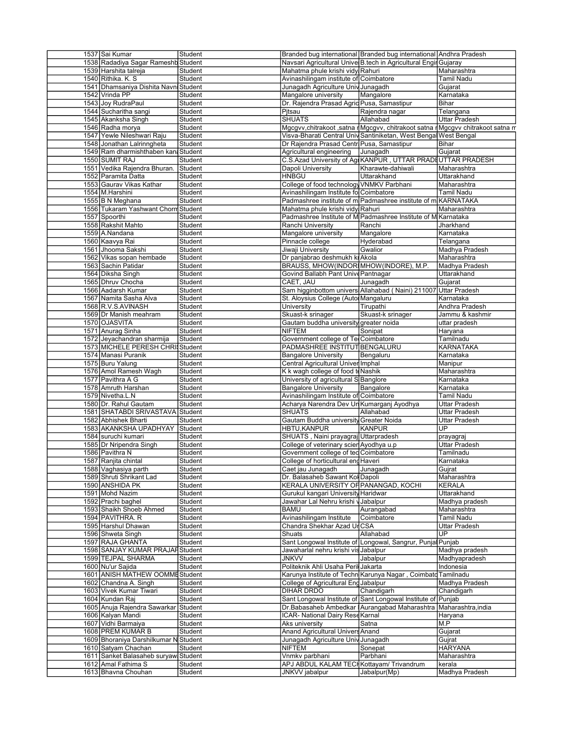| | | | | | |
|---|---|---|---|---|---|
| 1537 | Sai Kumar | Student | Branded bug international | Branded bug international | Andhra Pradesh |
| 1538 | Radadiya Sagar Rameshb | Student | Navsari Agricultural Unive | B.tech in Agricultural Engir | Gujaray |
| 1539 | Harshita talreja | Student | Mahatma phule krishi vidy | Rahuri | Maharashtra |
| 1540 | Rithika. K. S | Student | Avinashilingam institute of | Coimbatore | Tamil Nadu |
| 1541 | Dhamsaniya Dishita Navn | Student | Junagadh Agriculture Univ | Junagadh | Gujarat |
| 1542 | Vrinda PP | Student | Mangalore university | Mangalore | Karnataka |
| 1543 | Joy RudraPaul | Student | Dr. Rajendra Prasad Agric | Pusa, Samastipur | Bihar |
| 1544 | Sucharitha sangi | Student | Pjtsau | Rajendra nagar | Telangana |
| 1545 | Akanksha Singh | Student | SHUATS | Allahabad | Uttar Pradesh |
| 1546 | Radha morya | Student | Mgcgvv,chitrakoot ,satna r | Mgcgvv, chitrakoot satna r | Mgcgvv chitrakoot satna m |
| 1547 | Yewle Nileshwari Raju | Student | Visva-Bharati Central Univ | Santiniketan, West Bengal | West Bengal |
| 1548 | Jonathan Lalrinngheta | Student | Dr Rajendra Prasad Centr | Pusa, Samastipur | Bihar |
| 1549 | Ram dharmishthaben kan | Student | Agricultural engineering | Junagadh | Gujarat |
| 1550 | SUMIT RAJ | Student | C.S.Azad University of Agr | KANPUR , UTTAR PRADE | UTTAR PRADESH |
| 1551 | Vedika Rajendra Bhuran. | Student | Dapoli University | Kharawte-dahiwali | Maharashtra |
| 1552 | Paramita Datta | Student | HNBGU | Uttarakhand | Uttarakhand |
| 1553 | Gaurav Vikas Kathar | Student | College of food technology | VNMKV Parbhani | Maharashtra |
| 1554 | M.Harshini | Student | Avinashilingam Institute fo | Coimbatore | Tamil Nadu |
| 1555 | B N Meghana | Student | Padmashree institute of m | Padmashree institute of m | KARNATAKA |
| 1556 | Tukaram Yashwant Chorm | Student | Mahatma phule krishi vidy | Rahuri | Maharashtra |
| 1557 | Spoorthi | Student | Padmashree Institute of M | Padmashree Institute of M | Karnataka |
| 1558 | Rakshit Mahto | Student | Ranchi University | Ranchi | Jharkhand |
| 1559 | A.Nandana | Student | Mangalore university | Mangalore | Karnataka |
| 1560 | Kaavya Rai | Student | Pinnacle college | Hyderabad | Telangana |
| 1561 | Jhooma Sakshi | Student | Jiwaji University | Gwalior | Madhya Pradesh |
| 1562 | Vikas sopan hembade | Student | Dr panjabrao deshmukh kr | Akola | Maharashtra |
| 1563 | Sachin Patidar | Student | BRAUSS, MHOW(INDOR | MHOW(INDORE), M.P. | Madhya Pradesh |
| 1564 | Diksha Singh | Student | Govind Ballabh Pant Unive | Pantnagar | Uttarakhand |
| 1565 | Dhruv Chocha | Student | CAET, JAU | Junagadh | Gujarat |
| 1566 | Aadarsh Kumar | Student | Sam higginbottom univers | Allahabad ( Naini) 211007 | Uttar Pradesh |
| 1567 | Namita Sasha Alva | Student | St. Aloysius College (Auto | Mangaluru | Karnataka |
| 1568 | R.V.S.AVINASH | Student | University | Tirupathi | Andhra Pradesh |
| 1569 | Dr Manish meahram | Student | Skuast-k srinager | Skuast-k srinager | Jammu & kashmir |
| 1570 | OJASVITA | Student | Gautam buddha university | greater noida | uttar pradesh |
| 1571 | Anurag Sinha | Student | NIFTEM | Sonipat | Haryana |
| 1572 | Jeyachandran sharmija | Student | Government college of Te | Coimbatore | Tamilnadu |
| 1573 | MICHELE PERESH CHRI | Student | PADMASHREE INSTITUT | BENGALURU | KARNATAKA |
| 1574 | Manasi Puranik | Student | Bangalore University | Bengaluru | Karnataka |
| 1575 | Buru Yalung | Student | Central Agricultural Univer | Imphal | Manipur |
| 1576 | Amol Ramesh Wagh | Student | K k wagh college of food te | Nashik | Maharashtra |
| 1577 | Pavithra A G | Student | University of agricultural S | Banglore | Karnataka |
| 1578 | Amruth Harshan | Student | Bangalore University | Bangalore | Karnataka |
| 1579 | Nivetha.L.N | Student | Avinashilingam Institute of | Coimbatore | Tamil Nadu |
| 1580 | Dr. Rahul Gautam | Student | Acharya Narendra Dev Un | Kumarganj Ayodhya | Uttar Pradesh |
| 1581 | SHATABDI SRIVASTAVA | Student | SHUATS | Allahabad | Uttar Pradesh |
| 1582 | Abhishek Bharti | Student | Gautam Buddha university | Greater Noida | Uttar Pradesh |
| 1583 | AKANKSHA UPADHYAY | Student | HBTU,KANPUR | KANPUR | UP |
| 1584 | suruchi kumari | Student | SHUATS , Naini prayagraj | Uttarpradesh | prayagraj |
| 1585 | Dr Nripendra Singh | Student | College of veterinary scien | Ayodhya u.p | Uttar Pradesh |
| 1586 | Pavithra N | Student | Government college of tec | Coimbatore | Tamilnadu |
| 1587 | Ranjita chintal | Student | College of horticultural eng | Haveri | Karnataka |
| 1588 | Vaghasiya parth | Student | Caet jau Junagadh | Junagadh | Gujrat |
| 1589 | Shruti Shrikant Lad | Student | Dr. Balasaheb Sawant Kok | Dapoli | Maharashtra |
| 1590 | ANSHIDA PK | Student | KERALA UNIVERSITY OF | PANANGAD, KOCHI | KERALA |
| 1591 | Mohd Nazim | Student | Gurukul kangari University | Haridwar | Uttarakhand |
| 1592 | Prachi baghel | Student | Jawahar Lal Nehru krishi v | Jabalpur | Madhya pradesh |
| 1593 | Shaikh Shoeb Ahmed | Student | BAMU | Aurangabad | Maharashtra |
| 1594 | PAVITHRA. R | Student | Avinashilingam Institute | Coimbatore | Tamil Nadu |
| 1595 | Harshul Dhawan | Student | Chandra Shekhar Azad Ur | CSA | Uttar Pradesh |
| 1596 | Shweta Singh | Student | Shuats | Allahabad | UP |
| 1597 | RAJA GHANTA | Student | Sant Longowal Institute of | Longowal, Sangrur, Punjab | Punjab |
| 1598 | SANJAY KUMAR PRAJAP | Student | Jawaharlal nehru krishi vis | Jabalpur | Madhya pradesh |
| 1599 | TEJPAL SHARMA | Student | JNKVV | Jabalpur | Madhyapradesh |
| 1600 | Nu'ur Sajida | Student | Politeknik Ahli Usaha Peri | Jakarta | Indonesia |
| 1601 | ANISH MATHEW OOMME | Student | Karunya Institute of Techn | Karunya Nagar , Coimbato | Tamilnadu |
| 1602 | Chandna A. Singh | Student | College of Agricultural Eng | Jabalpur | Madhya Pradesh |
| 1603 | Vivek Kumar Tiwari | Student | DIHAR DRDO | Chandigarh | Chandigarh |
| 1604 | Kundan Raj | Student | Sant Longowal Institute of | Sant Longowal Institute of | Punjab |
| 1605 | Anuja Rajendra Sawarkar | Student | Dr.Babasaheb Ambedkar | Aurangabad Maharashtra | Maharashtra,india |
| 1606 | Kalyan Mandi | Student | ICAR- National Dairy Rese | Karnal | Haryana |
| 1607 | Vidhi Barmaiya | Student | Aks university | Satna | M.P |
| 1608 | PREM KUMAR B | Student | Anand Agricultural Univers | Anand | Gujarat |
| 1609 | Bhoraniya Darshilkumar N | Student | Junagadh Agriculture Univ | Junagadh | Gujrat |
| 1610 | Satyam Chachan | Student | NIFTEM | Sonepat | HARYANA |
| 1611 | Sanket Balasaheb suryaw | Student | Vnmkv parbhani | Parbhani | Maharashtra |
| 1612 | Amal Fathima S | Student | APJ ABDUL KALAM TECH | Kottayam/ Trivandrum | kerala |
| 1613 | Bhavna Chouhan | Student | JNKVV jabalpur | Jabalpur(Mp) | Madhya Pradesh |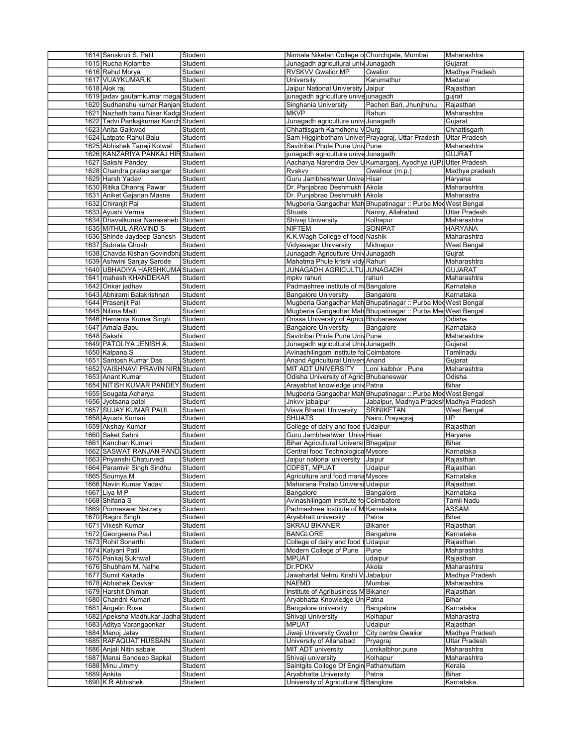| | | | | | |
|---|---|---|---|---|---|
| 1614 | Sanskruti S. Patil | Student | Nirmala Niketan College o | Churchgate, Mumbai | Maharashtra |
| 1615 | Rucha Kolambe | Student | Junagadh agricultural univ | Junagadh | Gujarat |
| 1616 | Rahul Morya | Student | RVSKVV Gwalior MP | Gwalior | Madhya Pradesh |
| 1617 | VIJAYKUMAR.K | Student | University | Karumathur | Madurai |
| 1618 | Alok raj | Student | Jaipur National University | Jaipur | Rajasthan |
| 1619 | jadav gautamkumar maga | Student | junagadh agriculture unive | junagadh | gujrat |
| 1620 | Sudhanshu kumar Ranjan | Student | Singhania University | Pacheri Bari, Jhunjhunu | Rajasthan |
| 1621 | Nazhath banu Nisar Kadga | Student | MKVP | Rahuri | Maharashtra |
| 1622 | Tadvi Pankajkumar Kanch | Student | Junagadh agriculture unive | Junagadh | Gujarat |
| 1623 | Anita Gaikwad | Student | Chhattisgarh Kamdhenu V | Durg | Chhattisgarh |
| 1624 | Latpate Rahul Balu | Student | Sam Higginbotham Univer | Prayagraj, Uttar Pradesh | Uttar Pradesh |
| 1625 | Abhishek Tanaji Kotwal | Student | Savitribai Phule Pune Univ | Pune | Maharashtra |
| 1626 | KANZARIYA PANKAJ HIR | Student | junagadh agriculture unive | Junagadh | GUJRAT |
| 1627 | Sakshi Pandey | Student | Aacharya Narendra Dev U | Kumarganj, Ayodhya (UP) | Utter Pradesh |
| 1628 | Chandra pratap sengar | Student | Rvskvv | Gwaliour (m.p.) | Madhya pradesh |
| 1629 | Harsh Yadav | Student | Guru Jambheshwar Unive | Hisar | Haryana |
| 1630 | Ritika Dhanraj Pawar | Student | Dr. Panjabrao Deshmukh | Akola | Maharashtra |
| 1631 | Aniket Gajanan Masne | Student | Dr. Punjabrao Deshmukh | Akola | Maharastra |
| 1632 | Chiranjit Pal | Student | Mugberia Gangadhar Mah | Bhupatinagar :: Purba Med | West Bengal |
| 1633 | Ayushi Verma | Student | Shuats | Nanny, Allahabad | Uttar Pradesh |
| 1634 | Dhavalkumar Nanasaheb | Student | Shivaji University | Kolhapur | Maharashtra |
| 1635 | MITHUL ARAVIND S | Student | NIFTEM | SONIPAT | HARYANA |
| 1636 | Shinde Jaydeep Ganesh | Student | K.K.Wagh College of food | Nashik | Maharashtra |
| 1637 | Subrata Ghosh | Student | Vidyasagar University | Midnapur | West Bengal |
| 1638 | Chavda Kishan Govindbha | Student | Junagadh Agriculture Univ | Junagadh | Gujrat |
| 1639 | Ashwini Sanjay Sarode | Student | Mahatma Phule krishi vidy | Rahuri | Maharashtra |
| 1640 | UBHADIYA HARSHKUMA | Student | JUNAGADH AGRICULTU | JUNAGADH | GUJARAT |
| 1641 | mahesh KHANDEKAR | Student | mpkv rahuri | rahuri | Maharashtra |
| 1642 | Onkar jadhav | Student | Padmashree institute of m | Bangalore | Karnataka |
| 1643 | Abhirami Balakrishnan | Student | Bangalore University | Bangalore | Karnataka |
| 1644 | Prasenjit Pal | Student | Mugberia Gangadhar Mah | Bhupatinagar :: Purba Med | West Bengal |
| 1645 | Nilima Maiti | Student | Mugberia Gangadhar Mah | Bhupatinagar :: Purba Med | West Bengal |
| 1646 | Hemanta Kumar Singh | Student | Orissa University of Agricu | Bhubaneswar | Odisha |
| 1647 | Amala Babu | Student | Bangalore University | Bangalore | Karnataka |
| 1648 | Sakshi | Student | Savitribai Phule Pune Univ | Pune | Maharashtra |
| 1649 | PATOLIYA JENISH A. | Student | Junagadh agricultural Univ | Junagadh | Gujarat |
| 1650 | Kalpana.S | Student | Avinashilingam institute fo | Coimbatore | Tamilnadu |
| 1651 | Santosh Kumar Das | Student | Anand Agricultural Univers | Anand | Gujarat |
| 1652 | VAISHNAVI PRAVIN NIRM | Student | MIT ADT UNIVERSITY | Loni kalbhor , Pune | Maharashtra |
| 1653 | Anant Kumar | Student | Odisha University of Agric | Bhubaneswar | Odisha |
| 1654 | NITISH KUMAR PANDEY | Student | Arayabhat knowledge univ | Patna | Bihar |
| 1655 | Sougata Acharya | Student | Mugberia Gangadhar Mah | Bhupatinagar :: Purba Med | West Bengal |
| 1656 | Jyotsana patel | Student | Jnkvv jabalpur | Jabalpur, Madhya Pradesh | Madhya Pradesh |
| 1657 | SUJAY KUMAR PAUL | Student | Visva Bharati University | SRINIKETAN | West Bengal |
| 1658 | Ayushi Kumari | Student | SHUATS | Naini, Prayagraj | UP |
| 1659 | Akshay Kumar | Student | College of dairy and food s | Udaipur | Rajasthan |
| 1660 | Saket Sahni | Student | Guru Jambheshwar Unive | Hisar | Haryana |
| 1661 | Kanchan Kumari | Student | Bihar Agricultural Universi | Bhagalpur | Bihar |
| 1662 | SASWAT RANJAN PAND | Student | Central food Technologica | Mysore | Karnataka |
| 1663 | Priyanshi Chaturvedi | Student | Jaipur national university | Jaipur | Rajasthan |
| 1664 | Paramvir Singh Sindhu | Student | CDFST, MPUAT | Udaipur | Rajasthan |
| 1665 | Soumya.M | Student | Agriculture and food mana | Mysore | Karnataka |
| 1666 | Navin Kumar Yadav | Student | Maharana Pratap Universi | Udaipur | Rajasthan |
| 1667 | Liya M P | Student | Bangalore | Bangalore | Karnataka |
| 1668 | Shifana S | Student | Avinashilingam Institute fo | Coimbatore | Tamil Nadu |
| 1669 | Pormeswar Narzary | Student | Padmashree Institute of M | Karnataka | ASSAM |
| 1670 | Ragini Singh | Student | Aryabhatt university | Patna | Bihar |
| 1671 | Vikesh Kumar | Student | SKRAU BIKANER | Bikaner | Rajasthan |
| 1672 | Georgeena Paul | Student | BANGLORE | Bangalore | Karnataka |
| 1673 | Rohit Sonarthi | Student | College of dairy and food t | Udaipur | Rajasthan |
| 1674 | Kalyani Patil | Student | Modern College of Pune | Pune | Maharashtra |
| 1675 | Pankaj Sukhwal | Student | MPUAT | udaipur | Rajasthan |
| 1676 | Shubham M. Nalhe | Student | Dr.PDKV | Akola | Maharashtra |
| 1677 | Sumit Kakade | Student | Jawaharlal Nehru Krishi Vi | Jabalpur | Madhya Pradesh |
| 1678 | Abhishek Devkar | Student | NAEMD | Mumbai | Maharashtra |
| 1679 | Harshit Dhiman | Student | Institute of Agribusiness M | Bikaner | Rajasthan |
| 1680 | Chandni Kumari | Student | Aryabhatta Knowledge Un | Patna | Bihar |
| 1681 | Angelin Rose | Student | Bangalore university | Bangalore | Karnataka |
| 1682 | Apeksha Madhukar Jadha | Student | Shivaji University | Kolhapur | Maharastra |
| 1683 | Aditya Varangaonkar | Student | MPUAT | Udaipur | Rajasthan |
| 1684 | Manoj Jatav | Student | Jiwaji University Gwalior | City centre Gwalior | Madhya Pradesh |
| 1685 | RAFAQUAT HUSSAIN | Student | University of Allahabad | Pryagraj | Uttar Pradesh |
| 1686 | Anjali Nitin sabale | Student | MIT ADT university | Lonikalbhor,pune | Maharashtra |
| 1687 | Mansi Sandeep Sapkal | Student | Shivaji university | Kolhapur | Maharashtra |
| 1688 | Minu Jimmy | Student | Saintgits College Of Engin | Pathamuttam | Kerala |
| 1689 | Ankita | Student | Aryabhatta University | Patna | Bihar |
| 1690 | K R Abhishek | Student | University of Agricultural S | Banglore | Karnataka |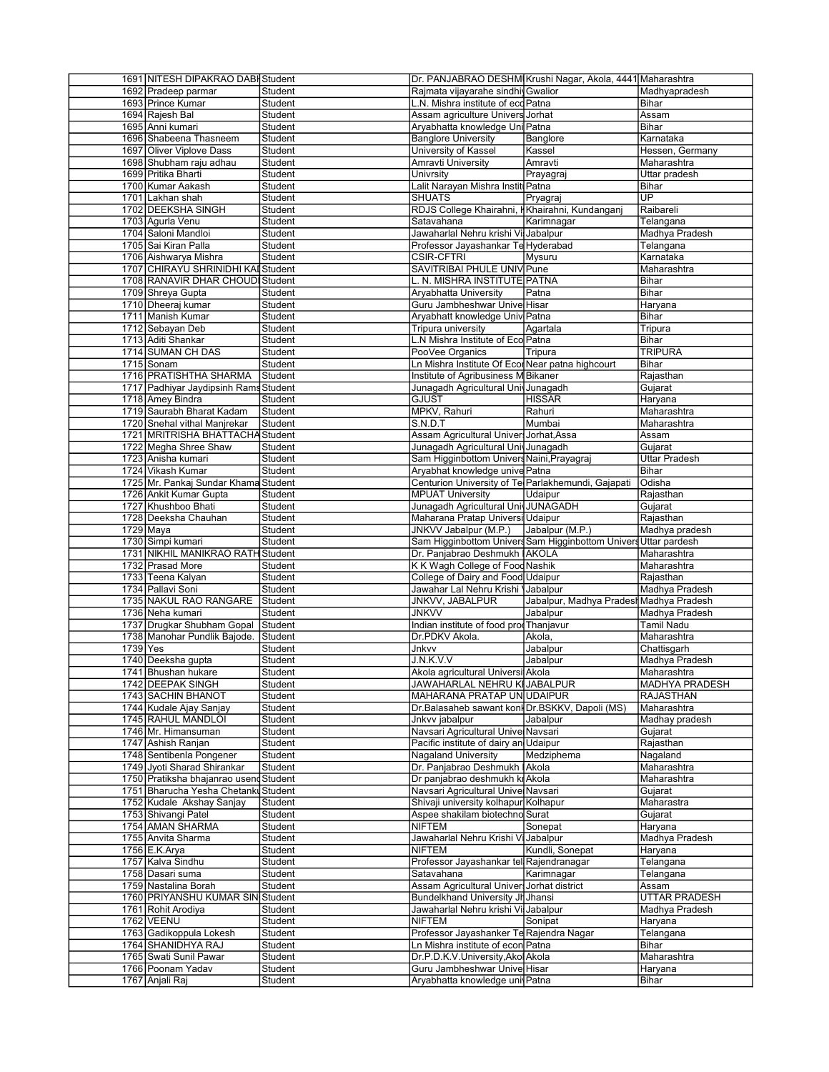| | | | | | |
|---|---|---|---|---|---|
| 1691 | NITESH DIPAKRAO DABH | Student | Dr. PANJABRAO DESHMU | Krushi Nagar, Akola, 4441 | Maharashtra |
| 1692 | Pradeep parmar | Student | Rajmata vijayarahe sindhi | Gwalior | Madhyapradesh |
| 1693 | Prince Kumar | Student | L.N. Mishra institute of eco | Patna | Bihar |
| 1694 | Rajesh Bal | Student | Assam agriculture Univers | Jorhat | Assam |
| 1695 | Anni kumari | Student | Aryabhatta knowledge Uni | Patna | Bihar |
| 1696 | Shabeena Thasneem | Student | Banglore University | Banglore | Karnataka |
| 1697 | Oliver Viplove Dass | Student | University of Kassel | Kassel | Hessen, Germany |
| 1698 | Shubham raju adhau | Student | Amravti University | Amravti | Maharashtra |
| 1699 | Pritika Bharti | Student | Univrsity | Prayagraj | Uttar pradesh |
| 1700 | Kumar Aakash | Student | Lalit Narayan Mishra Instit | Patna | Bihar |
| 1701 | Lakhan shah | Student | SHUATS | Pryagraj | UP |
| 1702 | DEEKSHA SINGH | Student | RDJS College Khairahni, K | Khairahni, Kundanganj | Raibareli |
| 1703 | Agurla Venu | Student | Satavahana | Karimnagar | Telangana |
| 1704 | Saloni Mandloi | Student | Jawaharlal Nehru krishi Vi | Jabalpur | Madhya Pradesh |
| 1705 | Sai Kiran Palla | Student | Professor Jayashankar Te | Hyderabad | Telangana |
| 1706 | Aishwarya Mishra | Student | CSIR-CFTRI | Mysuru | Karnataka |
| 1707 | CHIRAYU SHRINIDHI KAI | Student | SAVITRIBAI PHULE UNIV | Pune | Maharashtra |
| 1708 | RANAVIR DHAR CHOUDI | Student | L. N. MISHRA INSTITUTE | PATNA | Bihar |
| 1709 | Shreya Gupta | Student | Aryabhatta University | Patna | Bihar |
| 1710 | Dheeraj kumar | Student | Guru Jambheshwar Unive | Hisar | Haryana |
| 1711 | Manish Kumar | Student | Aryabhatt knowledge Univ | Patna | Bihar |
| 1712 | Sebayan Deb | Student | Tripura university | Agartala | Tripura |
| 1713 | Aditi Shankar | Student | L.N Mishra Institute of Eco | Patna | Bihar |
| 1714 | SUMAN CH DAS | Student | PooVee Organics | Tripura | TRIPURA |
| 1715 | Sonam | Student | Ln Mishra Institute Of Econ | Near patna highcourt | Bihar |
| 1716 | PRATISHTHA SHARMA | Student | Institute of Agribusiness M | Bikaner | Rajasthan |
| 1717 | Padhiyar Jaydipsinh Rams | Student | Junagadh Agricultural Univ | Junagadh | Gujarat |
| 1718 | Amey Bindra | Student | GJUST | HISSAR | Haryana |
| 1719 | Saurabh Bharat Kadam | Student | MPKV, Rahuri | Rahuri | Maharashtra |
| 1720 | Snehal vithal Manjrekar | Student | S.N.D.T | Mumbai | Maharashtra |
| 1721 | MRITRISHA BHATTACHA | Student | Assam Agricultural Univers | Jorhat,Assa | Assam |
| 1722 | Megha Shree Shaw | Student | Junagadh Agricultural Univ | Junagadh | Gujarat |
| 1723 | Anisha kumari | Student | Sam Higginbottom Univers | Naini,Prayagraj | Uttar Pradesh |
| 1724 | Vikash Kumar | Student | Aryabhat knowledge unive | Patna | Bihar |
| 1725 | Mr. Pankaj Sundar Khama | Student | Centurion University of Te | Parlakhemundi, Gajapati | Odisha |
| 1726 | Ankit Kumar Gupta | Student | MPUAT University | Udaipur | Rajasthan |
| 1727 | Khushboo Bhati | Student | Junagadh Agricultural Univ | JUNAGADH | Gujarat |
| 1728 | Deeksha Chauhan | Student | Maharana Pratap Universi | Udaipur | Rajasthan |
| 1729 | Maya | Student | JNKVV Jabalpur (M.P.) | Jabalpur (M.P.) | Madhya pradesh |
| 1730 | Simpi kumari | Student | Sam Higginbottom Univers | Sam Higginbottom Univers | Uttar pardesh |
| 1731 | NIKHIL MANIKRAO RATH | Student | Dr. Panjabrao Deshmukh | AKOLA | Maharashtra |
| 1732 | Prasad More | Student | K K Wagh College of Food | Nashik | Maharashtra |
| 1733 | Teena Kalyan | Student | College of Dairy and Food | Udaipur | Rajasthan |
| 1734 | Pallavi Soni | Student | Jawahar Lal Nehru Krishi | Jabalpur | Madhya Pradesh |
| 1735 | NAKUL RAO RANGARE | Student | JNKVV, JABALPUR | Jabalpur, Madhya Pradesh | Madhya Pradesh |
| 1736 | Neha kumari | Student | JNKVV | Jabalpur | Madhya Pradesh |
| 1737 | Drugkar Shubham Gopal | Student | Indian institute of food proc | Thanjavur | Tamil Nadu |
| 1738 | Manohar Pundlik Bajode. | Student | Dr.PDKV Akola. | Akola, | Maharashtra |
| 1739 | Yes | Student | Jnkvv | Jabalpur | Chattisgarh |
| 1740 | Deeksha gupta | Student | J.N.K.V.V | Jabalpur | Madhya Pradesh |
| 1741 | Bhushan hukare | Student | Akola agricultural Universi | Akola | Maharashtra |
| 1742 | DEEPAK SINGH | Student | JAWAHARLAL NEHRU KI | JABALPUR | MADHYA PRADESH |
| 1743 | SACHIN BHANOT | Student | MAHARANA PRATAP UN | UDAIPUR | RAJASTHAN |
| 1744 | Kudale Ajay Sanjay | Student | Dr.Balasaheb sawant konk | Dr.BSKKV, Dapoli (MS) | Maharashtra |
| 1745 | RAHUL MANDLOI | Student | Jnkvv jabalpur | Jabalpur | Madhay pradesh |
| 1746 | Mr. Himansuman | Student | Navsari Agricultural Unive | Navsari | Gujarat |
| 1747 | Ashish Ranjan | Student | Pacific institute of dairy an | Udaipur | Rajasthan |
| 1748 | Sentibenla Pongener | Student | Nagaland University | Medziphema | Nagaland |
| 1749 | Jyoti Sharad Shirankar | Student | Dr. Panjabrao Deshmukh | Akola | Maharashtra |
| 1750 | Pratiksha bhajanrao usend | Student | Dr panjabrao deshmukh kr | Akola | Maharashtra |
| 1751 | Bharucha Yesha Chetanku | Student | Navsari Agricultural Unive | Navsari | Gujarat |
| 1752 | Kudale Akshay Sanjay | Student | Shivaji university kolhapur | Kolhapur | Maharastra |
| 1753 | Shivangi Patel | Student | Aspee shakilam biotechno | Surat | Gujarat |
| 1754 | AMAN SHARMA | Student | NIFTEM | Sonepat | Haryana |
| 1755 | Anvita Sharma | Student | Jawaharlal Nehru Krishi Vi | Jabalpur | Madhya Pradesh |
| 1756 | E.K.Arya | Student | NIFTEM | Kundli, Sonepat | Haryana |
| 1757 | Kalva Sindhu | Student | Professor Jayashankar tel | Rajendranagar | Telangana |
| 1758 | Dasari suma | Student | Satavahana | Karimnagar | Telangana |
| 1759 | Nastalina Borah | Student | Assam Agricultural Univers | Jorhat district | Assam |
| 1760 | PRIYANSHU KUMAR SIN | Student | Bundelkhand University Jh | Jhansi | UTTAR PRADESH |
| 1761 | Rohit Arodiya | Student | Jawaharlal Nehru krishi Vi | Jabalpur | Madhya Pradesh |
| 1762 | VEENU | Student | NIFTEM | Sonipat | Haryana |
| 1763 | Gadikoppula Lokesh | Student | Professor Jayashanker Te | Rajendra Nagar | Telangana |
| 1764 | SHANIDHYA RAJ | Student | Ln Mishra institute of econ | Patna | Bihar |
| 1765 | Swati Sunil Pawar | Student | Dr.P.D.K.V.University,Ako | Akola | Maharashtra |
| 1766 | Poonam Yadav | Student | Guru Jambheshwar Unive | Hisar | Haryana |
| 1767 | Anjali Raj | Student | Aryabhatta knowledge uni | Patna | Bihar |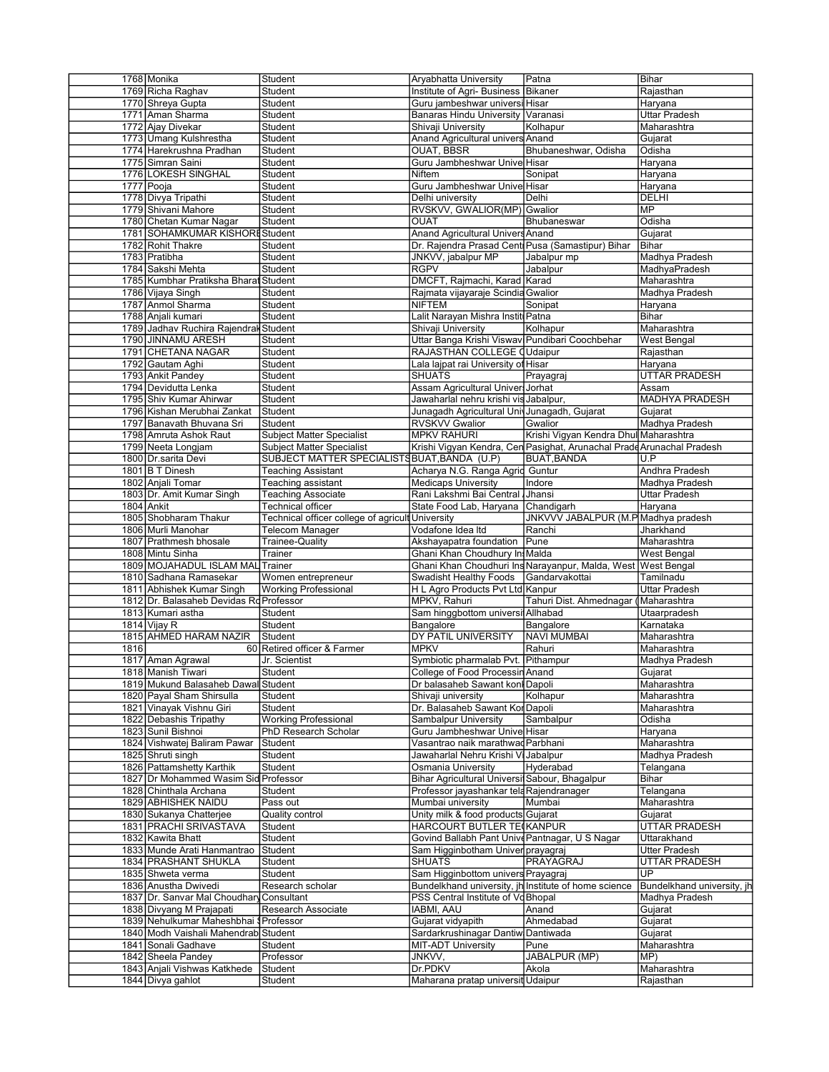| | | | | |
|---|---|---|---|---|
| 1768 | Monika | Student | Aryabhatta University | Patna | Bihar |
| 1769 | Richa Raghav | Student | Institute of Agri- Business | Bikaner | Rajasthan |
| 1770 | Shreya Gupta | Student | Guru jambeshwar universi | Hisar | Haryana |
| 1771 | Aman Sharma | Student | Banaras Hindu University | Varanasi | Uttar Pradesh |
| 1772 | Ajay Divekar | Student | Shivaji University | Kolhapur | Maharashtra |
| 1773 | Umang Kulshrestha | Student | Anand Agricultural univers | Anand | Gujarat |
| 1774 | Harekrushna Pradhan | Student | OUAT, BBSR | Bhubaneshwar, Odisha | Odisha |
| 1775 | Simran Saini | Student | Guru Jambheshwar Unive | Hisar | Haryana |
| 1776 | LOKESH SINGHAL | Student | Niftem | Sonipat | Haryana |
| 1777 | Pooja | Student | Guru Jambheshwar Unive | Hisar | Haryana |
| 1778 | Divya Tripathi | Student | Delhi university | Delhi | DELHI |
| 1779 | Shivani Mahore | Student | RVSKVV, GWALIOR(MP) | Gwalior | MP |
| 1780 | Chetan Kumar Nagar | Student | OUAT | Bhubaneswar | Odisha |
| 1781 | SOHAMKUMAR KISHORE | Student | Anand Agricultural Univers | Anand | Gujarat |
| 1782 | Rohit Thakre | Student | Dr. Rajendra Prasad Cent | Pusa (Samastipur) Bihar | Bihar |
| 1783 | Pratibha | Student | JNKVV, jabalpur MP | Jabalpur mp | Madhya Pradesh |
| 1784 | Sakshi Mehta | Student | RGPV | Jabalpur | MadhyaPradesh |
| 1785 | Kumbhar Pratiksha Bharat | Student | DMCFT, Rajmachi, Karad | Karad | Maharashtra |
| 1786 | Vijaya Singh | Student | Rajmata vijayaraje Scindia | Gwalior | Madhya Pradesh |
| 1787 | Anmol Sharma | Student | NIFTEM | Sonipat | Haryana |
| 1788 | Anjali kumari | Student | Lalit Narayan Mishra Instit | Patna | Bihar |
| 1789 | Jadhav Ruchira Rajendrak | Student | Shivaji University | Kolhapur | Maharashtra |
| 1790 | JINNAMU ARESH | Student | Uttar Banga Krishi Viswav | Pundibari Coochbehar | West Bengal |
| 1791 | CHETANA NAGAR | Student | RAJASTHAN COLLEGE O | Udaipur | Rajasthan |
| 1792 | Gautam Aghi | Student | Lala lajpat rai University of | Hisar | Haryana |
| 1793 | Ankit Pandey | Student | SHUATS | Prayagraj | UTTAR PRADESH |
| 1794 | Devidutta Lenka | Student | Assam Agricultural Univer | Jorhat | Assam |
| 1795 | Shiv Kumar Ahirwar | Student | Jawaharlal nehru krishi vis | Jabalpur, | MADHYA PRADESH |
| 1796 | Kishan Merubhai Zankat | Student | Junagadh Agricultural Univ | Junagadh, Gujarat | Gujarat |
| 1797 | Banavath Bhuvana Sri | Student | RVSKVV Gwalior | Gwalior | Madhya Pradesh |
| 1798 | Amruta Ashok Raut | Subject Matter Specialist | MPKV RAHURI | Krishi Vigyan Kendra Dhul | Maharashtra |
| 1799 | Neeta Longjam | Subject Matter Specialist | Krishi Vigyan Kendra, Cen | Pasighat, Arunachal Prade | Arunachal Pradesh |
| 1800 | Dr.sarita Devi | SUBJECT MATTER SPECIALISTS | BUAT,BANDA (U.P) | BUAT,BANDA | U.P |
| 1801 | B T Dinesh | Teaching Assistant | Acharya N.G. Ranga Agric | Guntur | Andhra Pradesh |
| 1802 | Anjali Tomar | Teaching assistant | Medicaps University | Indore | Madhya Pradesh |
| 1803 | Dr. Amit Kumar Singh | Teaching Associate | Rani Lakshmi Bai Central | Jhansi | Uttar Pradesh |
| 1804 | Ankit | Technical officer | State Food Lab, Haryana | Chandigarh | Haryana |
| 1805 | Shobharam Thakur | Technical officer college of agricult | University | JNKVVV JABALPUR (M.P | Madhya pradesh |
| 1806 | Murli Manohar | Telecom Manager | Vodafone Idea ltd | Ranchi | Jharkhand |
| 1807 | Prathmesh bhosale | Trainee-Quality | Akshayapatra foundation | Pune | Maharashtra |
| 1808 | Mintu Sinha | Trainer | Ghani Khan Choudhury Ins | Malda | West Bengal |
| 1809 | MOJAHADUL ISLAM MAL | Trainer | Ghani Khan Choudhuri Ins | Narayanpur, Malda, West | West Bengal |
| 1810 | Sadhana Ramasekar | Women entrepreneur | Swadisht Healthy Foods | Gandarvakottai | Tamilnadu |
| 1811 | Abhishek Kumar Singh | Working Professional | H L Agro Products Pvt Ltd | Kanpur | Uttar Pradesh |
| 1812 | Dr. Balasaheb Devidas Ro | Professor | MPKV, Rahuri | Tahuri Dist. Ahmednagar ( | Maharashtra |
| 1813 | Kumari astha | Student | Sam hinggbottom universi | Allhabad | Utaarpradesh |
| 1814 | Vijay R | Student | Bangalore | Bangalore | Karnataka |
| 1815 | AHMED HARAM NAZIR | Student | DY PATIL UNIVERSITY | NAVI MUMBAI | Maharashtra |
| 1816 | 60 | Retired officer & Farmer | MPKV | Rahuri | Maharashtra |
| 1817 | Aman Agrawal | Jr. Scientist | Symbiotic pharmalab Pvt. | Pithampur | Madhya Pradesh |
| 1818 | Manish Tiwari | Student | College of Food Processin | Anand | Gujarat |
| 1819 | Mukund Balasaheb Dawal | Student | Dr balasaheb Sawant konl | Dapoli | Maharashtra |
| 1820 | Payal Sham Shirsulla | Student | Shivaji university | Kolhapur | Maharashtra |
| 1821 | Vinayak Vishnu Giri | Student | Dr. Balasaheb Sawant Kor | Dapoli | Maharashtra |
| 1822 | Debashis Tripathy | Working Professional | Sambalpur University | Sambalpur | Odisha |
| 1823 | Sunil Bishnoi | PhD Research Scholar | Guru Jambheshwar Unive | Hisar | Haryana |
| 1824 | Vishwatej Baliram Pawar | Student | Vasantrao naik marathwad | Parbhani | Maharashtra |
| 1825 | Shruti singh | Student | Jawaharlal Nehru Krishi Vi | Jabalpur | Madhya Pradesh |
| 1826 | Pattamshetty Karthik | Student | Osmania University | Hyderabad | Telangana |
| 1827 | Dr Mohammed Wasim Sid | Professor | Bihar Agricultural Universi | Sabour, Bhagalpur | Bihar |
| 1828 | Chinthala Archana | Student | Professor jayashankar tela | Rajendranager | Telangana |
| 1829 | ABHISHEK NAIDU | Pass out | Mumbai university | Mumbai | Maharashtra |
| 1830 | Sukanya Chatterjee | Quality control | Unity milk & food products | Gujarat | Gujarat |
| 1831 | PRACHI SRIVASTAVA | Student | HARCOURT BUTLER TEC | KANPUR | UTTAR PRADESH |
| 1832 | Kawita Bhatt | Student | Govind Ballabh Pant Unive | Pantnagar, U S Nagar | Uttarakhand |
| 1833 | Munde Arati Hanmantrao | Student | Sam Higginbotham Univer | prayagraj | Utter Pradesh |
| 1834 | PRASHANT SHUKLA | Student | SHUATS | PRAYAGRAJ | UTTAR PRADESH |
| 1835 | Shweta verma | Student | Sam Higginbottom univers | Prayagraj | UP |
| 1836 | Anustha Dwivedi | Research scholar | Bundelkhand university, jh | Institute of home science | Bundelkhand university, jh |
| 1837 | Dr. Sanvar Mal Choudhary | Consultant | PSS Central Institute of Vo | Bhopal | Madhya Pradesh |
| 1838 | Divyang M Prajapati | Research Associate | IABMI, AAU | Anand | Gujarat |
| 1839 | Nehulkumar Maheshbhai S | Professor | Gujarat vidyapith | Ahmedabad | Gujarat |
| 1840 | Modh Vaishali Mahendrab | Student | Sardarkrushinagar Dantiw | Dantiwada | Gujarat |
| 1841 | Sonali Gadhave | Student | MIT-ADT University | Pune | Maharashtra |
| 1842 | Sheela Pandey | Professor | JNKVV, | JABALPUR (MP) | MP) |
| 1843 | Anjali Vishwas Katkhede | Student | Dr.PDKV | Akola | Maharashtra |
| 1844 | Divya gahlot | Student | Maharana pratap universit | Udaipur | Rajasthan |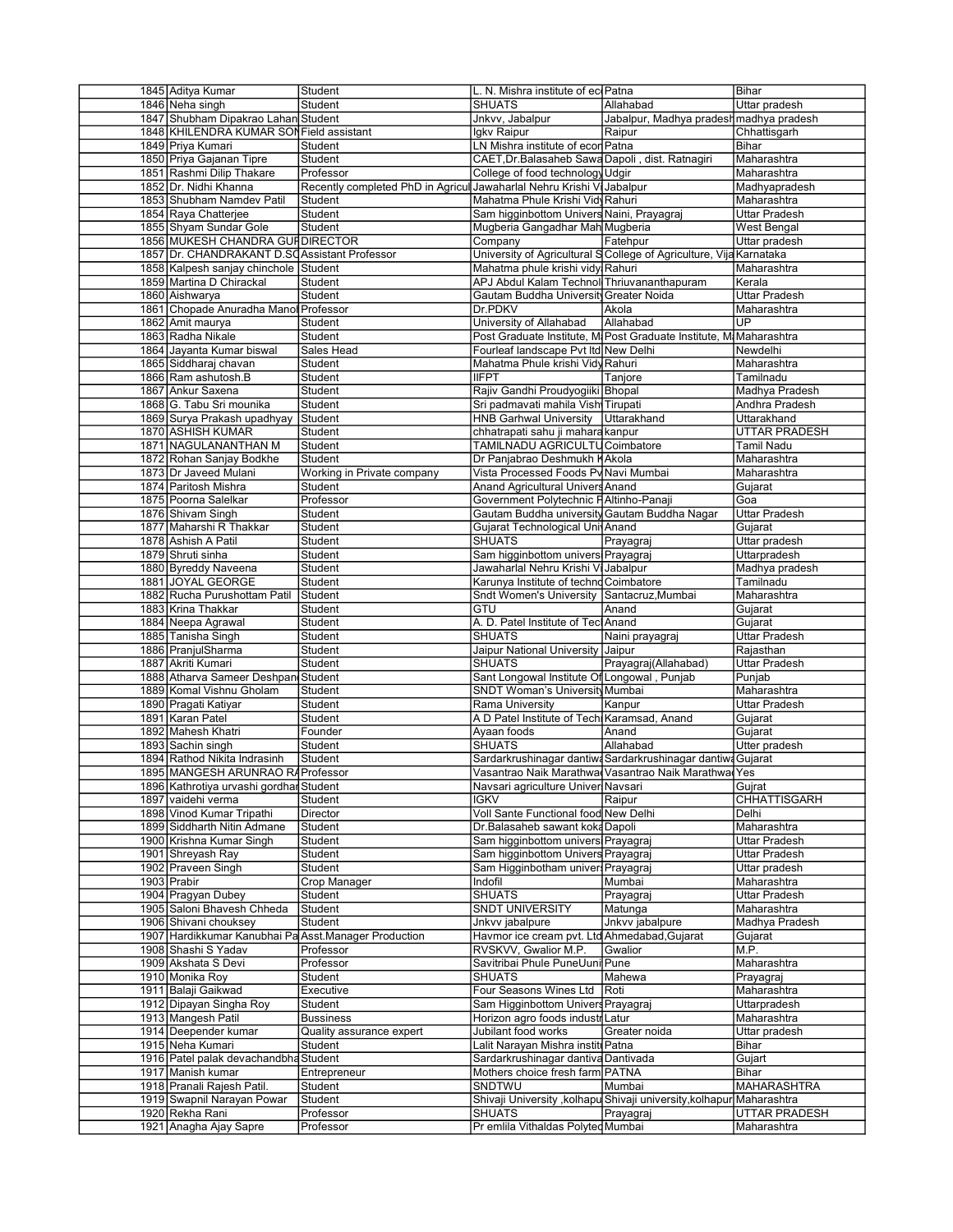| 1845 | Aditya Kumar | Student | L. N. Mishra institute of ec | Patna | Bihar |
|---|---|---|---|---|---|
| 1846 | Neha singh | Student | SHUATS | Allahabad | Uttar pradesh |
| 1847 | Shubham Dipakrao Lahan | Student | Jnkvv, Jabalpur | Jabalpur, Madhya pradesh | madhya pradesh |
| 1848 | KHILENDRA KUMAR SON | Field assistant | Igkv Raipur | Raipur | Chhattisgarh |
| 1849 | Priya Kumari | Student | LN Mishra institute of econ | Patna | Bihar |
| 1850 | Priya Gajanan Tipre | Student | CAET,Dr.Balasaheb Sawa | Dapoli , dist. Ratnagiri | Maharashtra |
| 1851 | Rashmi Dilip Thakare | Professor | College of food technology | Udgir | Maharashtra |
| 1852 | Dr. Nidhi Khanna | Recently completed PhD in Agricul | Jawaharlal Nehru Krishi Vi | Jabalpur | Madhyapradesh |
| 1853 | Shubham Namdev Patil | Student | Mahatma Phule Krishi Vidy | Rahuri | Maharashtra |
| 1854 | Raya Chatterjee | Student | Sam higginbottom Univers | Naini, Prayagraj | Uttar Pradesh |
| 1855 | Shyam Sundar Gole | Student | Mugberia Gangadhar Mah | Mugberia | West Bengal |
| 1856 | MUKESH CHANDRA GUP | DIRECTOR | Company | Fatehpur | Uttar pradesh |
| 1857 | Dr. CHANDRAKANT D.SO | Assistant Professor | University of Agricultural S | College of Agriculture, Vija | Karnataka |
| 1858 | Kalpesh sanjay chinchole | Student | Mahatma phule krishi vidy | Rahuri | Maharashtra |
| 1859 | Martina D Chirackal | Student | APJ Abdul Kalam Technol | Thriuvananthapuram | Kerala |
| 1860 | Aishwarya | Student | Gautam Buddha University | Greater Noida | Uttar Pradesh |
| 1861 | Chopade Anuradha Manol | Professor | Dr.PDKV | Akola | Maharashtra |
| 1862 | Amit maurya | Student | University of Allahabad | Allahabad | UP |
| 1863 | Radha Nikale | Student | Post Graduate Institute, M | Post Graduate Institute, M | Maharashtra |
| 1864 | Jayanta Kumar biswal | Sales Head | Fourleaf landscape Pvt ltd | New Delhi | Newdelhi |
| 1865 | Siddharaj chavan | Student | Mahatma Phule krishi Vidy | Rahuri | Maharashtra |
| 1866 | Ram ashutosh.B | Student | IIFPT | Tanjore | Tamilnadu |
| 1867 | Ankur Saxena | Student | Rajiv Gandhi Proudyogiiki | Bhopal | Madhya Pradesh |
| 1868 | G. Tabu Sri mounika | Student | Sri padmavati mahila Vish | Tirupati | Andhra Pradesh |
| 1869 | Surya Prakash upadhyay | Student | HNB Garhwal University | Uttarakhand | Uttarakhand |
| 1870 | ASHISH KUMAR | Student | chhatrapati sahu ji mahara | kanpur | UTTAR PRADESH |
| 1871 | NAGULANANTHAN M | Student | TAMILNADU AGRICULTU | Coimbatore | Tamil Nadu |
| 1872 | Rohan Sanjay Bodkhe | Student | Dr Panjabrao Deshmukh K | Akola | Maharashtra |
| 1873 | Dr Javeed Mulani | Working in Private company | Vista Processed Foods Pv | Navi Mumbai | Maharashtra |
| 1874 | Paritosh Mishra | Student | Anand Agricultural Univers | Anand | Gujarat |
| 1875 | Poorna Salelkar | Professor | Government Polytechnic F | Altinho-Panaji | Goa |
| 1876 | Shivam Singh | Student | Gautam Buddha university | Gautam Buddha Nagar | Uttar Pradesh |
| 1877 | Maharshi R Thakkar | Student | Gujarat Technological Uni | Anand | Gujarat |
| 1878 | Ashish A Patil | Student | SHUATS | Prayagraj | Uttar pradesh |
| 1879 | Shruti sinha | Student | Sam higginbottom univers | Prayagraj | Uttarpradesh |
| 1880 | Byreddy Naveena | Student | Jawaharlal Nehru Krishi Vi | Jabalpur | Madhya pradesh |
| 1881 | JOYAL GEORGE | Student | Karunya Institute of techno | Coimbatore | Tamilnadu |
| 1882 | Rucha Purushottam Patil | Student | Sndt Women's University | Santacruz,Mumbai | Maharashtra |
| 1883 | Krina Thakkar | Student | GTU | Anand | Gujarat |
| 1884 | Neepa Agrawal | Student | A. D. Patel Institute of Tec | Anand | Gujarat |
| 1885 | Tanisha Singh | Student | SHUATS | Naini prayagraj | Uttar Pradesh |
| 1886 | PranjulSharma | Student | Jaipur National University | Jaipur | Rajasthan |
| 1887 | Akriti Kumari | Student | SHUATS | Prayagraj(Allahabad) | Uttar Pradesh |
| 1888 | Atharva Sameer Deshpan | Student | Sant Longowal Institute Of | Longowal , Punjab | Punjab |
| 1889 | Komal Vishnu Gholam | Student | SNDT Woman's University | Mumbai | Maharashtra |
| 1890 | Pragati Katiyar | Student | Rama University | Kanpur | Uttar Pradesh |
| 1891 | Karan Patel | Student | A D Patel Institute of Tech | Karamsad, Anand | Gujarat |
| 1892 | Mahesh Khatri | Founder | Ayaan foods | Anand | Gujarat |
| 1893 | Sachin singh | Student | SHUATS | Allahabad | Utter pradesh |
| 1894 | Rathod Nikita Indrasinh | Student | Sardarkrushinagar dantiwa | Sardarkrushinagar dantiwa | Gujarat |
| 1895 | MANGESH ARUNRAO RA | Professor | Vasantrao Naik Marathwa | Vasantrao Naik Marathwa | Yes |
| 1896 | Kathrotiya urvashi gordhan | Student | Navsari agriculture Univer | Navsari | Gujrat |
| 1897 | vaidehi verma | Student | IGKV | Raipur | CHHATTISGARH |
| 1898 | Vinod Kumar Tripathi | Director | Voll Sante Functional food | New Delhi | Delhi |
| 1899 | Siddharth Nitin Admane | Student | Dr.Balasaheb sawant koka | Dapoli | Maharashtra |
| 1900 | Krishna Kumar Singh | Student | Sam higginbottom univers | Prayagraj | Uttar Pradesh |
| 1901 | Shreyash Ray | Student | Sam higginbottom Univers | Prayagraj | Uttar Pradesh |
| 1902 | Praveen Singh | Student | Sam Higginbotham univers | Prayagraj | Uttar pradesh |
| 1903 | Prabir | Crop Manager | Indofil | Mumbai | Maharashtra |
| 1904 | Pragyan Dubey | Student | SHUATS | Prayagraj | Uttar Pradesh |
| 1905 | Saloni Bhavesh Chheda | Student | SNDT UNIVERSITY | Matunga | Maharashtra |
| 1906 | Shivani chouksey | Student | Jnkvv jabalpure | Jnkvv jabalpure | Madhya Pradesh |
| 1907 | Hardikkumar Kanubhai Pa | Asst.Manager Production | Havmor ice cream pvt. Ltd | Ahmedabad,Gujarat | Gujarat |
| 1908 | Shashi S Yadav | Professor | RVSKVV, Gwalior M.P. | Gwalior | M.P. |
| 1909 | Akshata S Devi | Professor | Savitribai Phule PuneUuni | Pune | Maharashtra |
| 1910 | Monika Roy | Student | SHUATS | Mahewa | Prayagraj |
| 1911 | Balaji Gaikwad | Executive | Four Seasons Wines Ltd | Roti | Maharashtra |
| 1912 | Dipayan Singha Roy | Student | Sam Higginbottom Univers | Prayagraj | Uttarpradesh |
| 1913 | Mangesh Patil | Bussiness | Horizon agro foods industr | Latur | Maharashtra |
| 1914 | Deepender kumar | Quality assurance expert | Jubilant food works | Greater noida | Uttar pradesh |
| 1915 | Neha Kumari | Student | Lalit Narayan Mishra institu | Patna | Bihar |
| 1916 | Patel palak devachandbha | Student | Sardarkrushinagar dantiva | Dantivada | Gujart |
| 1917 | Manish kumar | Entrepreneur | Mothers choice fresh farm | PATNA | Bihar |
| 1918 | Pranali Rajesh Patil. | Student | SNDTWU | Mumbai | MAHARASHTRA |
| 1919 | Swapnil Narayan Powar | Student | Shivaji University ,kolhapu | Shivaji university,kolhapur | Maharashtra |
| 1920 | Rekha Rani | Professor | SHUATS | Prayagraj | UTTAR PRADESH |
| 1921 | Anagha Ajay Sapre | Professor | Pr emlila Vithaldas Polytec | Mumbai | Maharashtra |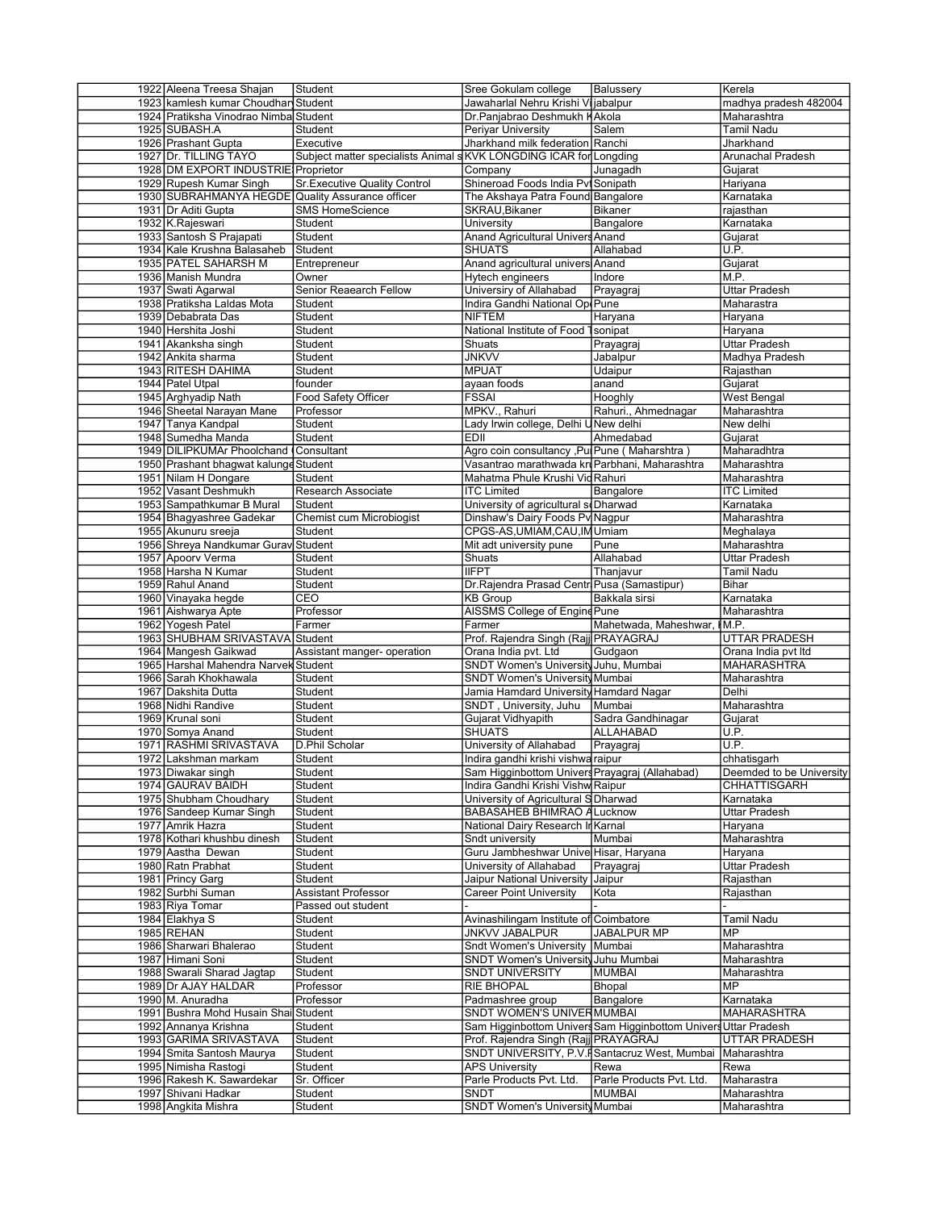| 1922 | Aleena Treesa Shajan | Student | Sree Gokulam college | Balussery | Kerela |
|---|---|---|---|---|---|
| 1923 | kamlesh kumar Choudhary | Student | Jawaharlal Nehru Krishi Vi | jabalpur | madhya pradesh 482004 |
| 1924 | Pratiksha Vinodrao Nimba | Student | Dr.Panjabrao Deshmukh K | Akola | Maharashtra |
| 1925 | SUBASH.A | Student | Periyar University | Salem | Tamil Nadu |
| 1926 | Prashant Gupta | Executive | Jharkhand milk federation | Ranchi | Jharkhand |
| 1927 | Dr. TILLING TAYO | Subject matter specialists Animal s | KVK LONGDING ICAR for | Longding | Arunachal Pradesh |
| 1928 | DM EXPORT INDUSTRIE | Proprietor | Company | Junagadh | Gujarat |
| 1929 | Rupesh Kumar Singh | Sr.Executive Quality Control | Shineroad Foods India Pvt | Sonipath | Hariyana |
| 1930 | SUBRAHMANYA HEGDE | Quality Assurance officer | The Akshaya Patra Found | Bangalore | Karnataka |
| 1931 | Dr Aditi Gupta | SMS HomeScience | SKRAU,Bikaner | Bikaner | rajasthan |
| 1932 | K.Rajeswari | Student | University | Bangalore | Karnataka |
| 1933 | Santosh S Prajapati | Student | Anand Agricultural Univers | Anand | Gujarat |
| 1934 | Kale Krushna Balasaheb | Student | SHUATS | Allahabad | U.P. |
| 1935 | PATEL SAHARSH M | Entrepreneur | Anand agricultural univers | Anand | Gujarat |
| 1936 | Manish Mundra | Owner | Hytech engineers | Indore | M.P. |
| 1937 | Swati Agarwal | Senior Reaearch Fellow | Universiry of Allahabad | Prayagraj | Uttar Pradesh |
| 1938 | Pratiksha Laldas Mota | Student | Indira Gandhi National Op | Pune | Maharastra |
| 1939 | Debabrata Das | Student | NIFTEM | Haryana | Haryana |
| 1940 | Hershita Joshi | Student | National Institute of Food T | sonipat | Haryana |
| 1941 | Akanksha singh | Student | Shuats | Prayagraj | Uttar Pradesh |
| 1942 | Ankita sharma | Student | JNKVV | Jabalpur | Madhya Pradesh |
| 1943 | RITESH DAHIMA | Student | MPUAT | Udaipur | Rajasthan |
| 1944 | Patel Utpal | founder | ayaan foods | anand | Gujarat |
| 1945 | Arghyadip Nath | Food Safety Officer | FSSAI | Hooghly | West Bengal |
| 1946 | Sheetal Narayan Mane | Professor | MPKV., Rahuri | Rahuri., Ahmednagar | Maharashtra |
| 1947 | Tanya Kandpal | Student | Lady Irwin college, Delhi U | New delhi | New delhi |
| 1948 | Sumedha Manda | Student | EDII | Ahmedabad | Gujarat |
| 1949 | DILIPKUMAr Phoolchand | Consultant | Agro coin consultancy ,Pu | Pune ( Maharshtra ) | Maharadhtra |
| 1950 | Prashant bhagwat kalunge | Student | Vasantrao marathwada kr | Parbhani, Maharashtra | Maharashtra |
| 1951 | Nilam H Dongare | Student | Mahatma Phule Krushi Vid | Rahuri | Maharashtra |
| 1952 | Vasant Deshmukh | Research Associate | ITC Limited | Bangalore | ITC Limited |
| 1953 | Sampathkumar B Mural | Student | University of agricultural s | Dharwad | Karnataka |
| 1954 | Bhagyashree Gadekar | Chemist cum Microbiogist | Dinshaw's Dairy Foods Pv | Nagpur | Maharashtra |
| 1955 | Akunuru sreeja | Student | CPGS-AS,UMIAM,CAU,IM | Umiam | Meghalaya |
| 1956 | Shreya Nandkumar Gurav | Student | Mit adt university pune | Pune | Maharashtra |
| 1957 | Apoorv Verma | Student | Shuats | Allahabad | Uttar Pradesh |
| 1958 | Harsha N Kumar | Student | IIFPT | Thanjavur | Tamil Nadu |
| 1959 | Rahul Anand | Student | Dr.Rajendra Prasad Centr | Pusa (Samastipur) | Bihar |
| 1960 | Vinayaka hegde | CEO | KB Group | Bakkala sirsi | Karnataka |
| 1961 | Aishwarya Apte | Professor | AISSMS College of Engine | Pune | Maharashtra |
| 1962 | Yogesh Patel | Farmer | Farmer | Mahetwada, Maheshwar, | M.P. |
| 1963 | SHUBHAM SRIVASTAVA | Student | Prof. Rajendra Singh (Raj | PRAYAGRAJ | UTTAR PRADESH |
| 1964 | Mangesh Gaikwad | Assistant manger- operation | Orana India pvt. Ltd | Gudgaon | Orana India pvt ltd |
| 1965 | Harshal Mahendra Narvek | Student | SNDT Women's University | Juhu, Mumbai | MAHARASHTRA |
| 1966 | Sarah Khokhawala | Student | SNDT Women's University | Mumbai | Maharashtra |
| 1967 | Dakshita Dutta | Student | Jamia Hamdard University | Hamdard Nagar | Delhi |
| 1968 | Nidhi Randive | Student | SNDT , University, Juhu | Mumbai | Maharashtra |
| 1969 | Krunal soni | Student | Gujarat Vidhyapith | Sadra Gandhinagar | Gujarat |
| 1970 | Somya Anand | Student | SHUATS | ALLAHABAD | U.P. |
| 1971 | RASHMI SRIVASTAVA | D.Phil Scholar | University of Allahabad | Prayagraj | U.P. |
| 1972 | Lakshman markam | Student | Indira gandhi krishi vishwa | raipur | chhatisgarh |
| 1973 | Diwakar singh | Student | Sam Higginbottom Univers | Prayagraj (Allahabad) | Deemded to be University |
| 1974 | GAURAV BAIDH | Student | Indira Gandhi Krishi Vishw | Raipur | CHHATTISGARH |
| 1975 | Shubham Choudhary | Student | University of Agricultural S | Dharwad | Karnataka |
| 1976 | Sandeep Kumar Singh | Student | BABASAHEB BHIMRAO A | Lucknow | Uttar Pradesh |
| 1977 | Amrik Hazra | Student | National Dairy Research In | Karnal | Haryana |
| 1978 | Kothari khushbu dinesh | Student | Sndt university | Mumbai | Maharashtra |
| 1979 | Aastha Dewan | Student | Guru Jambheshwar Unive | Hisar, Haryana | Haryana |
| 1980 | Ratn Prabhat | Student | University of Allahabad | Prayagraj | Uttar Pradesh |
| 1981 | Princy Garg | Student | Jaipur National University | Jaipur | Rajasthan |
| 1982 | Surbhi Suman | Assistant Professor | Career Point University | Kota | Rajasthan |
| 1983 | Riya Tomar | Passed out student | - | - | - |
| 1984 | Elakhya S | Student | Avinashilingam Institute of | Coimbatore | Tamil Nadu |
| 1985 | REHAN | Student | JNKVV JABALPUR | JABALPUR MP | MP |
| 1986 | Sharwari Bhalerao | Student | Sndt Women's University | Mumbai | Maharashtra |
| 1987 | Himani Soni | Student | SNDT Women's University | Juhu Mumbai | Maharashtra |
| 1988 | Swarali Sharad Jagtap | Student | SNDT UNIVERSITY | MUMBAI | Maharashtra |
| 1989 | Dr AJAY HALDAR | Professor | RIE BHOPAL | Bhopal | MP |
| 1990 | M. Anuradha | Professor | Padmashree group | Bangalore | Karnataka |
| 1991 | Bushra Mohd Husain Shai | Student | SNDT WOMEN'S UNIVER | MUMBAI | MAHARASHTRA |
| 1992 | Annanya Krishna | Student | Sam Higginbottom Univers | Sam Higginbottom Univers | Uttar Pradesh |
| 1993 | GARIMA SRIVASTAVA | Student | Prof. Rajendra Singh (Raj | PRAYAGRAJ | UTTAR PRADESH |
| 1994 | Smita Santosh Maurya | Student | SNDT UNIVERSITY, P.V.F | Santacruz West, Mumbai | Maharashtra |
| 1995 | Nimisha Rastogi | Student | APS University | Rewa | Rewa |
| 1996 | Rakesh K. Sawardekar | Sr. Officer | Parle Products Pvt. Ltd. | Parle Products Pvt. Ltd. | Maharastra |
| 1997 | Shivani Hadkar | Student | SNDT | MUMBAI | Maharashtra |
| 1998 | Angkita Mishra | Student | SNDT Women's University | Mumbai | Maharashtra |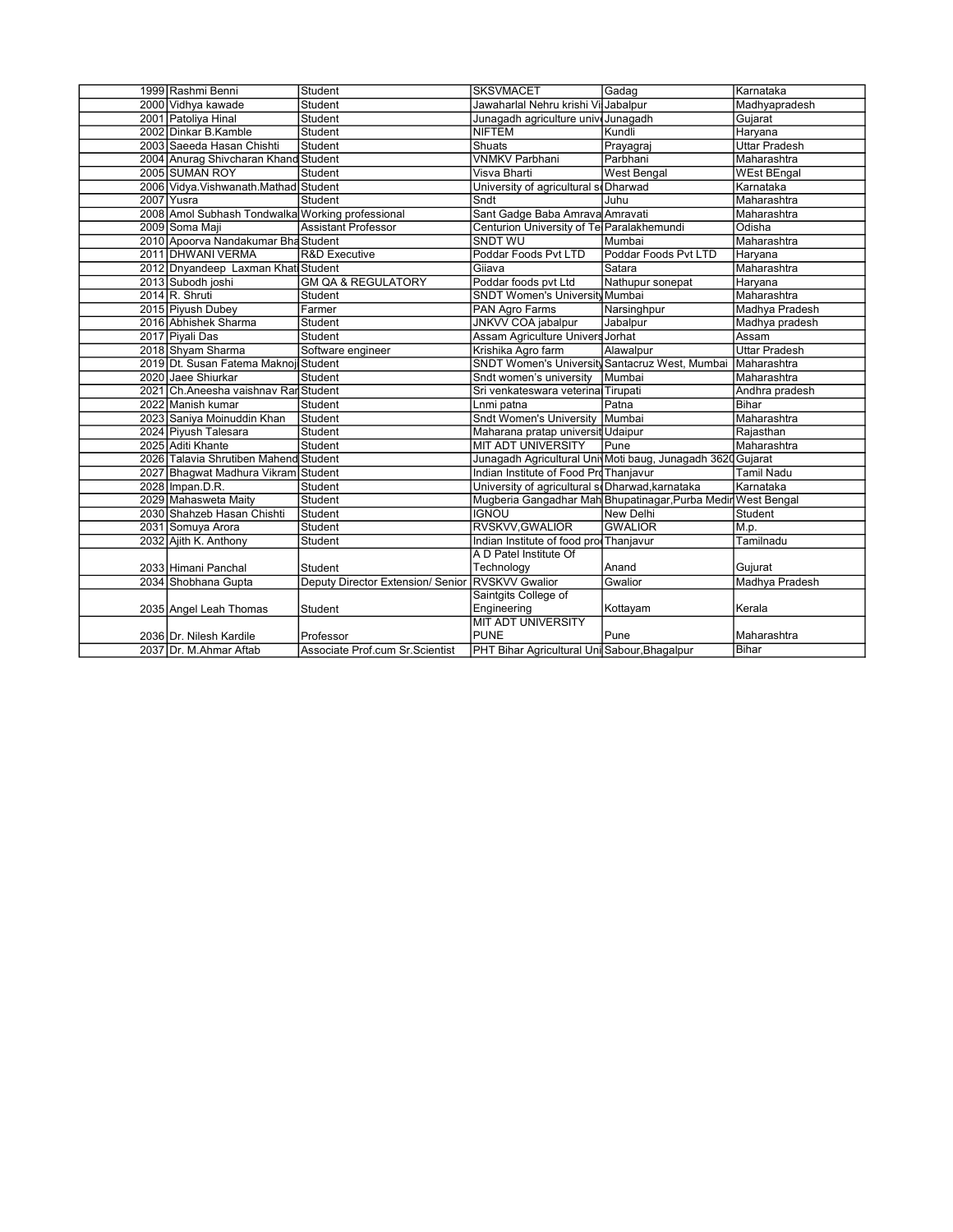| | | | | | |
|---|---|---|---|---|---|
| 1999 | Rashmi Benni | Student | SKSVMACET | Gadag | Karnataka |
| 2000 | Vidhya kawade | Student | Jawaharlal Nehru krishi Vi | Jabalpur | Madhyapradesh |
| 2001 | Patoliya Hinal | Student | Junagadh agriculture unive | Junagadh | Gujarat |
| 2002 | Dinkar B.Kamble | Student | NIFTEM | Kundli | Haryana |
| 2003 | Saeeda Hasan Chishti | Student | Shuats | Prayagraj | Uttar Pradesh |
| 2004 | Anurag Shivcharan Khand | Student | VNMKV Parbhani | Parbhani | Maharashtra |
| 2005 | SUMAN ROY | Student | Visva Bharti | West Bengal | WEst BEngal |
| 2006 | Vidya.Vishwanath.Mathad | Student | University of agricultural s | Dharwad | Karnataka |
| 2007 | Yusra | Student | Sndt | Juhu | Maharashtra |
| 2008 | Amol Subhash Tondwalka | Working professional | Sant Gadge Baba Amrava | Amravati | Maharashtra |
| 2009 | Soma Maji | Assistant Professor | Centurion University of Te | Paralakhemundi | Odisha |
| 2010 | Apoorva Nandakumar Bha | Student | SNDT WU | Mumbai | Maharashtra |
| 2011 | DHWANI VERMA | R&D Executive | Poddar Foods Pvt LTD | Poddar Foods Pvt LTD | Haryana |
| 2012 | Dnyandeep Laxman Khat | Student | Giiava | Satara | Maharashtra |
| 2013 | Subodh joshi | GM QA & REGULATORY | Poddar foods pvt Ltd | Nathupur sonepat | Haryana |
| 2014 | R. Shruti | Student | SNDT Women's University | Mumbai | Maharashtra |
| 2015 | Piyush Dubey | Farmer | PAN Agro Farms | Narsinghpur | Madhya Pradesh |
| 2016 | Abhishek Sharma | Student | JNKVV COA jabalpur | Jabalpur | Madhya pradesh |
| 2017 | Piyali Das | Student | Assam Agriculture Univers | Jorhat | Assam |
| 2018 | Shyam Sharma | Software engineer | Krishika Agro farm | Alawalpur | Uttar Pradesh |
| 2019 | Dt. Susan Fatema Maknoj | Student | SNDT Women's University | Santacruz West, Mumbai | Maharashtra |
| 2020 | Jaee Shiurkar | Student | Sndt women's university | Mumbai | Maharashtra |
| 2021 | Ch.Aneesha vaishnav Ra | Student | Sri venkateswara veterina | Tirupati | Andhra pradesh |
| 2022 | Manish kumar | Student | Lnmi patna | Patna | Bihar |
| 2023 | Saniya Moinuddin Khan | Student | Sndt Women's University | Mumbai | Maharashtra |
| 2024 | Piyush Talesara | Student | Maharana pratap universit | Udaipur | Rajasthan |
| 2025 | Aditi Khante | Student | MIT ADT UNIVERSITY | Pune | Maharashtra |
| 2026 | Talavia Shrutiben Mahend | Student | Junagadh Agricultural Univ | Moti baug, Junagadh 3620 | Gujarat |
| 2027 | Bhagwat Madhura Vikram | Student | Indian Institute of Food Pro | Thanjavur | Tamil Nadu |
| 2028 | Impan.D.R. | Student | University of agricultural s | Dharwad,karnataka | Karnataka |
| 2029 | Mahasweta Maity | Student | Mugberia Gangadhar Mah | Bhupatinagar,Purba Medin | West Bengal |
| 2030 | Shahzeb Hasan Chishti | Student | IGNOU | New Delhi | Student |
| 2031 | Somuya Arora | Student | RVSKVV,GWALIOR | GWALIOR | M.p. |
| 2032 | Ajith K. Anthony | Student | Indian Institute of food pro | Thanjavur | Tamilnadu |
| 2033 | Himani Panchal | Student | A D Patel Institute Of Technology | Anand | Gujurat |
| 2034 | Shobhana Gupta | Deputy Director Extension/ Senior | RVSKVV Gwalior | Gwalior | Madhya Pradesh |
| 2035 | Angel Leah Thomas | Student | Saintgits College of Engineering | Kottayam | Kerala |
| 2036 | Dr. Nilesh Kardile | Professor | MIT ADT UNIVERSITY PUNE | Pune | Maharashtra |
| 2037 | Dr. M.Ahmar Aftab | Associate Prof.cum Sr.Scientist | PHT Bihar Agricultural Uni | Sabour,Bhagalpur | Bihar |